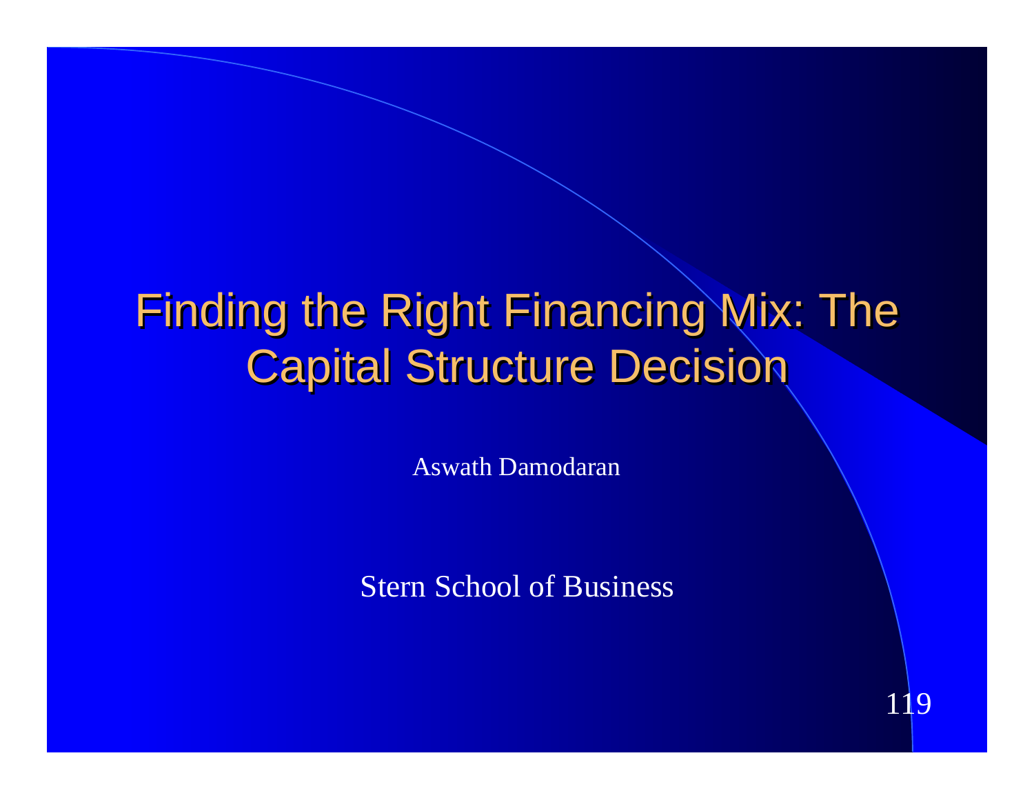# Finding the Right Financing Mix: The Capital Structure Decision

Aswath Damodaran

Stern School of Business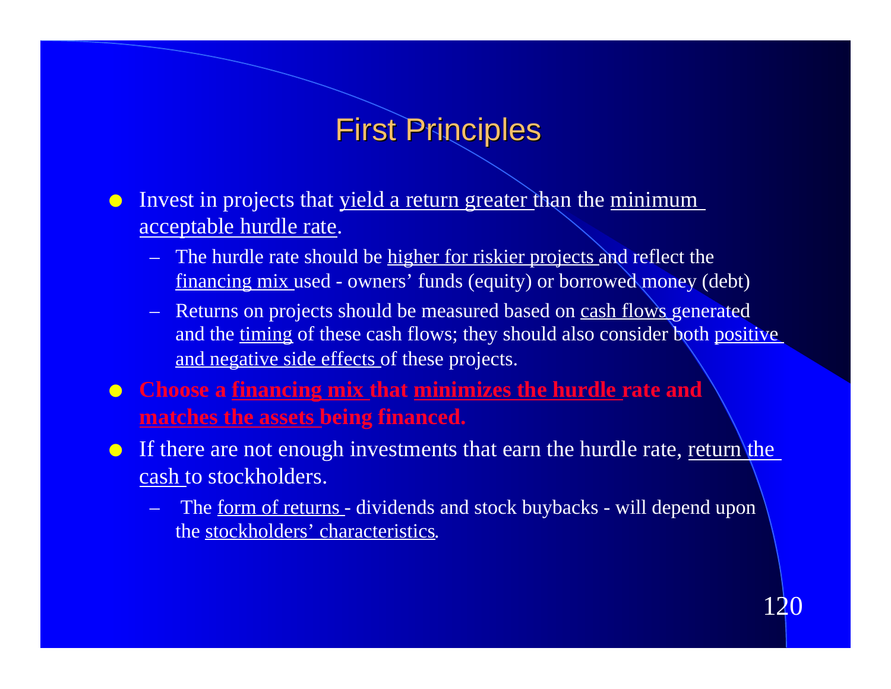# First Principles

- Invest in projects that yield a return greater than the minimum acceptable hurdle rate.
  - The hurdle rate should be higher for riskier projects and reflect the financing mix used - owners' funds (equity) or borrowed money (debt)
  - Returns on projects should be measured based on cash flows generated and the timing of these cash flows; they should also consider both positive and negative side effects of these projects.
- **Choose a financing mix that minimizes the hurdle rate and matches the assets being financed.**
- If there are not enough investments that earn the hurdle rate, return the cash to stockholders.
  - The form of returns - dividends and stock buybacks - will depend upon the stockholders' characteristics.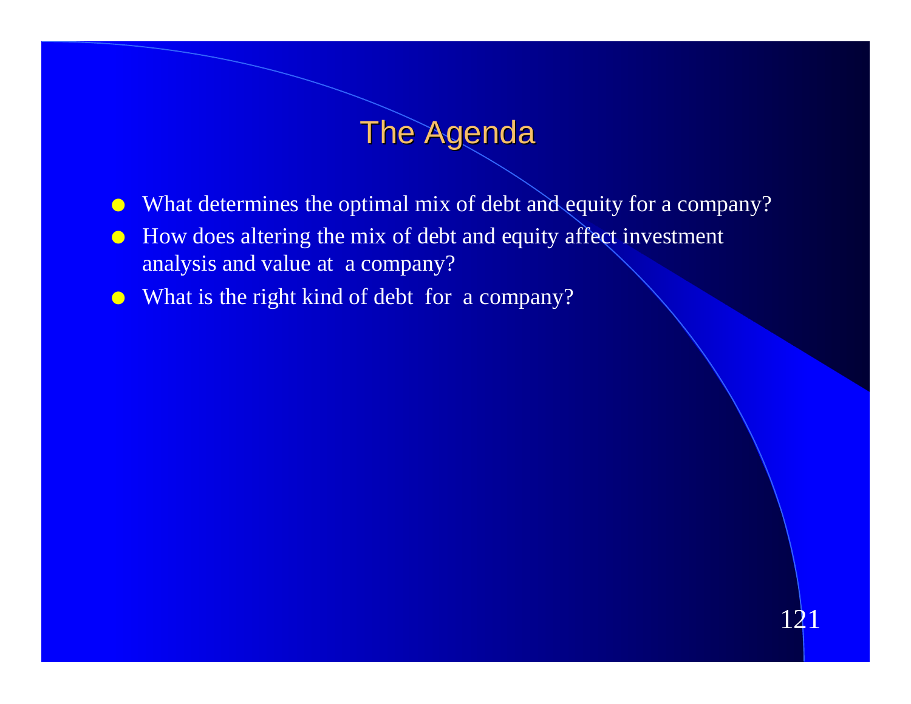# The Agenda

- What determines the optimal mix of debt and equity for a company?
- How does altering the mix of debt and equity affect investment analysis and value at a company?
- What is the right kind of debt for a company?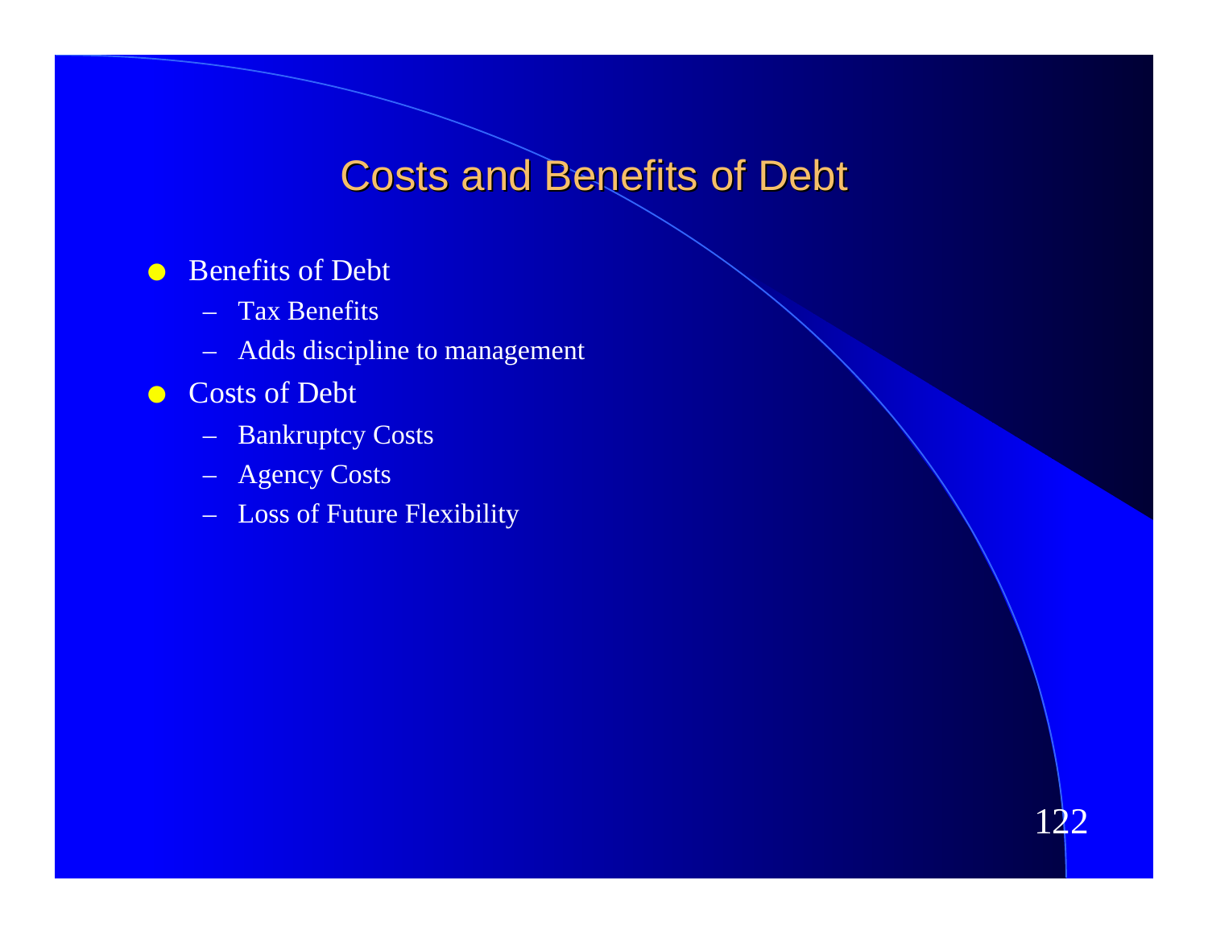# Costs and Benefits of Debt

- Benefits of Debt
  - Tax Benefits
  - Adds discipline to management
- Costs of Debt
  - Bankruptcy Costs
  - Agency Costs
  - Loss of Future Flexibility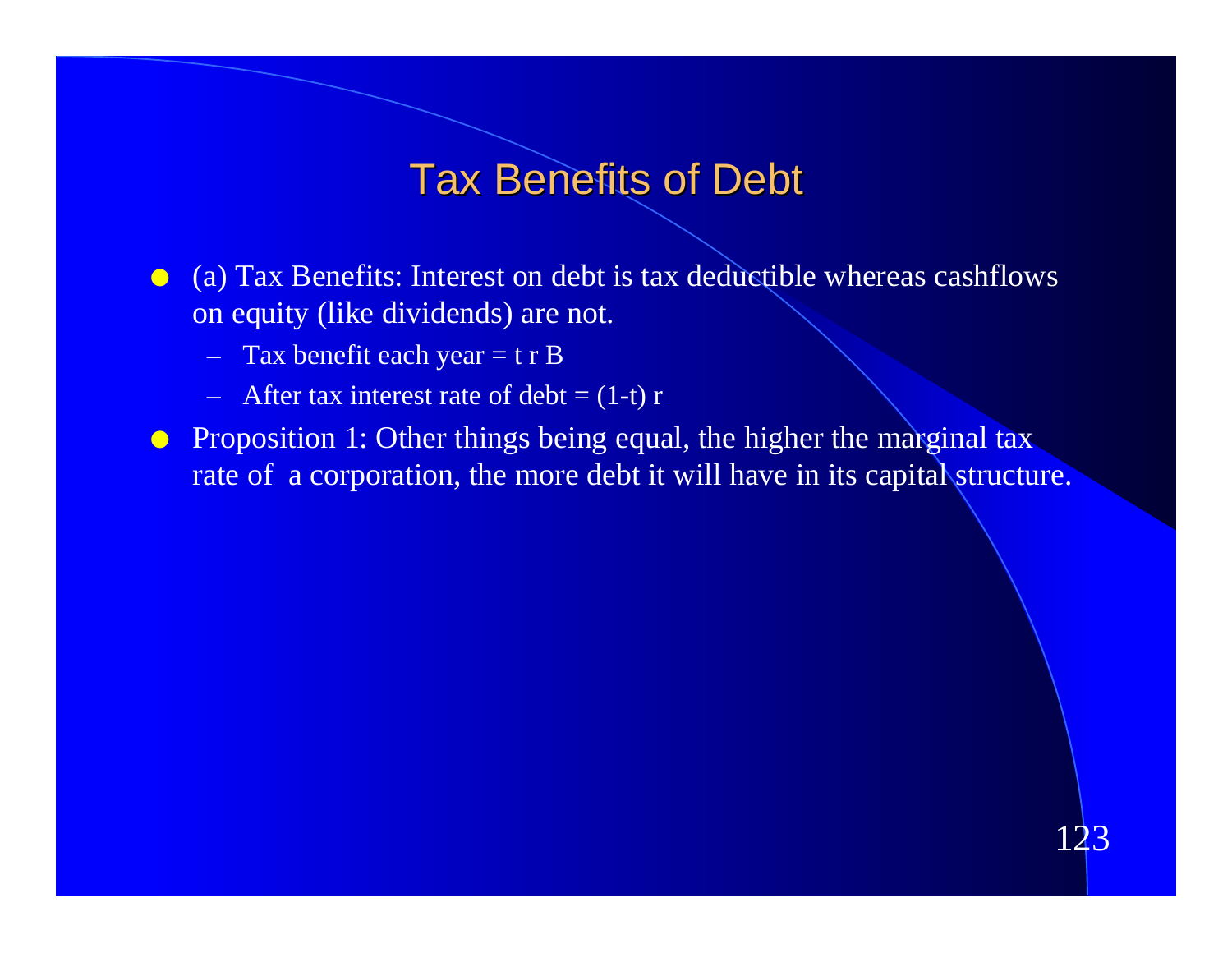# Tax Benefits of Debt

- (a) Tax Benefits: Interest on debt is tax deductible whereas cashflows on equity (like dividends) are not.
  - Tax benefit each year = $t\,r\,B$
  - After tax interest rate of debt = $(1-t)\,r$
- Proposition 1: Other things being equal, the higher the marginal tax rate of a corporation, the more debt it will have in its capital structure.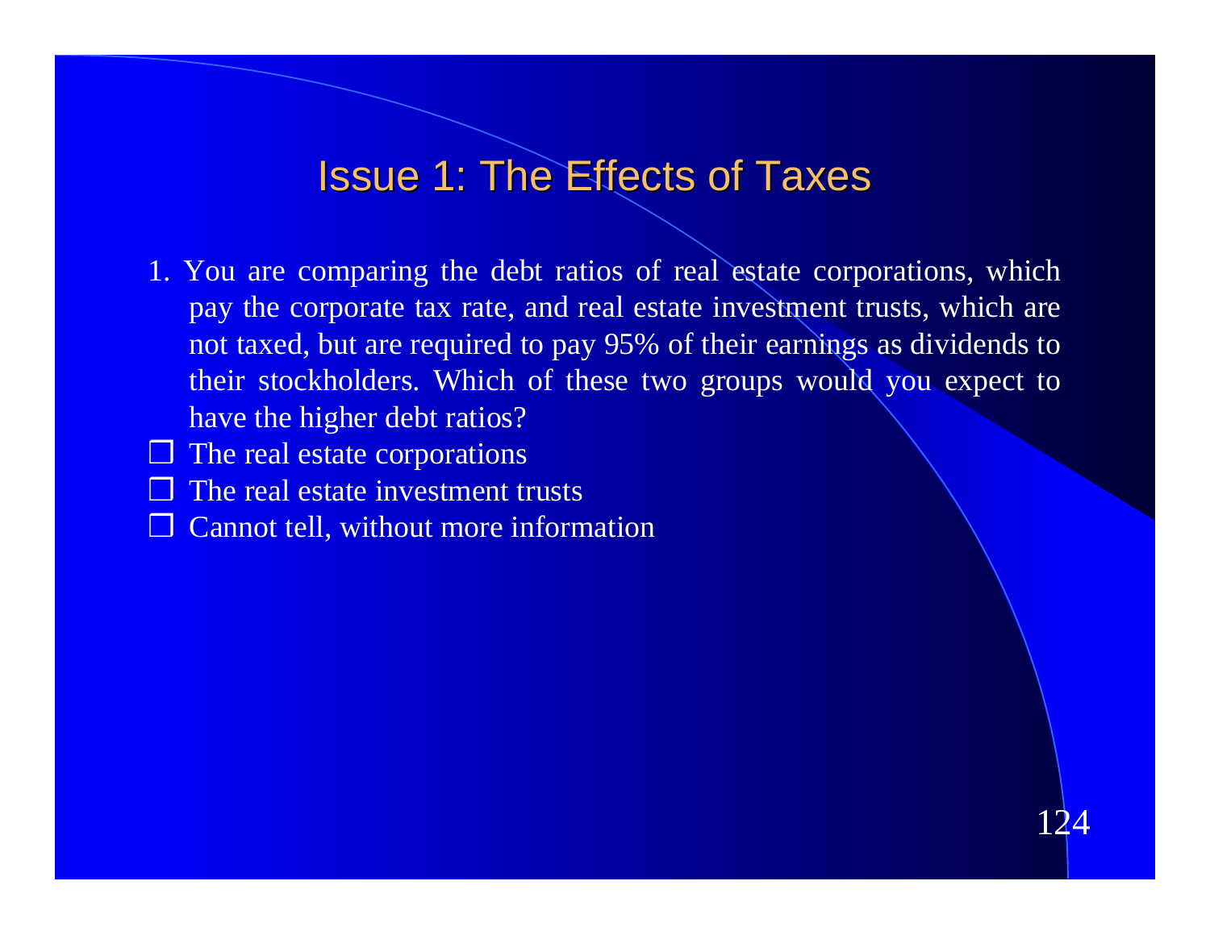# Issue 1: The Effects of Taxes

1. You are comparing the debt ratios of real estate corporations, which pay the corporate tax rate, and real estate investment trusts, which are not taxed, but are required to pay 95% of their earnings as dividends to their stockholders. Which of these two groups would you expect to have the higher debt ratios?

- ❑ The real estate corporations
- ❑ The real estate investment trusts
- ❑ Cannot tell, without more information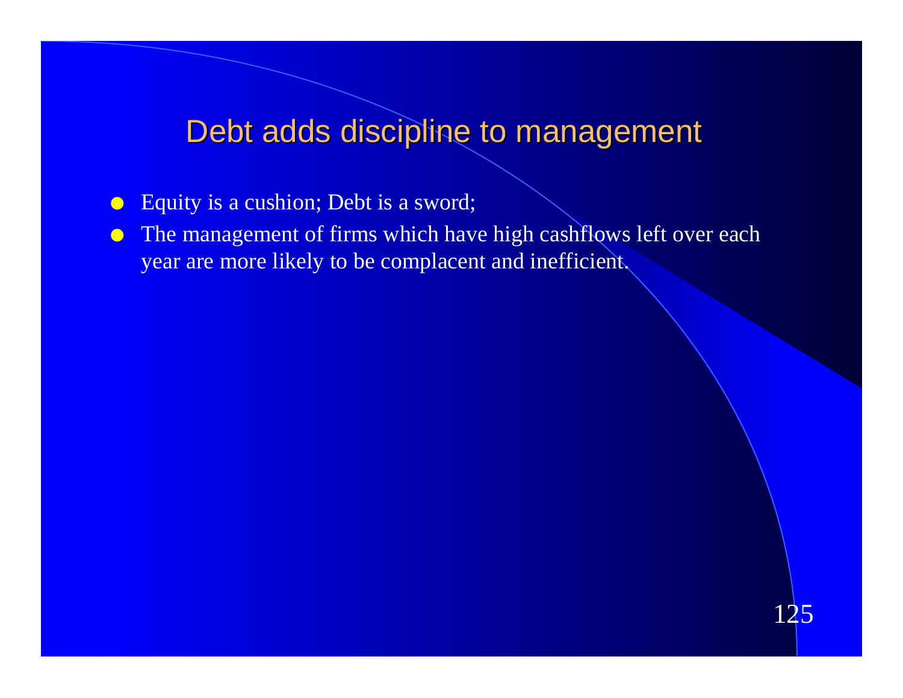# Debt adds discipline to management

- Equity is a cushion; Debt is a sword;
- The management of firms which have high cashflows left over each year are more likely to be complacent and inefficient.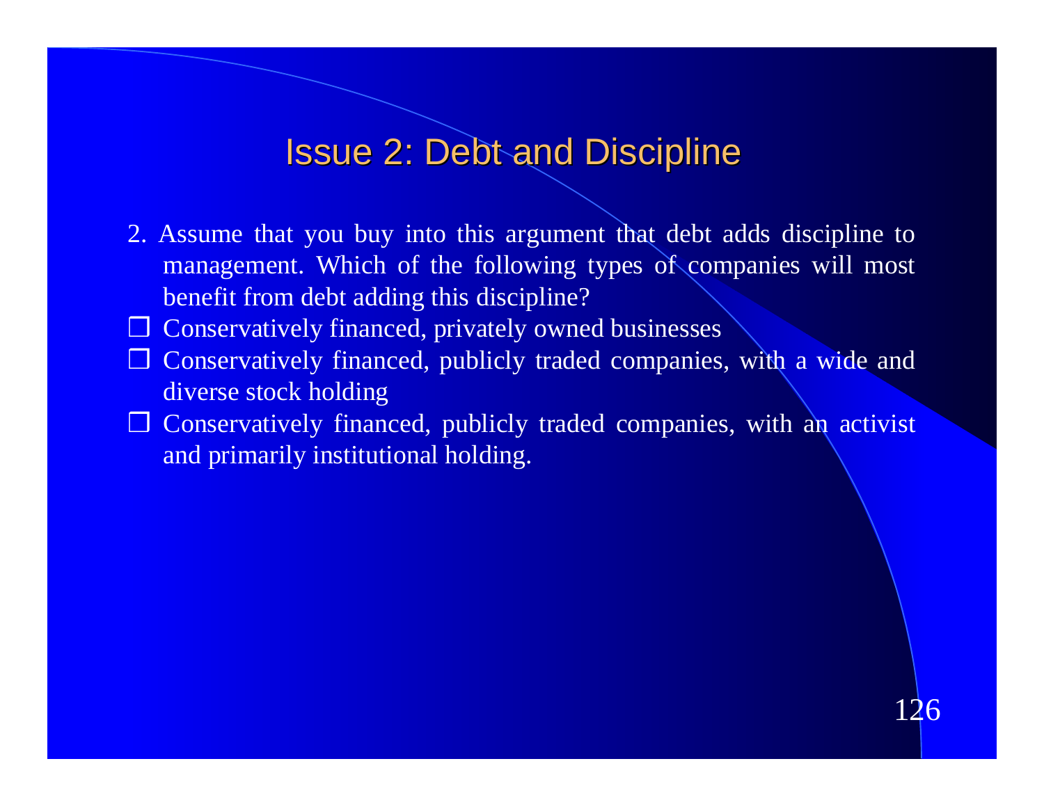# Issue 2: Debt and Discipline

2. Assume that you buy into this argument that debt adds discipline to management. Which of the following types of companies will most benefit from debt adding this discipline?

- ❒ Conservatively financed, privately owned businesses
- ❒ Conservatively financed, publicly traded companies, with a wide and diverse stock holding
- ❒ Conservatively financed, publicly traded companies, with an activist and primarily institutional holding.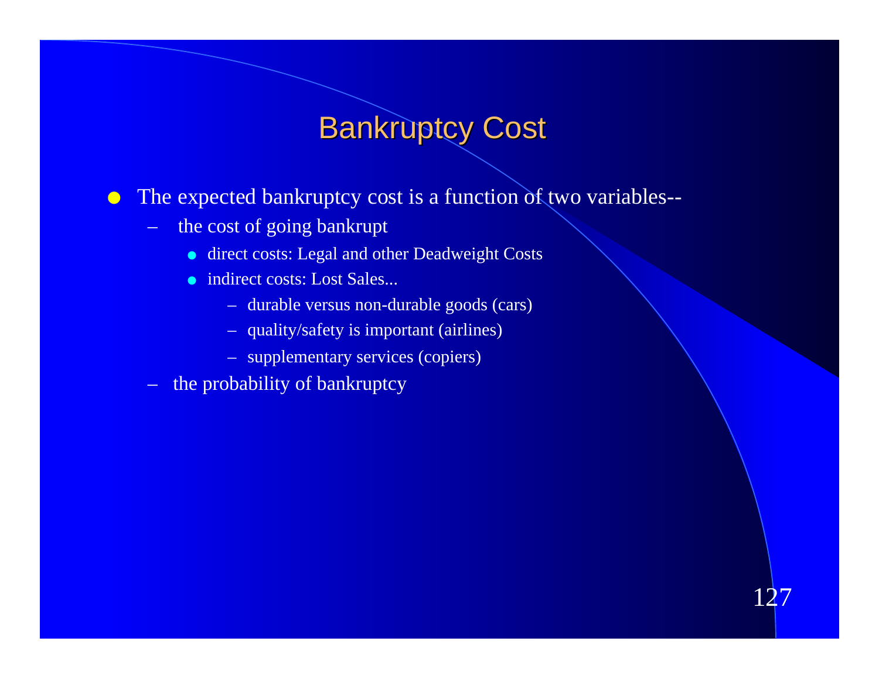# Bankruptcy Cost

- The expected bankruptcy cost is a function of two variables--
  - the cost of going bankrupt
    - direct costs: Legal and other Deadweight Costs
    - indirect costs: Lost Sales...
      - durable versus non-durable goods (cars)
      - quality/safety is important (airlines)
      - supplementary services (copiers)
  - the probability of bankruptcy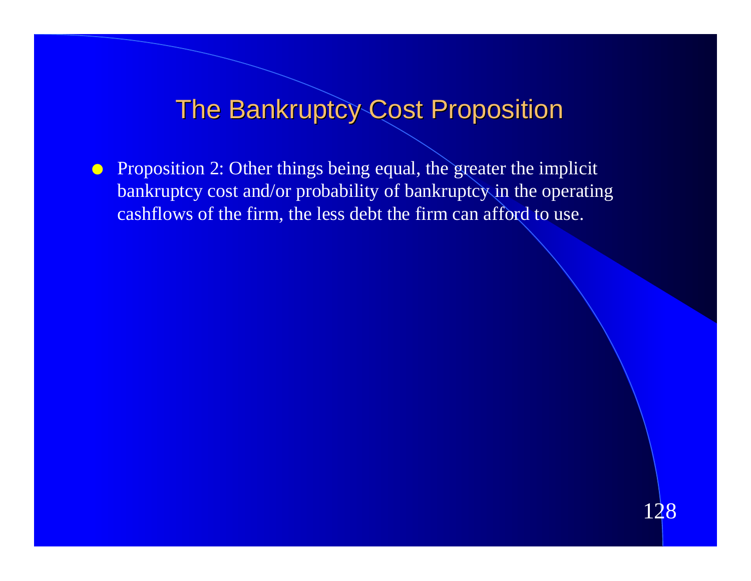# The Bankruptcy Cost Proposition

- Proposition 2: Other things being equal, the greater the implicit bankruptcy cost and/or probability of bankruptcy in the operating cashflows of the firm, the less debt the firm can afford to use.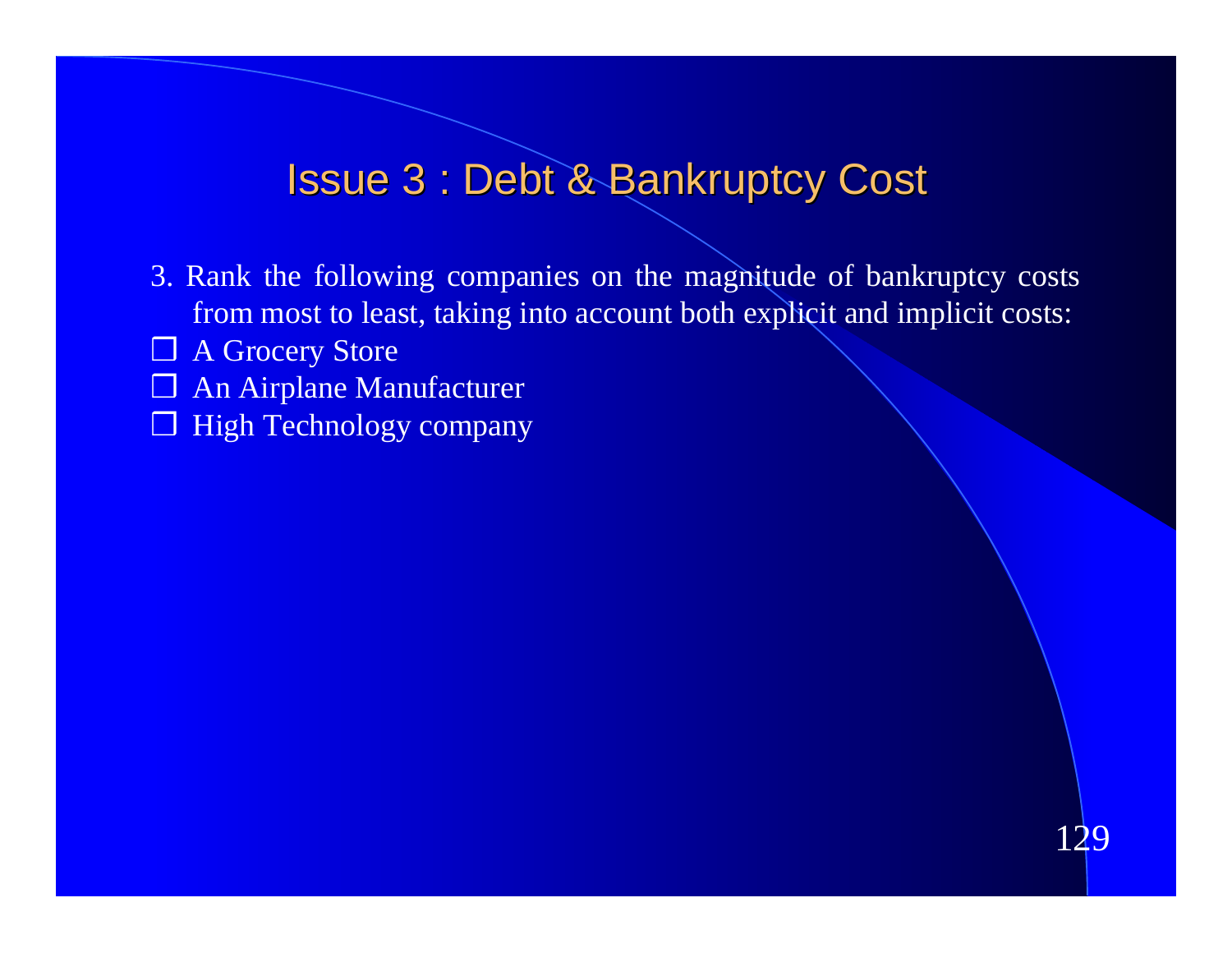# Issue 3 : Debt & Bankruptcy Cost

3. Rank the following companies on the magnitude of bankruptcy costs from most to least, taking into account both explicit and implicit costs:

- ❑ A Grocery Store
- ❑ An Airplane Manufacturer
- ❑ High Technology company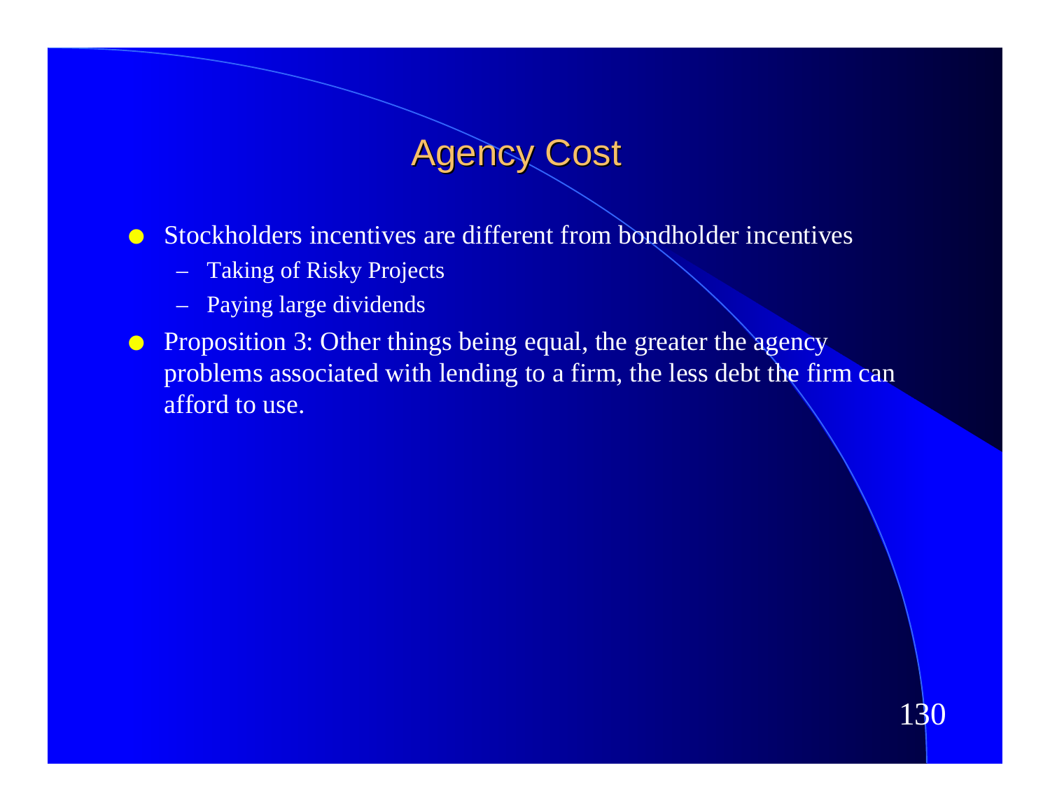# Agency Cost

- Stockholders incentives are different from bondholder incentives
  - Taking of Risky Projects
  - Paying large dividends
- Proposition 3: Other things being equal, the greater the agency problems associated with lending to a firm, the less debt the firm can afford to use.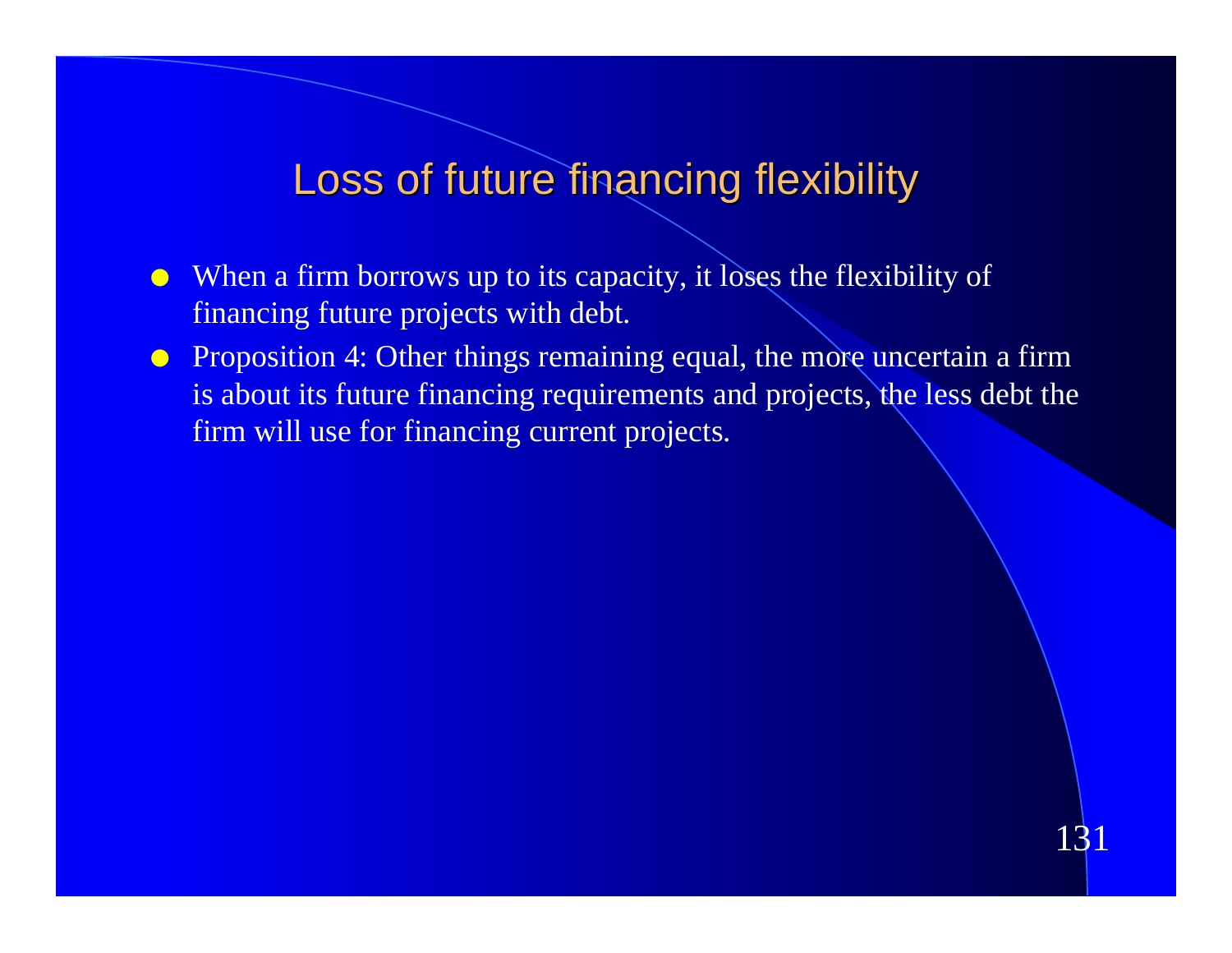# Loss of future financing flexibility

- When a firm borrows up to its capacity, it loses the flexibility of financing future projects with debt.
- Proposition 4: Other things remaining equal, the more uncertain a firm is about its future financing requirements and projects, the less debt the firm will use for financing current projects.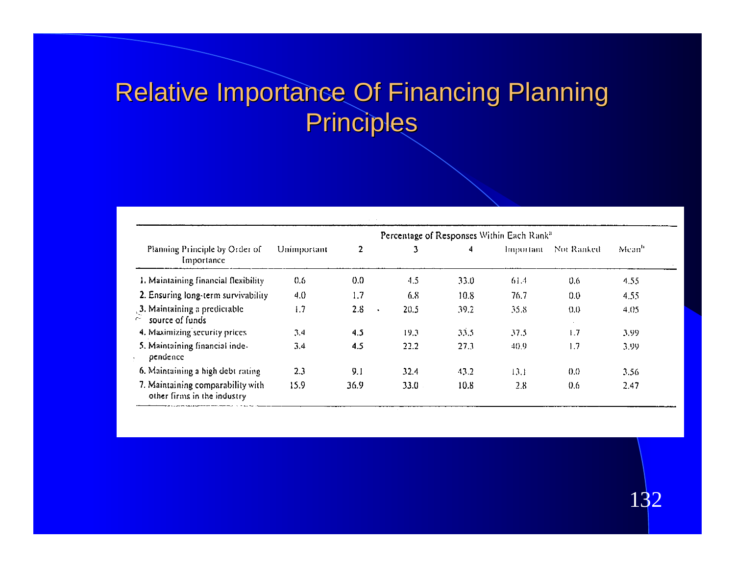# Relative Importance Of Financing Planning Principles

| Planning Principle by Order of Importance | Percentage of Responses Within Each Rank[a] | | | | | | |
|---|---|---|---|---|---|---|---|
| | Unimportant | 2 | 3 | 4 | Important | Not Ranked | Mean[b] |
| 1. Maintaining financial flexibility | 0.6 | 0.0 | 4.5 | 33.0 | 61.4 | 0.6 | 4.55 |
| 2. Ensuring long-term survivability | 4.0 | 1.7 | 6.8 | 10.8 | 76.7 | 0.0 | 4.55 |
| 3. Maintaining a predictable source of funds | 1.7 | 2.8 | 20.5 | 39.2 | 35.8 | 0.0 | 4.05 |
| 4. Maximizing security prices | 3.4 | 4.5 | 19.3 | 33.5 | 37.5 | 1.7 | 3.99 |
| 5. Maintaining financial independence | 3.4 | 4.5 | 22.2 | 27.3 | 40.9 | 1.7 | 3.99 |
| 6. Maintaining a high debt rating | 2.3 | 9.1 | 32.4 | 43.2 | 13.1 | 0.0 | 3.56 |
| 7. Maintaining comparability with other firms in the industry | 15.9 | 36.9 | 33.0 | 10.8 | 2.8 | 0.6 | 2.47 |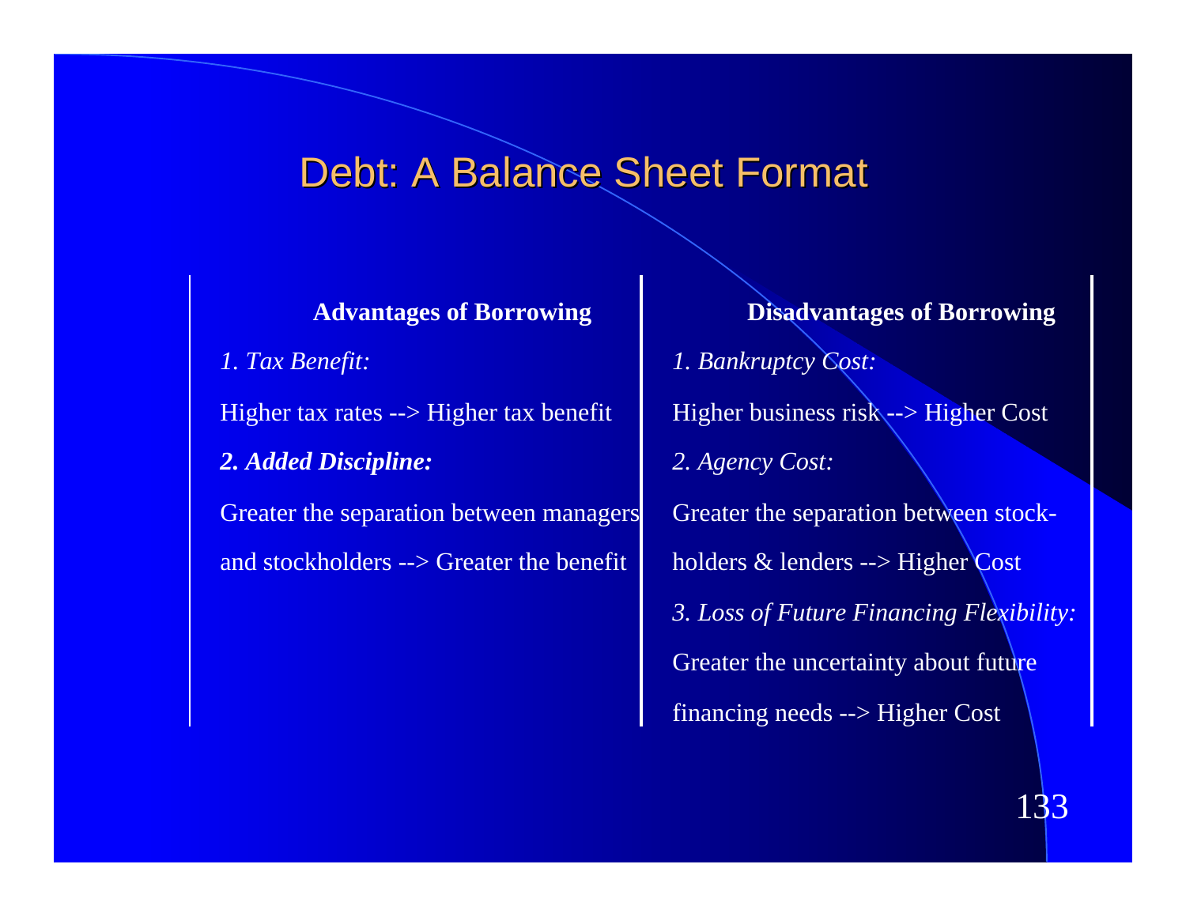# Debt: A Balance Sheet Format

| Advantages of Borrowing | Disadvantages of Borrowing |
|---|---|
| *1. Tax Benefit:* | *1. Bankruptcy Cost:* |
| Higher tax rates --> Higher tax benefit | Higher business risk --> Higher Cost |
| ***2. Added Discipline:*** | *2. Agency Cost:* |
| Greater the separation between managers and stockholders --> Greater the benefit | Greater the separation between stock-holders & lenders --> Higher Cost |
| | *3. Loss of Future Financing Flexibility:* |
| | Greater the uncertainty about future financing needs --> Higher Cost |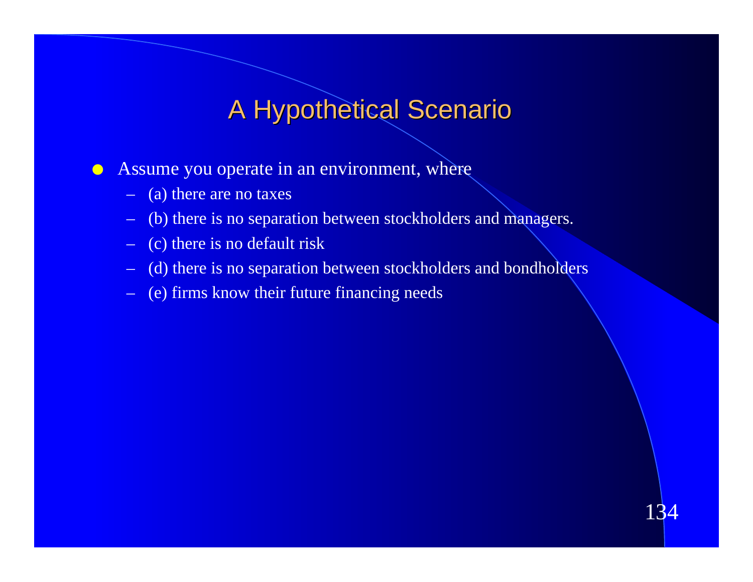# A Hypothetical Scenario

- Assume you operate in an environment, where
  - (a) there are no taxes
  - (b) there is no separation between stockholders and managers.
  - (c) there is no default risk
  - (d) there is no separation between stockholders and bondholders
  - (e) firms know their future financing needs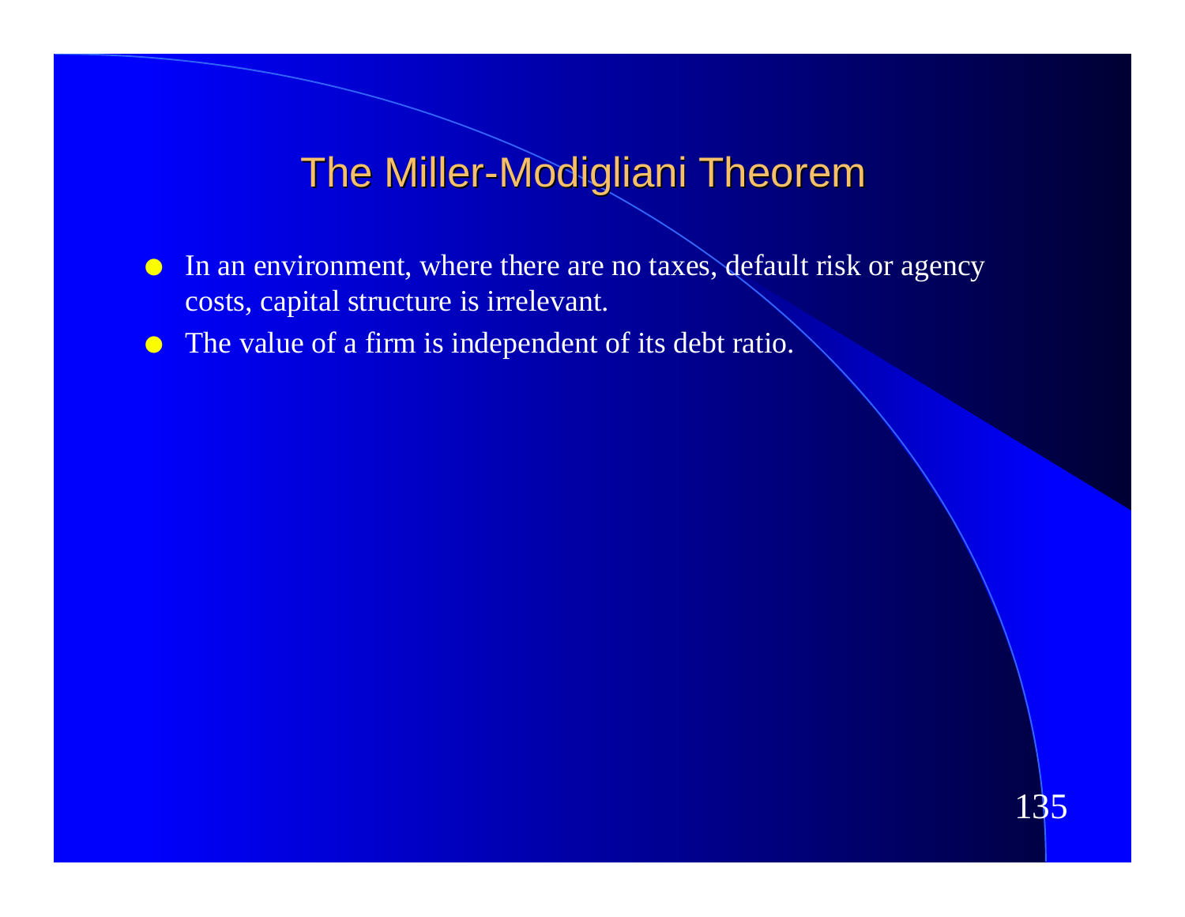# The Miller-Modigliani Theorem

- In an environment, where there are no taxes, default risk or agency costs, capital structure is irrelevant.
- The value of a firm is independent of its debt ratio.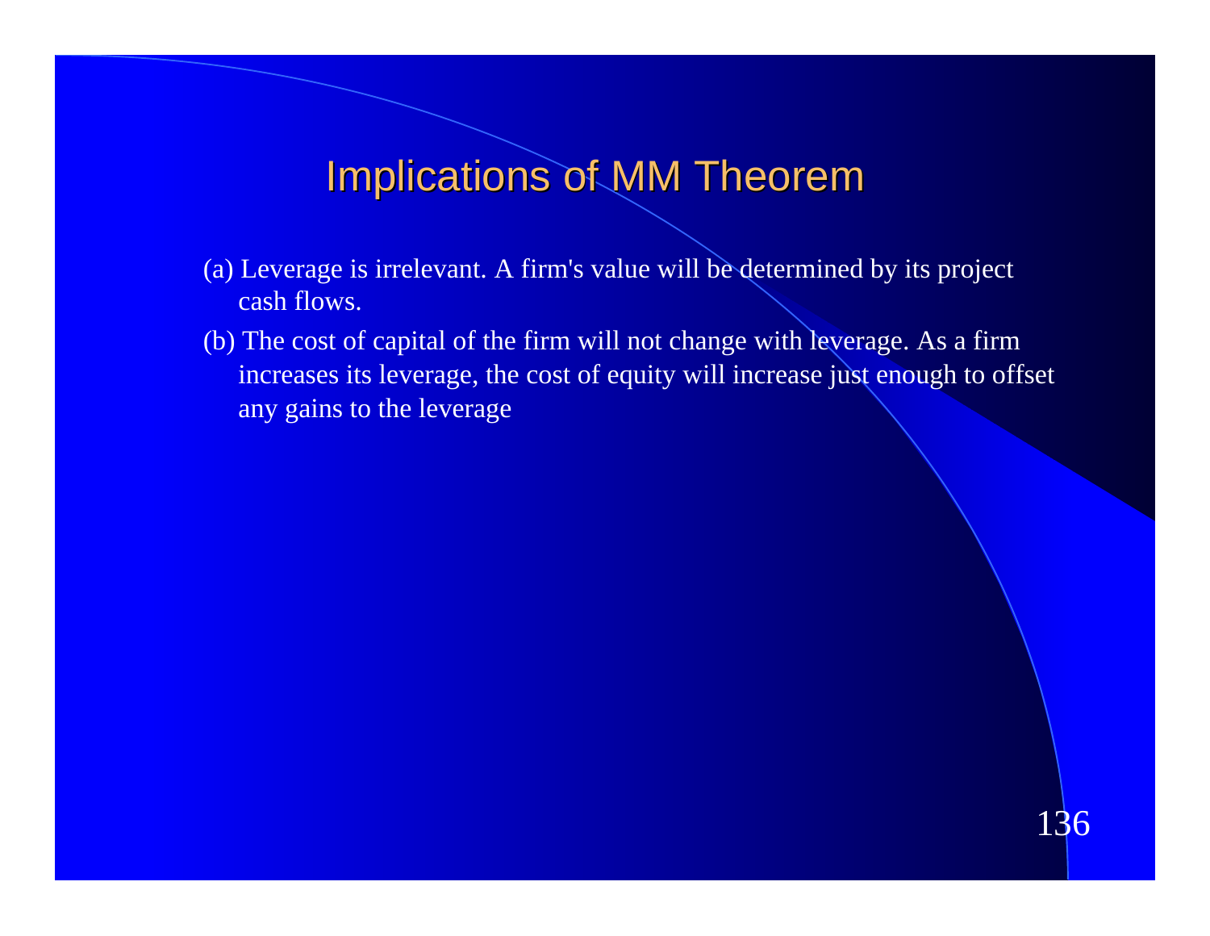# Implications of MM Theorem

(a) Leverage is irrelevant. A firm's value will be determined by its project cash flows.

(b) The cost of capital of the firm will not change with leverage. As a firm increases its leverage, the cost of equity will increase just enough to offset any gains to the leverage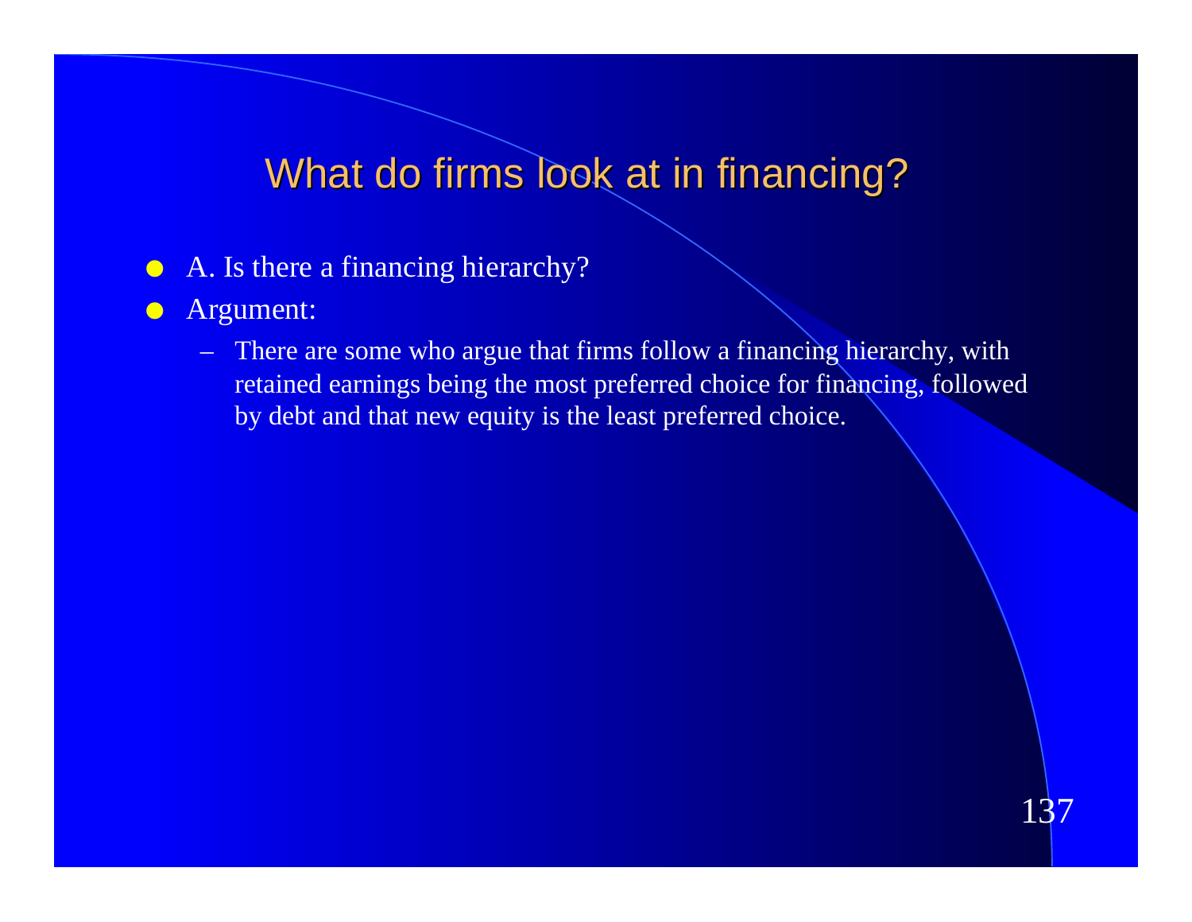# What do firms look at in financing?

- A. Is there a financing hierarchy?
- Argument:
  - There are some who argue that firms follow a financing hierarchy, with retained earnings being the most preferred choice for financing, followed by debt and that new equity is the least preferred choice.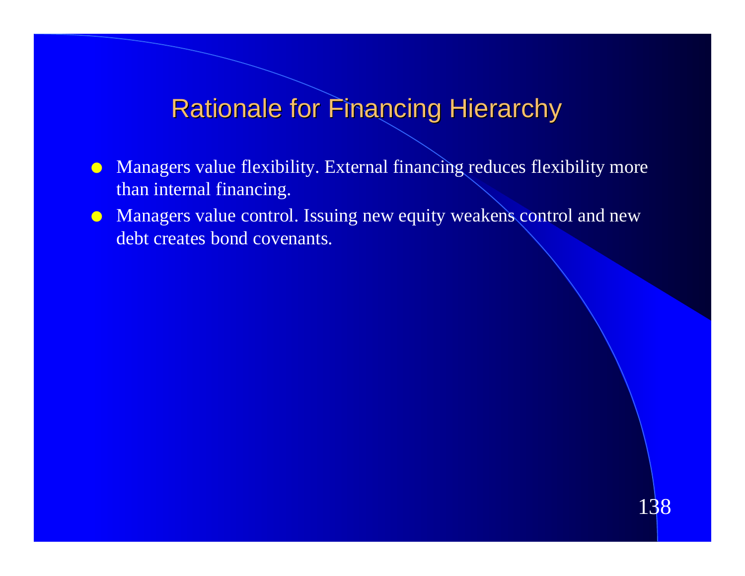# Rationale for Financing Hierarchy

- Managers value flexibility. External financing reduces flexibility more than internal financing.
- Managers value control. Issuing new equity weakens control and new debt creates bond covenants.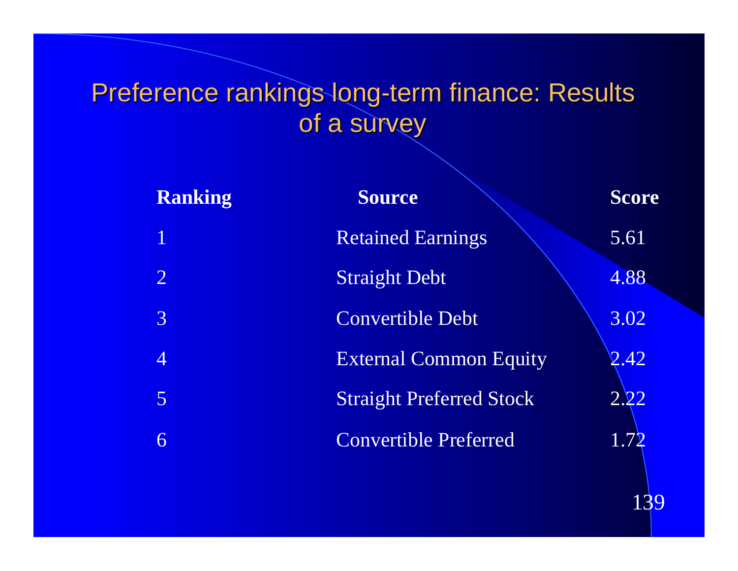# Preference rankings long-term finance: Results of a survey

| Ranking | Source | Score |
|---|---|---|
| 1 | Retained Earnings | 5.61 |
| 2 | Straight Debt | 4.88 |
| 3 | Convertible Debt | 3.02 |
| 4 | External Common Equity | 2.42 |
| 5 | Straight Preferred Stock | 2.22 |
| 6 | Convertible Preferred | 1.72 |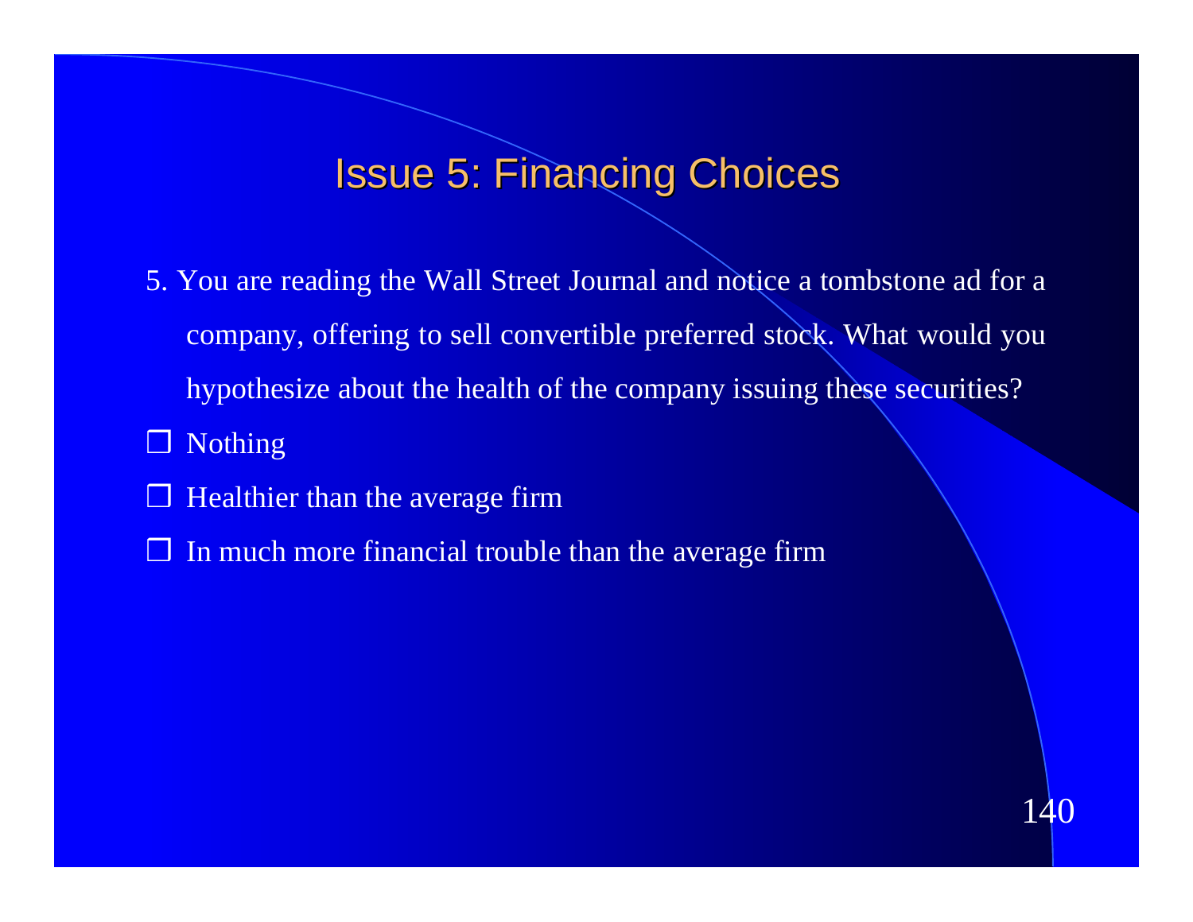# Issue 5: Financing Choices

5. You are reading the Wall Street Journal and notice a tombstone ad for a company, offering to sell convertible preferred stock. What would you hypothesize about the health of the company issuing these securities?

- ❒ Nothing
- ❒ Healthier than the average firm
- ❒ In much more financial trouble than the average firm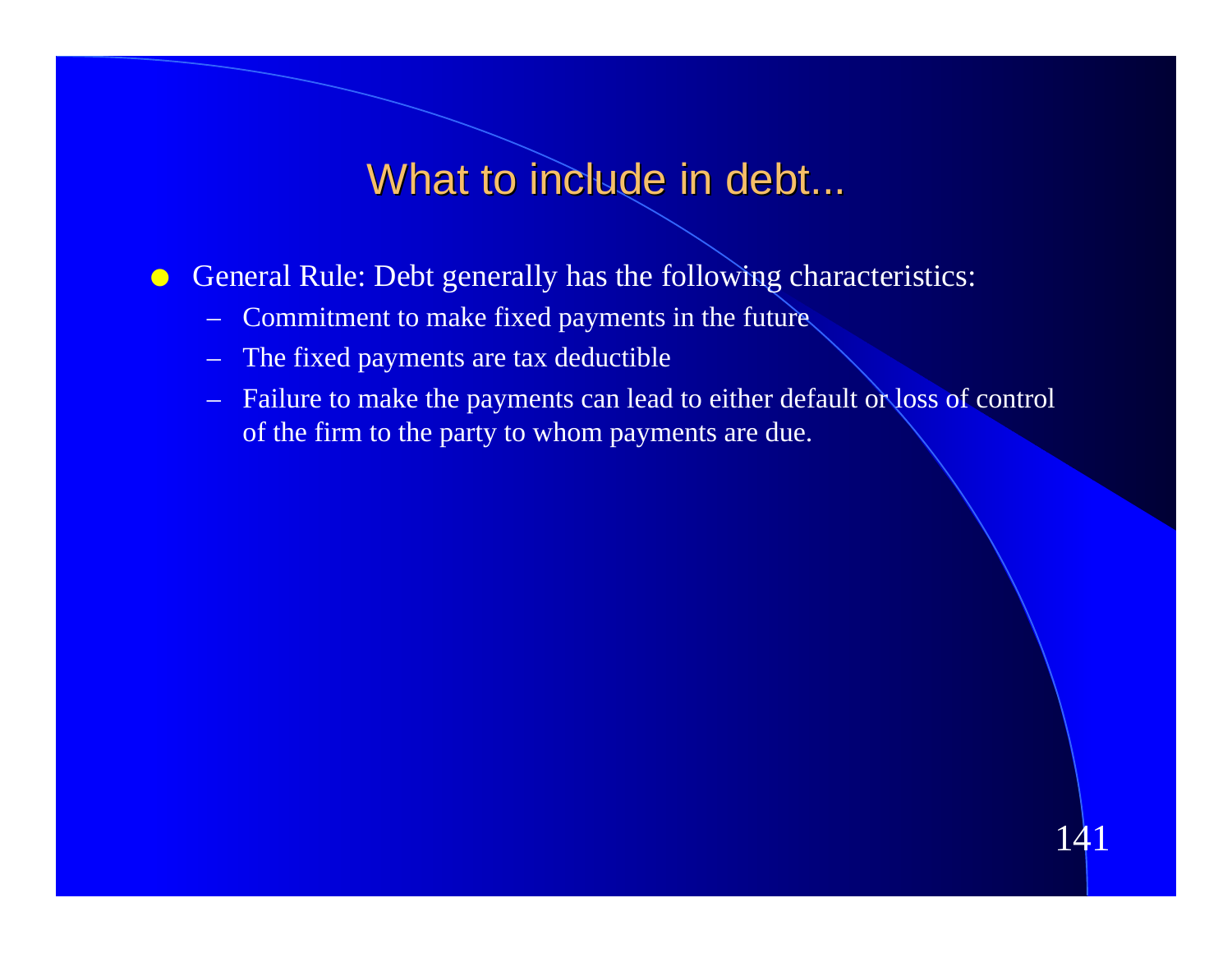# What to include in debt...

- General Rule: Debt generally has the following characteristics:
  - Commitment to make fixed payments in the future
  - The fixed payments are tax deductible
  - Failure to make the payments can lead to either default or loss of control of the firm to the party to whom payments are due.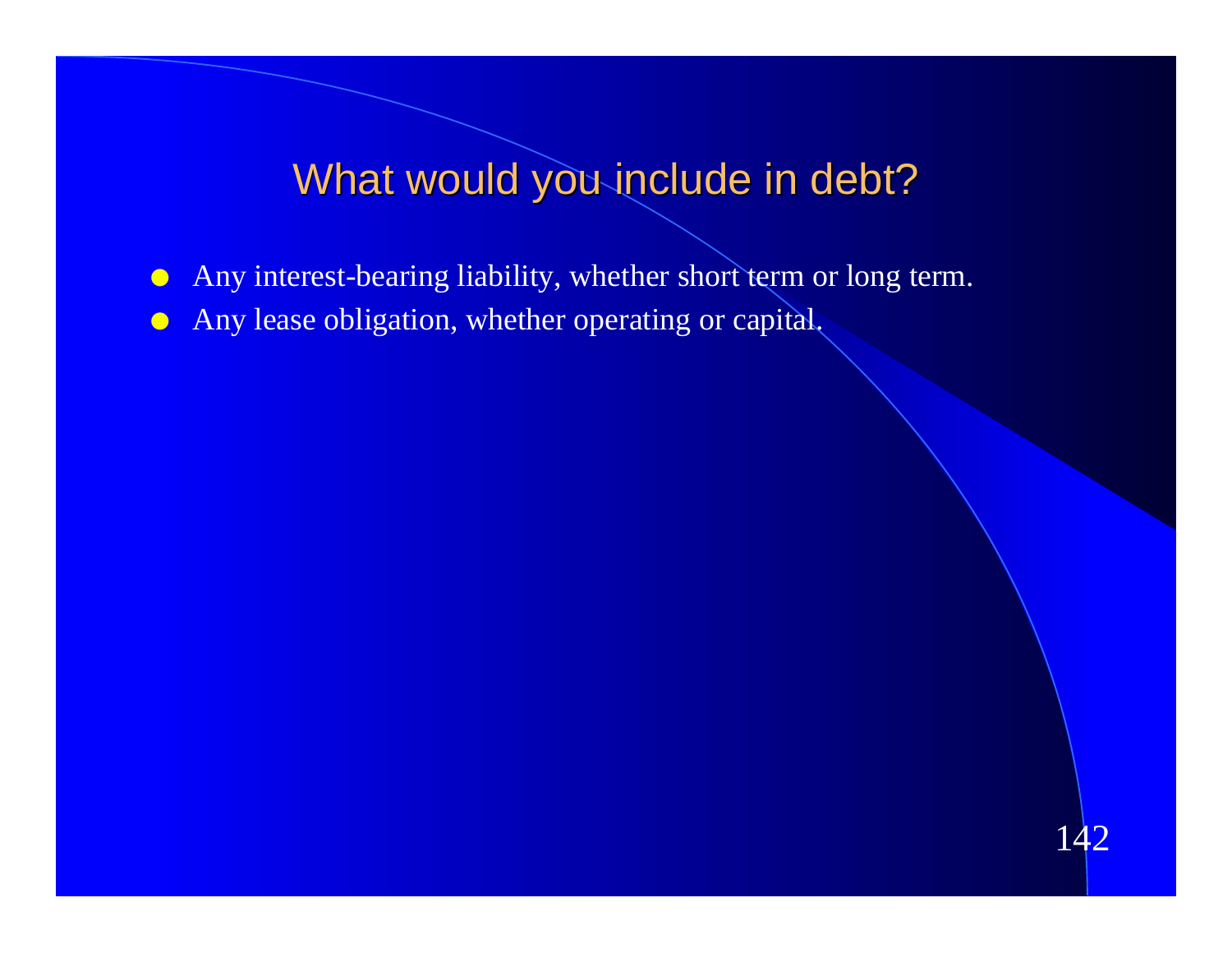# What would you include in debt?

- Any interest-bearing liability, whether short term or long term.
- Any lease obligation, whether operating or capital.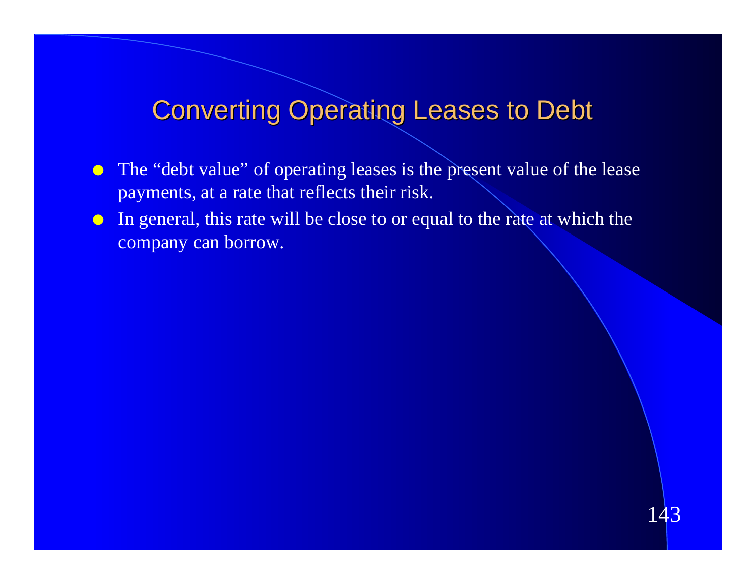# Converting Operating Leases to Debt

- The “debt value” of operating leases is the present value of the lease payments, at a rate that reflects their risk.
- In general, this rate will be close to or equal to the rate at which the company can borrow.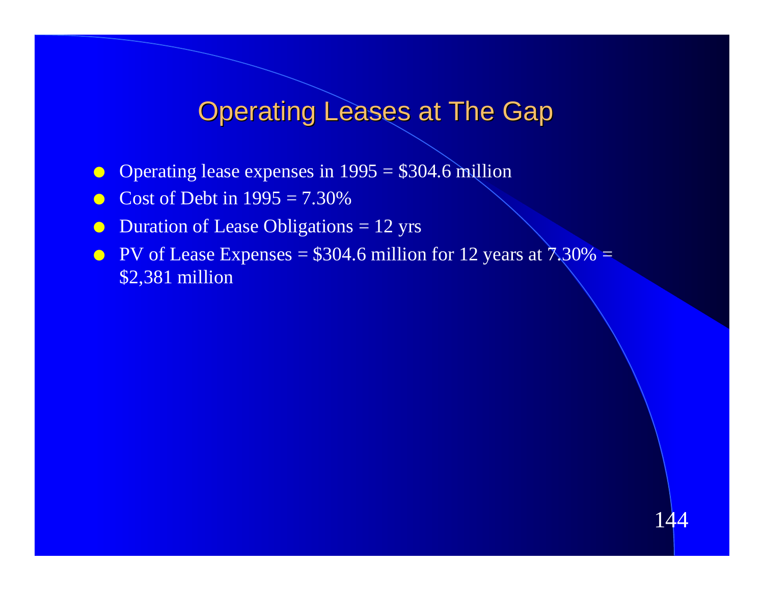# Operating Leases at The Gap

- Operating lease expenses in 1995 = $304.6 million
- Cost of Debt in 1995 = 7.30%
- Duration of Lease Obligations = 12 yrs
- PV of Lease Expenses = $304.6 million for 12 years at 7.30% = $2,381 million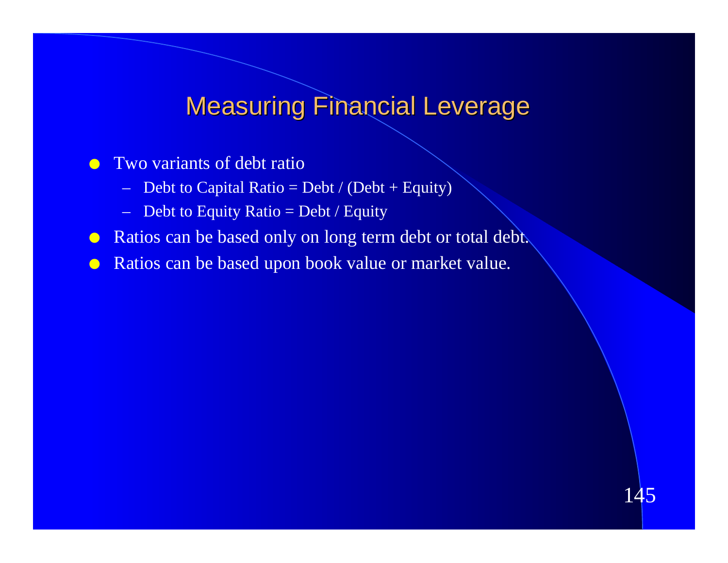# Measuring Financial Leverage

- Two variants of debt ratio
  - Debt to Capital Ratio = Debt / (Debt + Equity)
  - Debt to Equity Ratio = Debt / Equity
- Ratios can be based only on long term debt or total debt.
- Ratios can be based upon book value or market value.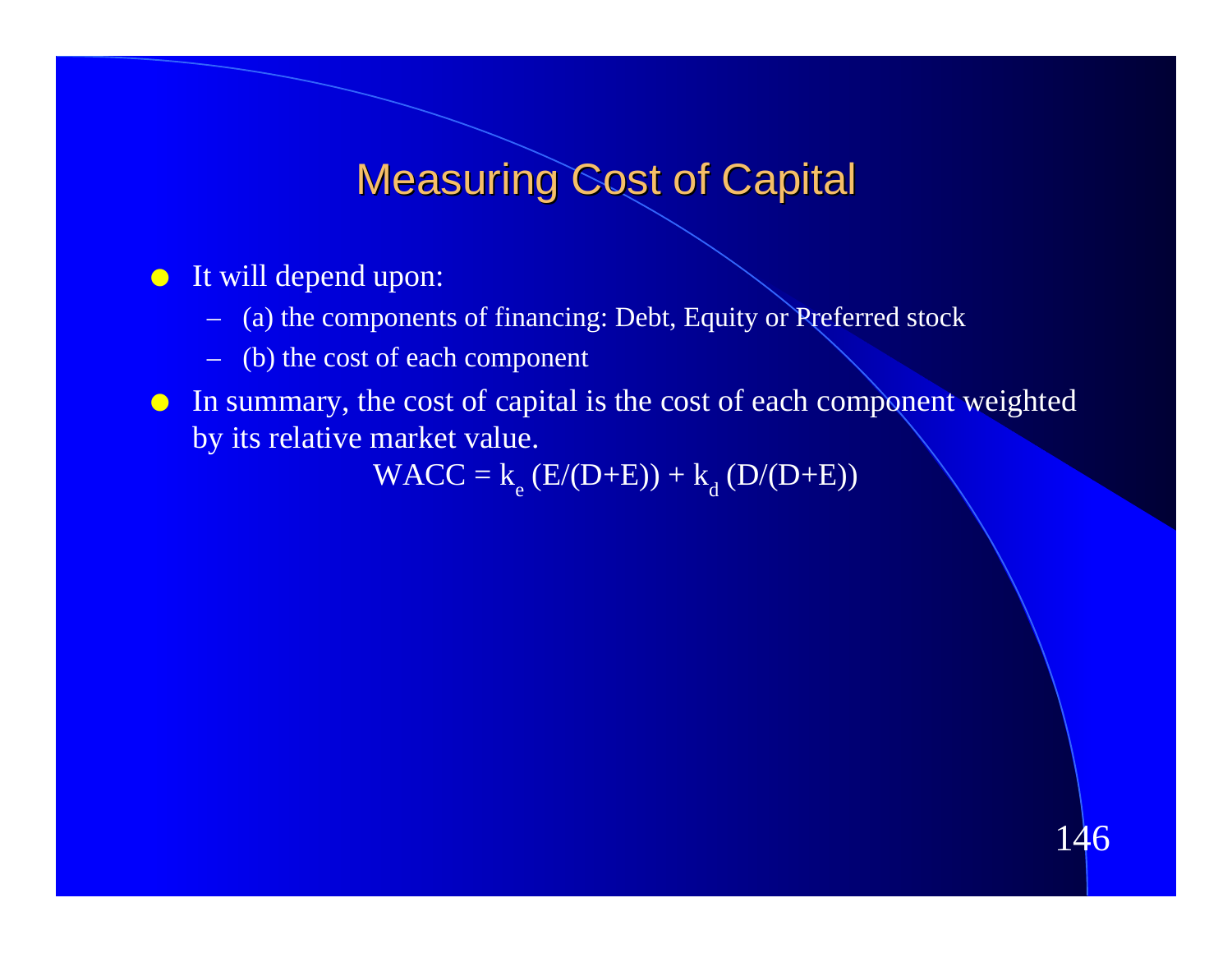# Measuring Cost of Capital

- It will depend upon:
  - (a) the components of financing: Debt, Equity or Preferred stock
  - (b) the cost of each component
- In summary, the cost of capital is the cost of each component weighted by its relative market value.

$$WACC = k_e\,(E/(D+E)) + k_d\,(D/(D+E))$$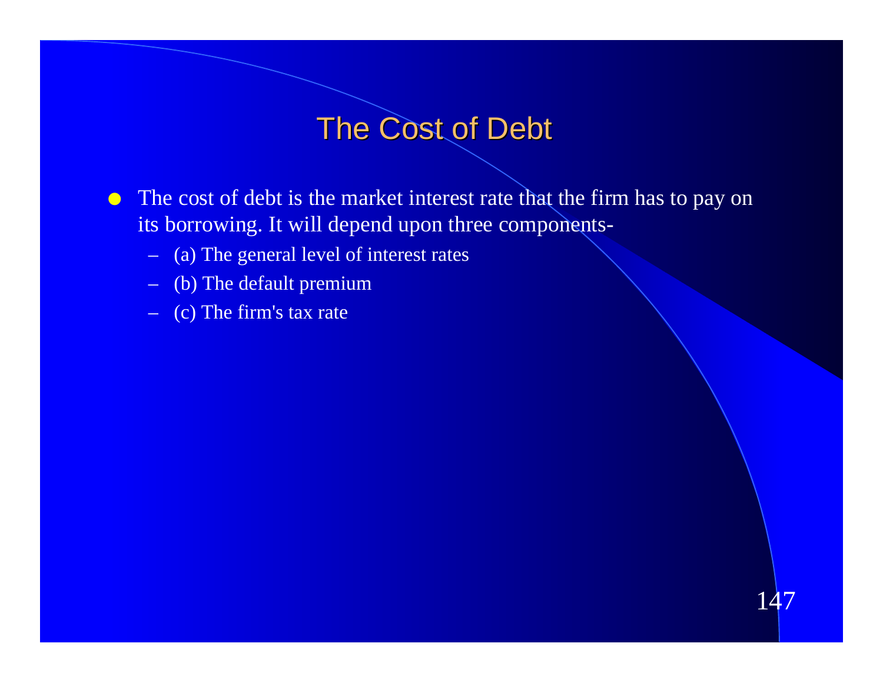# The Cost of Debt

- The cost of debt is the market interest rate that the firm has to pay on its borrowing. It will depend upon three components-
  - (a) The general level of interest rates
  - (b) The default premium
  - (c) The firm's tax rate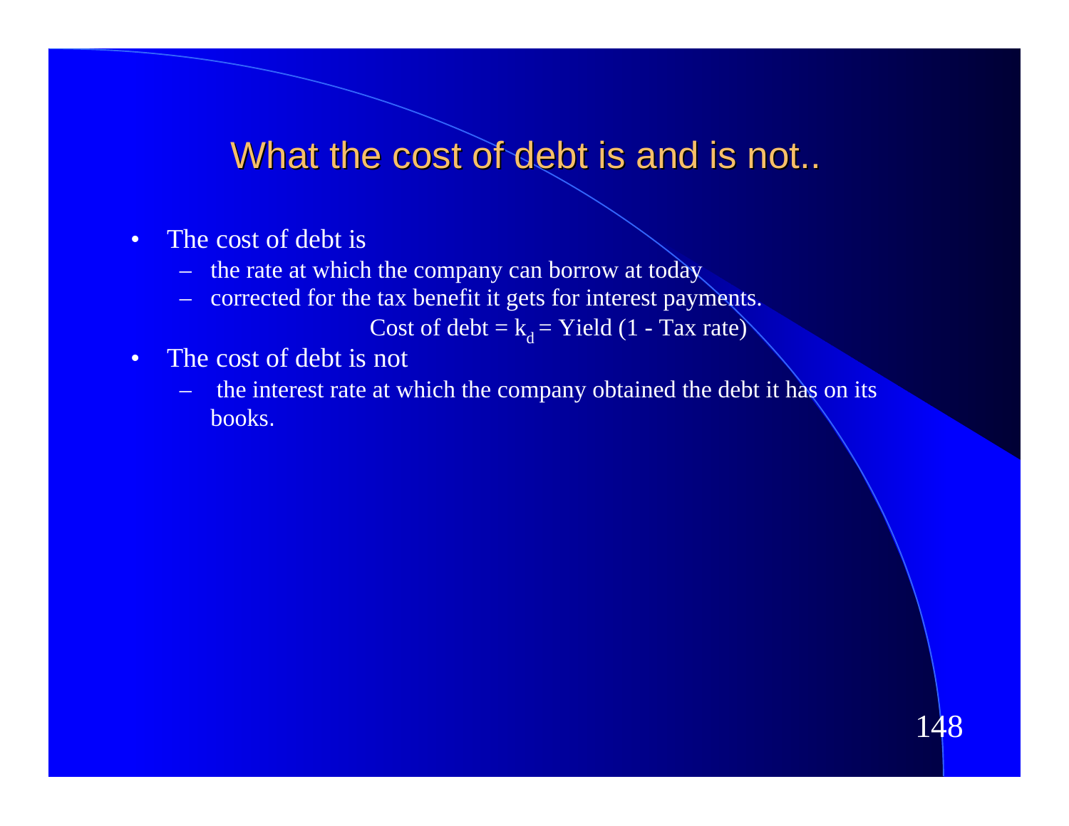# What the cost of debt is and is not..

- The cost of debt is
  - the rate at which the company can borrow at today
  - corrected for the tax benefit it gets for interest payments.

$$\text{Cost of debt} = k_d = \text{Yield } (1 - \text{Tax rate})$$

- The cost of debt is not
  - the interest rate at which the company obtained the debt it has on its books.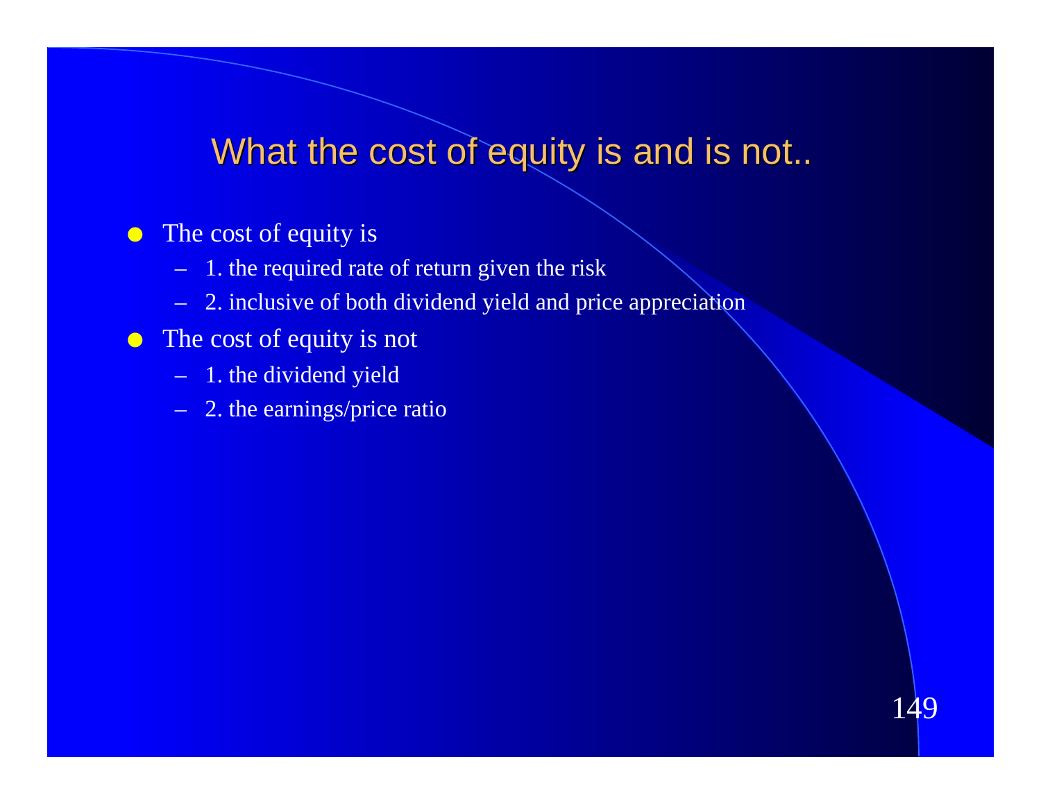## What the cost of equity is and is not..

- The cost of equity is
  - 1. the required rate of return given the risk
  - 2. inclusive of both dividend yield and price appreciation
- The cost of equity is not
  - 1. the dividend yield
  - 2. the earnings/price ratio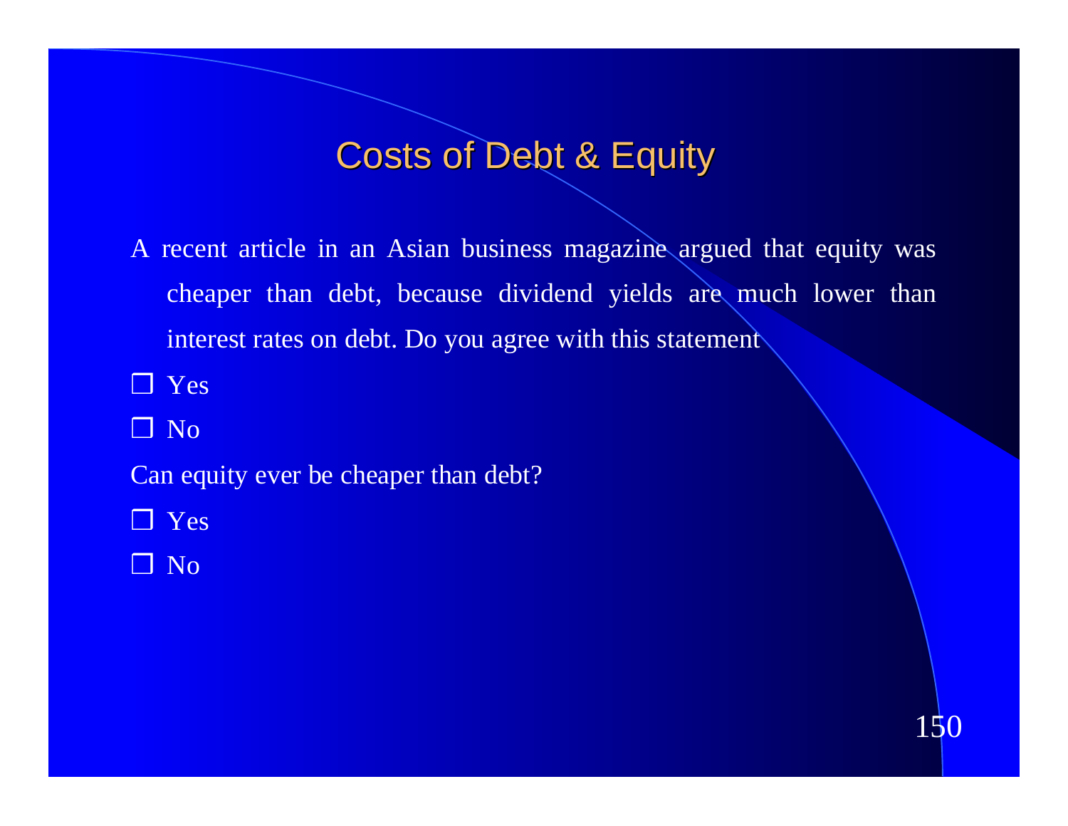# Costs of Debt & Equity

A recent article in an Asian business magazine argued that equity was cheaper than debt, because dividend yields are much lower than interest rates on debt. Do you agree with this statement

- ❑ Yes
- ❑ No

Can equity ever be cheaper than debt?

- ❑ Yes
- ❑ No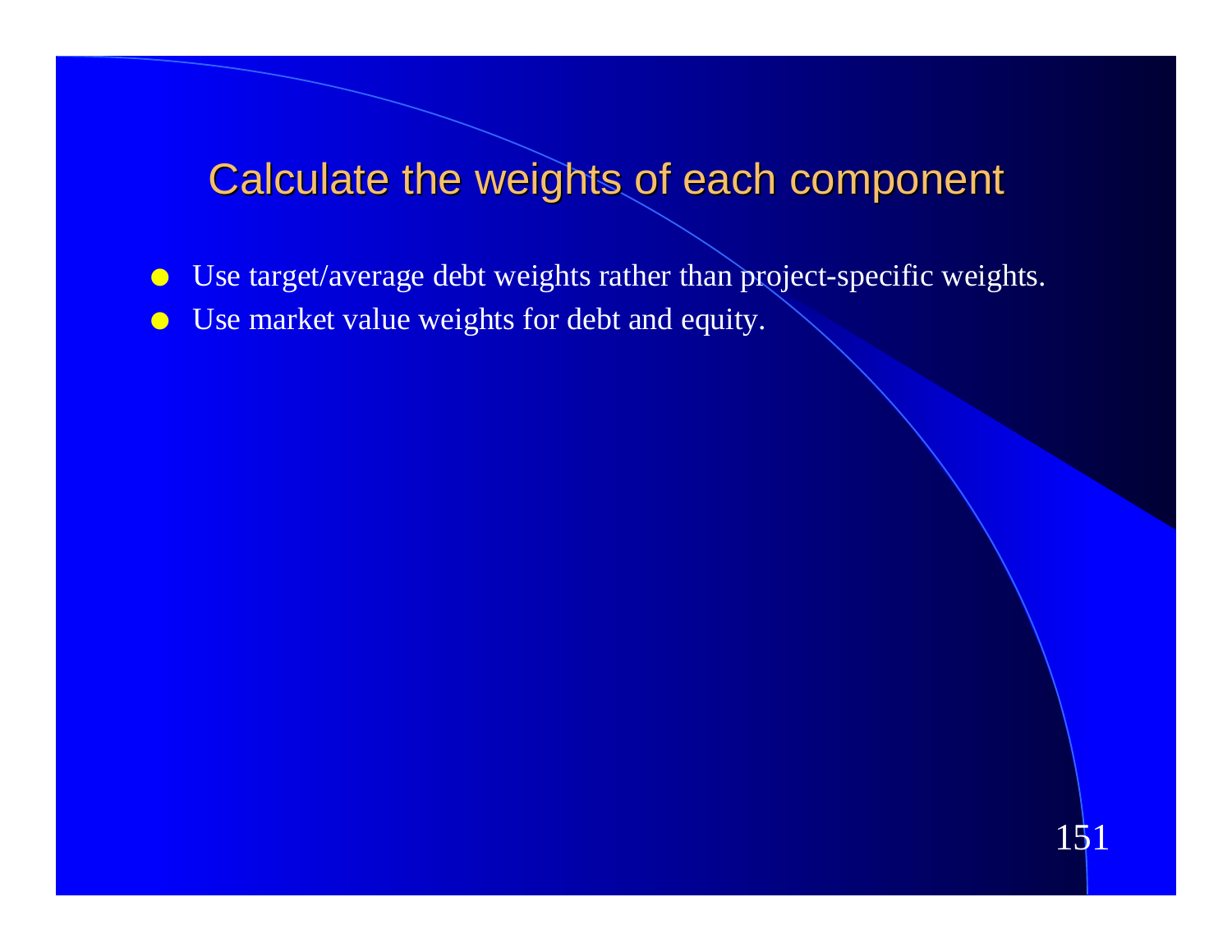# Calculate the weights of each component

- Use target/average debt weights rather than project-specific weights.
- Use market value weights for debt and equity.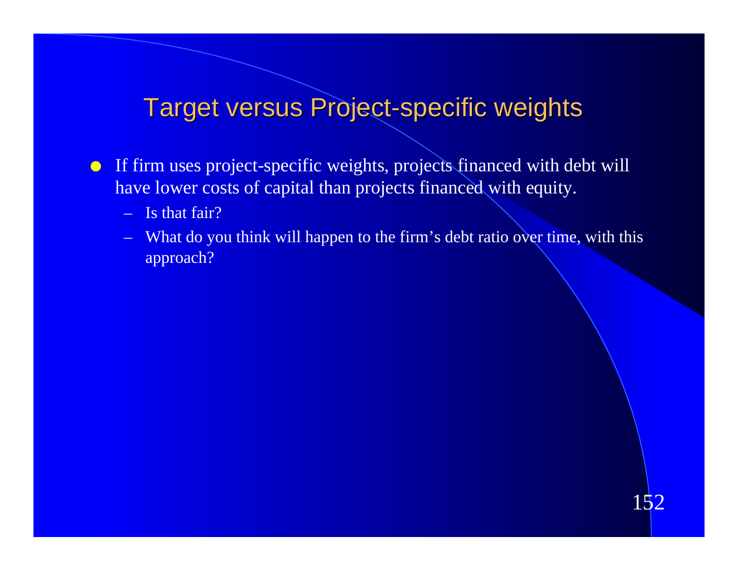# Target versus Project-specific weights

- If firm uses project-specific weights, projects financed with debt will have lower costs of capital than projects financed with equity.
  - Is that fair?
  - What do you think will happen to the firm’s debt ratio over time, with this approach?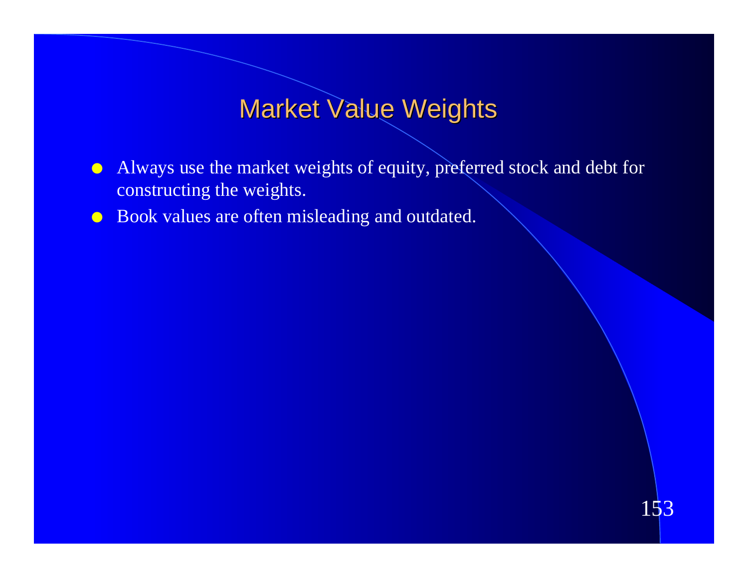# Market Value Weights

- Always use the market weights of equity, preferred stock and debt for constructing the weights.
- Book values are often misleading and outdated.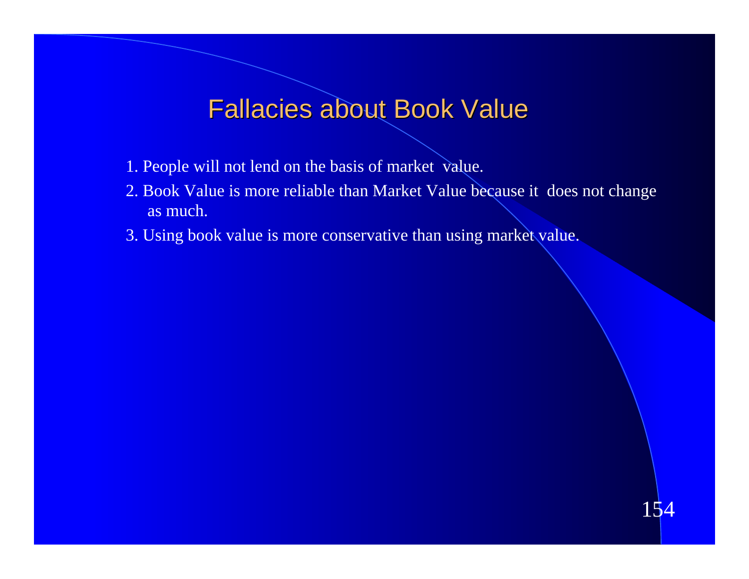# Fallacies about Book Value

1. People will not lend on the basis of market value.
2. Book Value is more reliable than Market Value because it does not change as much.
3. Using book value is more conservative than using market value.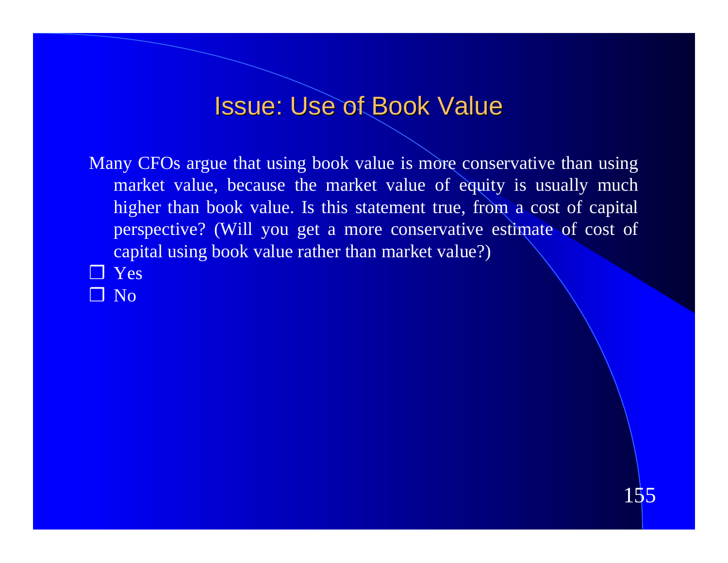# Issue: Use of Book Value

Many CFOs argue that using book value is more conservative than using market value, because the market value of equity is usually much higher than book value. Is this statement true, from a cost of capital perspective? (Will you get a more conservative estimate of cost of capital using book value rather than market value?)

- ❒ Yes
- ❒ No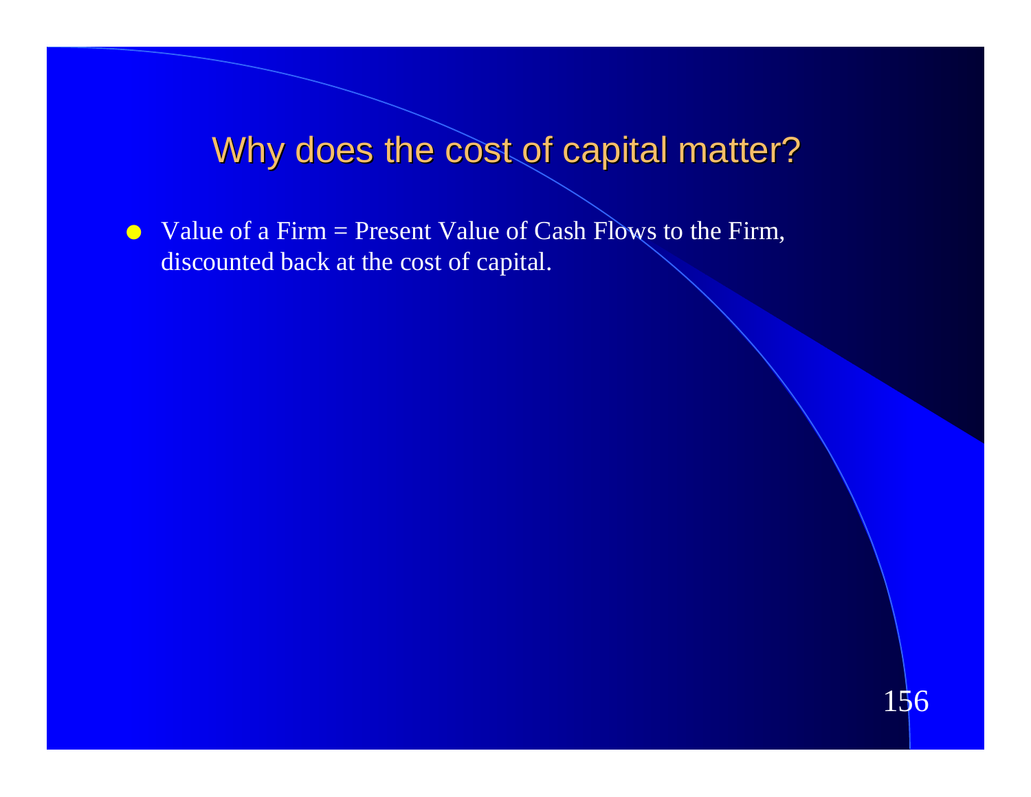# Why does the cost of capital matter?

- Value of a Firm = Present Value of Cash Flows to the Firm, discounted back at the cost of capital.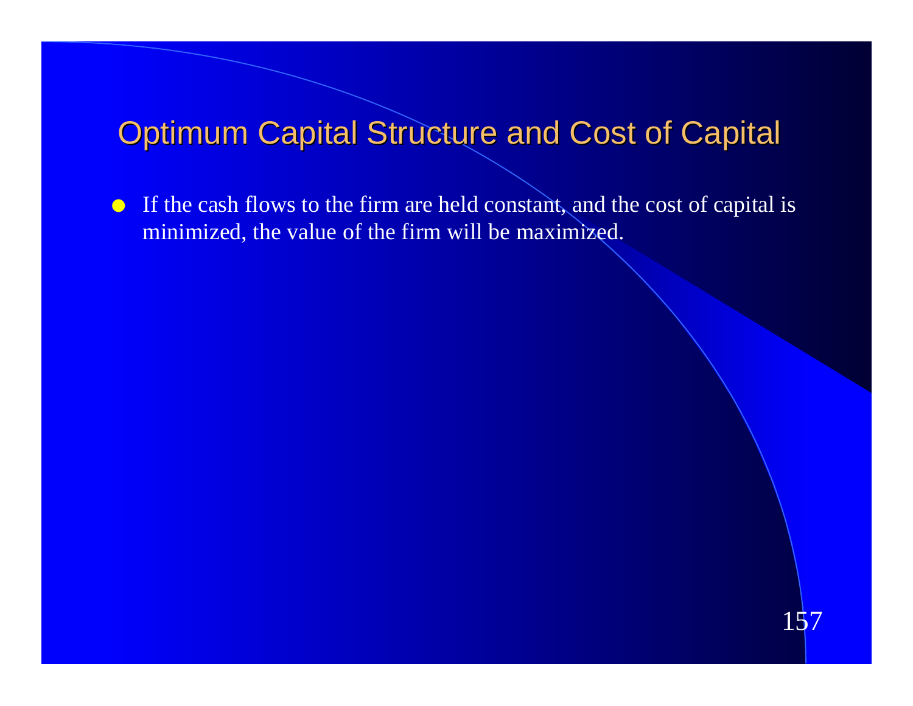# Optimum Capital Structure and Cost of Capital

- If the cash flows to the firm are held constant, and the cost of capital is minimized, the value of the firm will be maximized.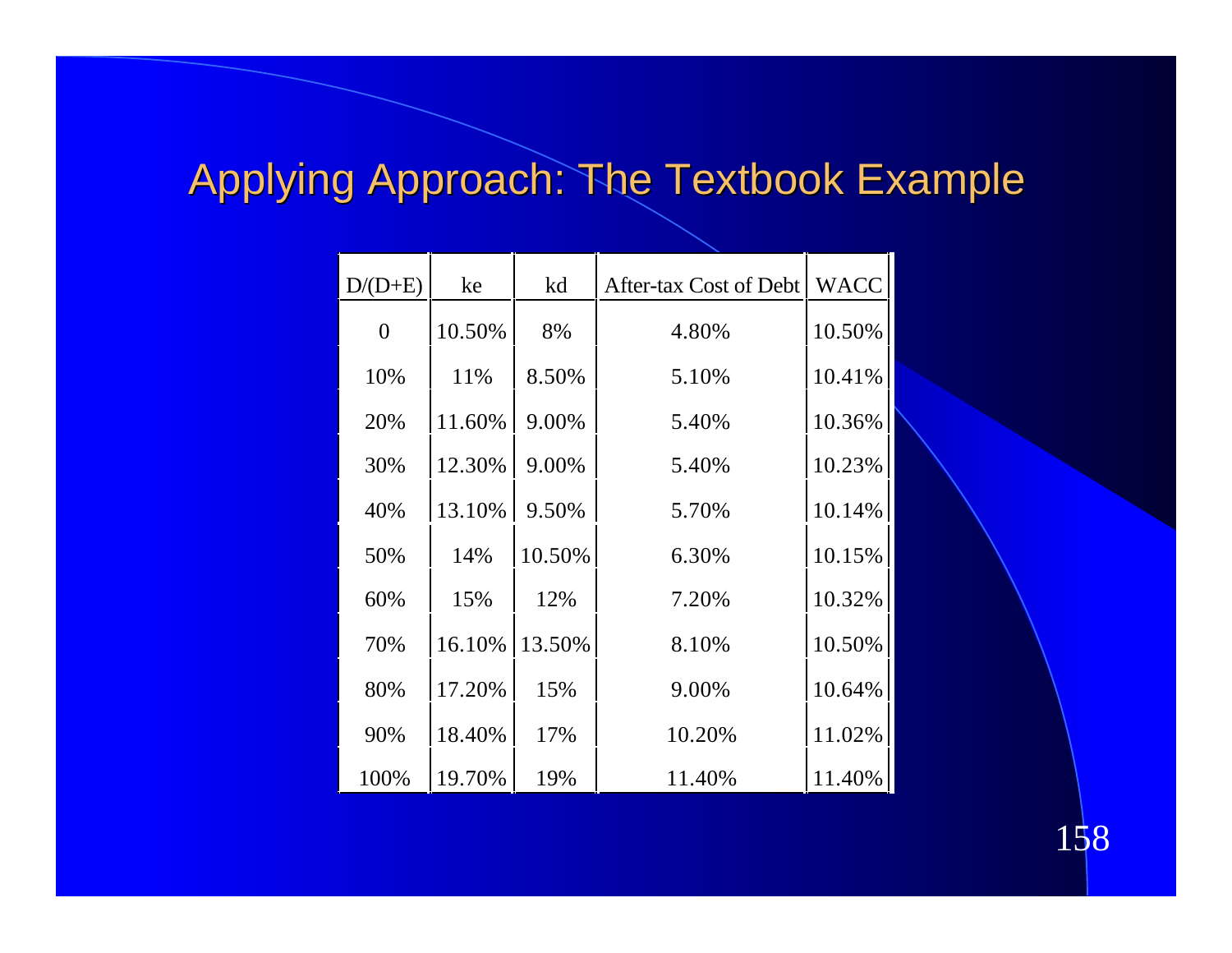# Applying Approach: The Textbook Example

| D/(D+E) | ke | kd | After-tax Cost of Debt | WACC |
|---|---|---|---|---|
| 0 | 10.50% | 8% | 4.80% | 10.50% |
| 10% | 11% | 8.50% | 5.10% | 10.41% |
| 20% | 11.60% | 9.00% | 5.40% | 10.36% |
| 30% | 12.30% | 9.00% | 5.40% | 10.23% |
| 40% | 13.10% | 9.50% | 5.70% | 10.14% |
| 50% | 14% | 10.50% | 6.30% | 10.15% |
| 60% | 15% | 12% | 7.20% | 10.32% |
| 70% | 16.10% | 13.50% | 8.10% | 10.50% |
| 80% | 17.20% | 15% | 9.00% | 10.64% |
| 90% | 18.40% | 17% | 10.20% | 11.02% |
| 100% | 19.70% | 19% | 11.40% | 11.40% |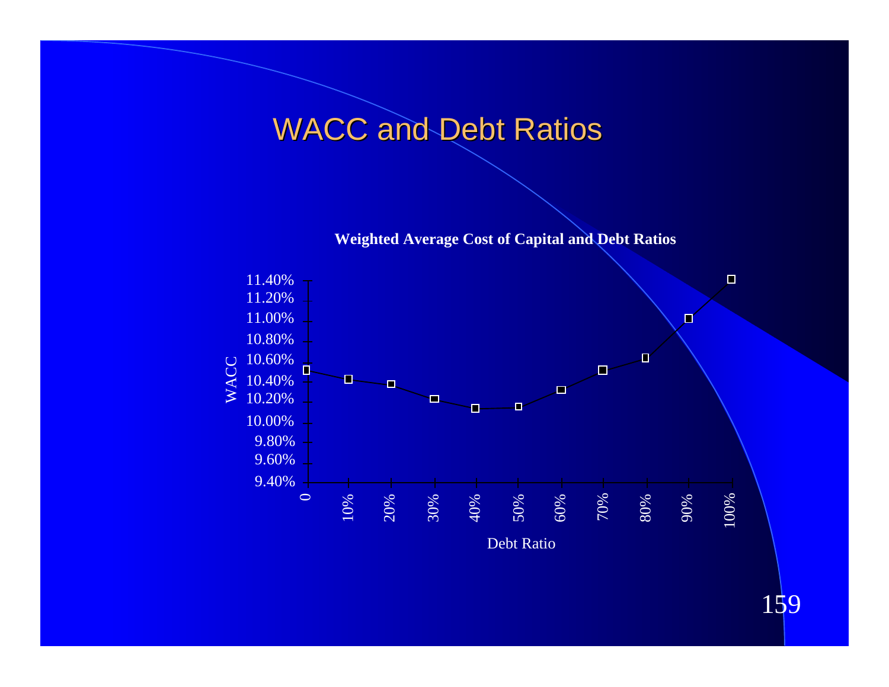# WACC and Debt Ratios

**Weighted Average Cost of Capital and Debt Ratios**

WACC

11.40%
11.20%
11.00%
10.80%
10.60%
10.40%
10.20%
10.00%
9.80%
9.60%
9.40%

0 10% 20% 30% 40% 50% 60% 70% 80% 90% 100%

Debt Ratio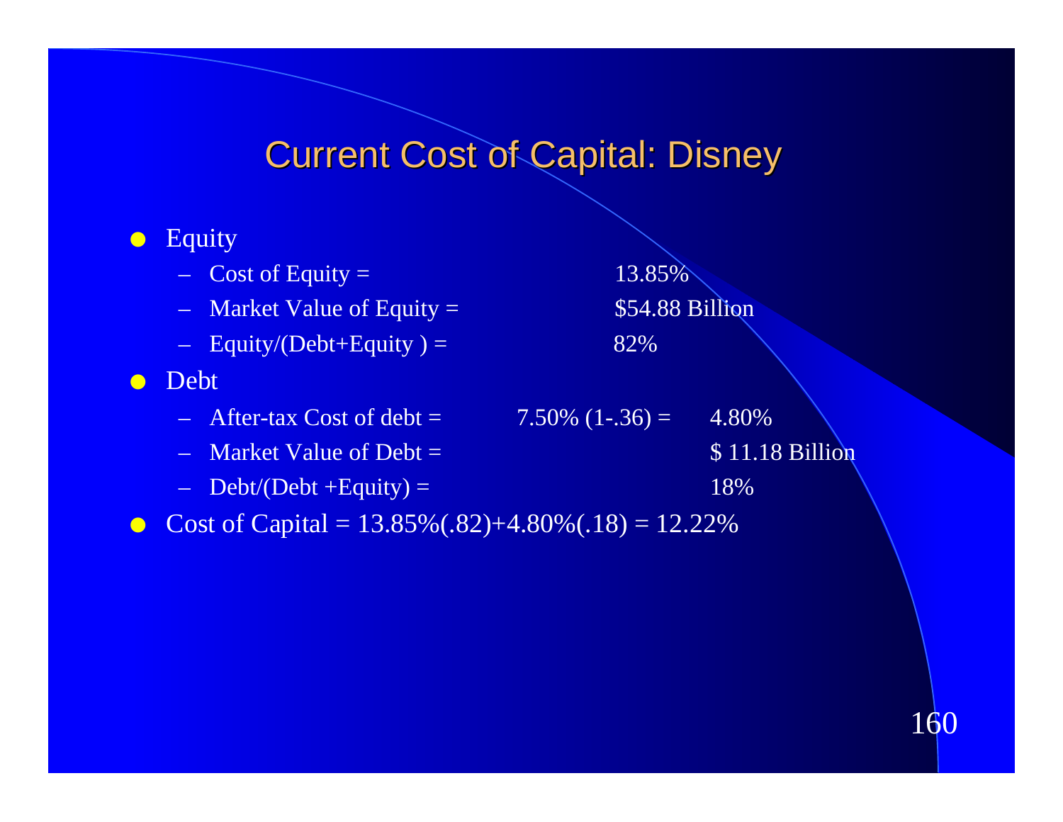# Current Cost of Capital: Disney

- Equity
  - Cost of Equity = 13.85%
  - Market Value of Equity = $54.88 Billion
  - Equity/(Debt+Equity ) = 82%
- Debt
  - After-tax Cost of debt = 7.50% (1-.36) = 4.80%
  - Market Value of Debt = $ 11.18 Billion
  - Debt/(Debt +Equity) = 18%
- Cost of Capital = 13.85%(.82)+4.80%(.18) = 12.22%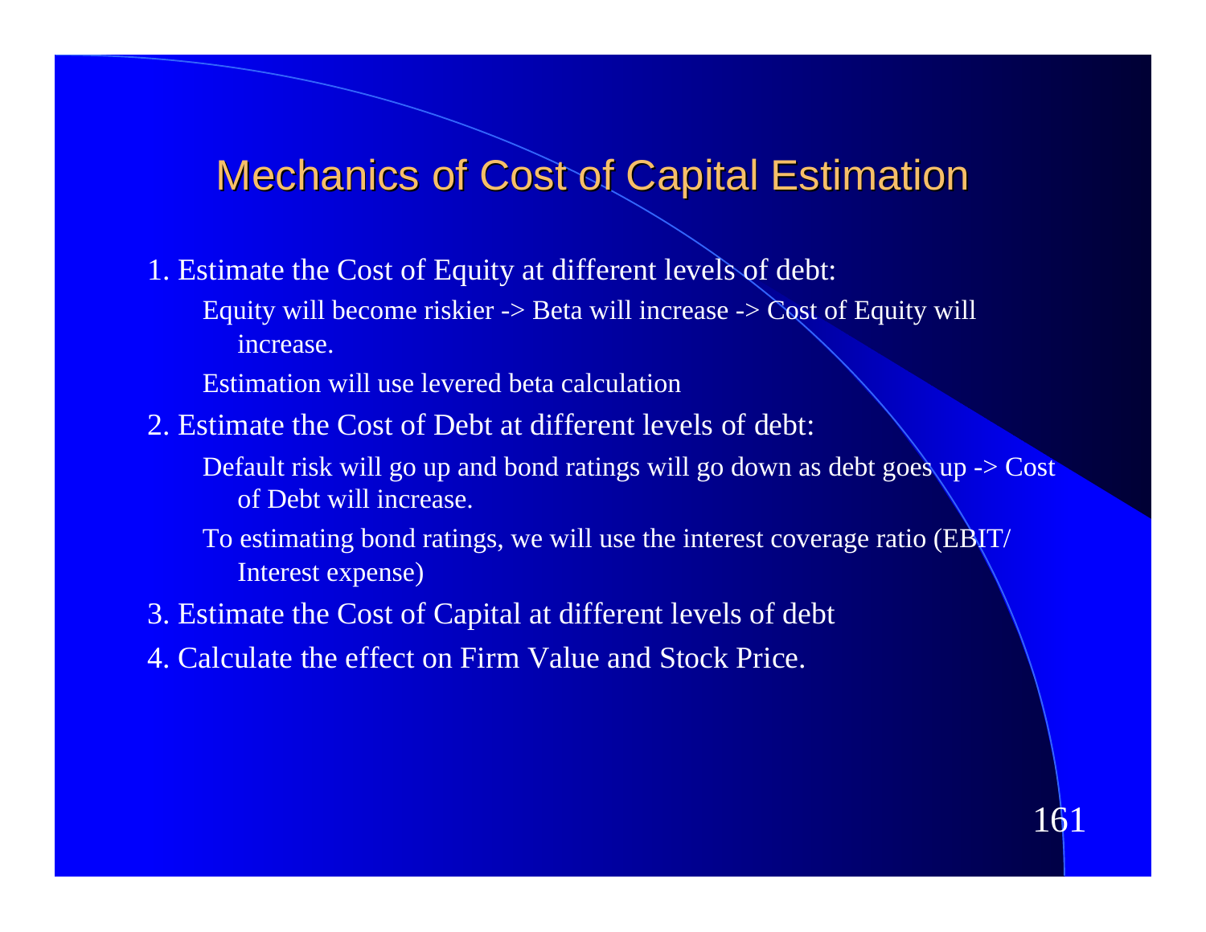# Mechanics of Cost of Capital Estimation

1. Estimate the Cost of Equity at different levels of debt:
   - Equity will become riskier -> Beta will increase -> Cost of Equity will increase.
   - Estimation will use levered beta calculation
2. Estimate the Cost of Debt at different levels of debt:
   - Default risk will go up and bond ratings will go down as debt goes up -> Cost of Debt will increase.
   - To estimating bond ratings, we will use the interest coverage ratio (EBIT/ Interest expense)
3. Estimate the Cost of Capital at different levels of debt
4. Calculate the effect on Firm Value and Stock Price.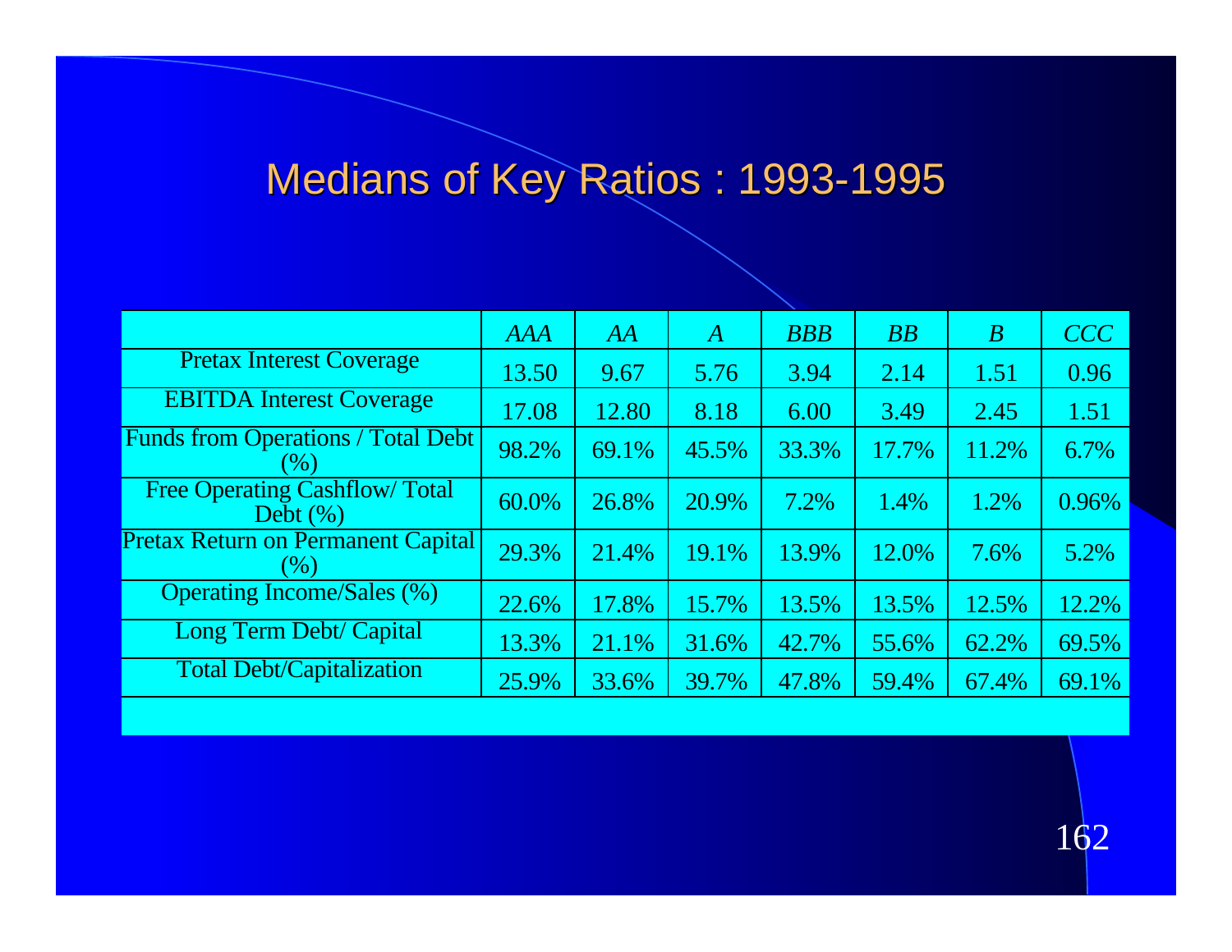# Medians of Key Ratios : 1993-1995

| | *AAA* | *AA* | *A* | *BBB* | *BB* | *B* | *CCC* |
|---|---|---|---|---|---|---|---|
| Pretax Interest Coverage | 13.50 | 9.67 | 5.76 | 3.94 | 2.14 | 1.51 | 0.96 |
| EBITDA Interest Coverage | 17.08 | 12.80 | 8.18 | 6.00 | 3.49 | 2.45 | 1.51 |
| Funds from Operations / Total Debt (%) | 98.2% | 69.1% | 45.5% | 33.3% | 17.7% | 11.2% | 6.7% |
| Free Operating Cashflow/ Total Debt (%) | 60.0% | 26.8% | 20.9% | 7.2% | 1.4% | 1.2% | 0.96% |
| Pretax Return on Permanent Capital (%) | 29.3% | 21.4% | 19.1% | 13.9% | 12.0% | 7.6% | 5.2% |
| Operating Income/Sales (%) | 22.6% | 17.8% | 15.7% | 13.5% | 13.5% | 12.5% | 12.2% |
| Long Term Debt/ Capital | 13.3% | 21.1% | 31.6% | 42.7% | 55.6% | 62.2% | 69.5% |
| Total Debt/Capitalization | 25.9% | 33.6% | 39.7% | 47.8% | 59.4% | 67.4% | 69.1% |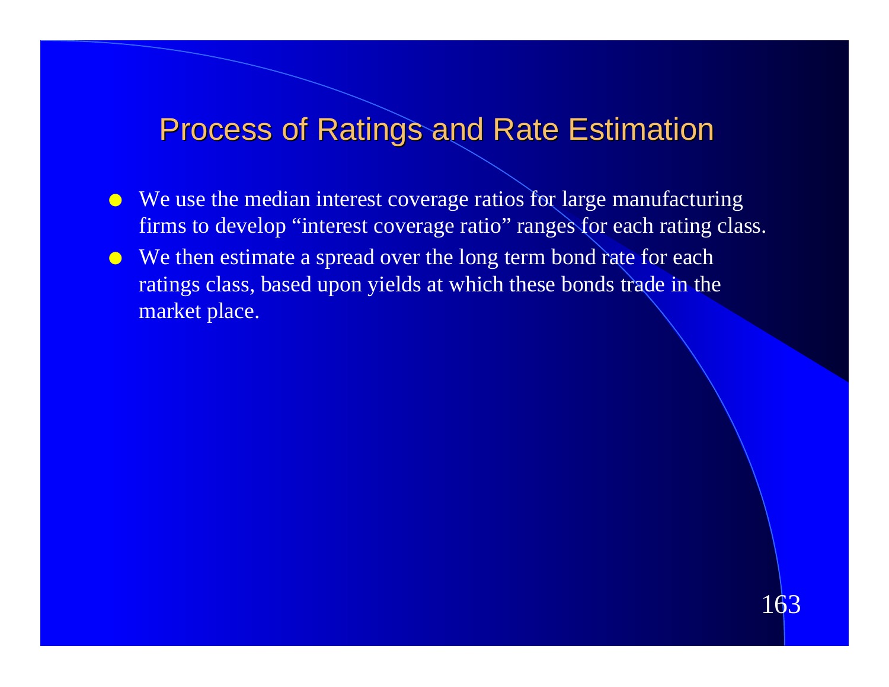# Process of Ratings and Rate Estimation

- We use the median interest coverage ratios for large manufacturing firms to develop “interest coverage ratio” ranges for each rating class.
- We then estimate a spread over the long term bond rate for each ratings class, based upon yields at which these bonds trade in the market place.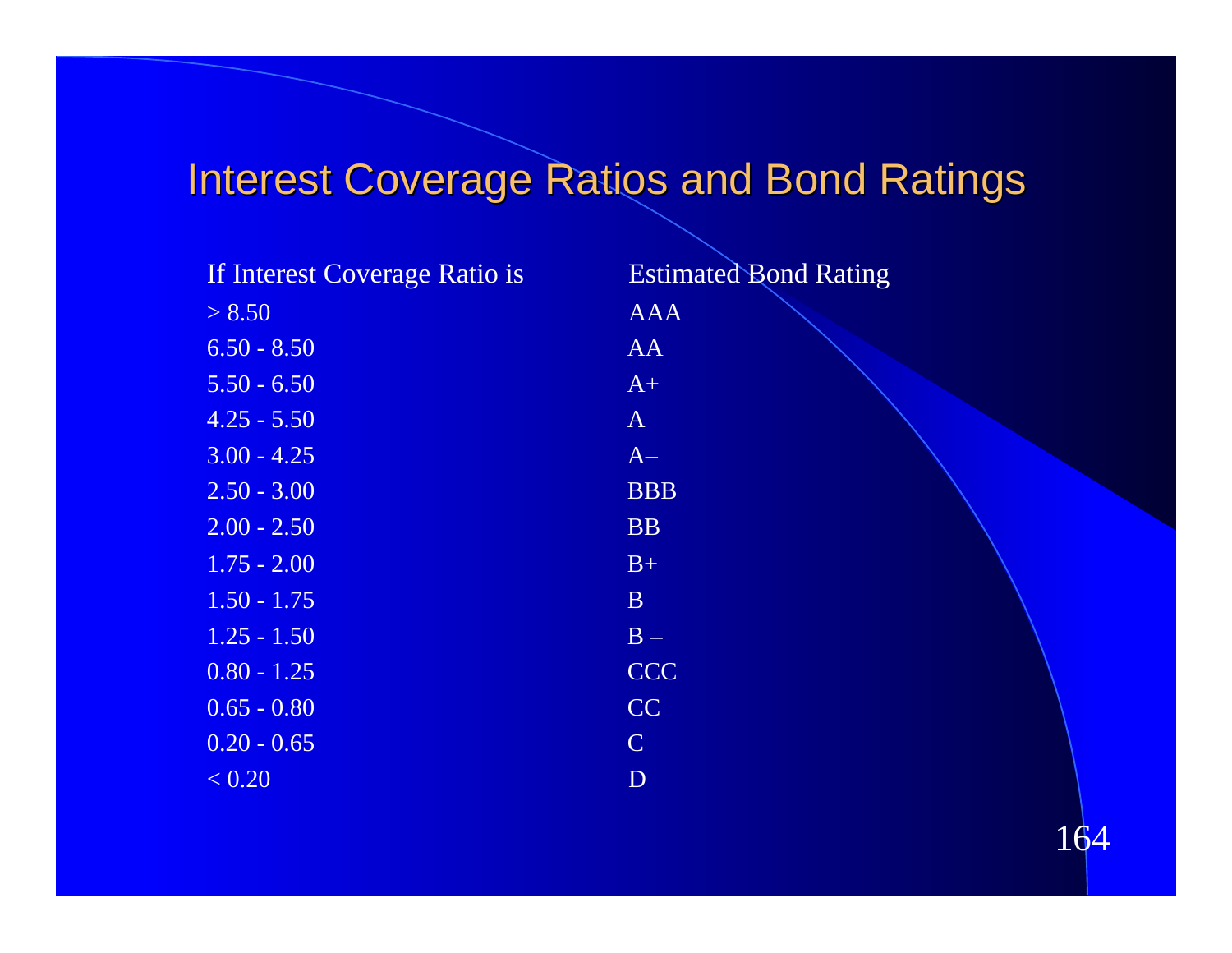# Interest Coverage Ratios and Bond Ratings

| If Interest Coverage Ratio is | Estimated Bond Rating |
|---|---|
| > 8.50 | AAA |
| 6.50 - 8.50 | AA |
| 5.50 - 6.50 | A+ |
| 4.25 - 5.50 | A |
| 3.00 - 4.25 | A– |
| 2.50 - 3.00 | BBB |
| 2.00 - 2.50 | BB |
| 1.75 - 2.00 | B+ |
| 1.50 - 1.75 | B |
| 1.25 - 1.50 | B – |
| 0.80 - 1.25 | CCC |
| 0.65 - 0.80 | CC |
| 0.20 - 0.65 | C |
| < 0.20 | D |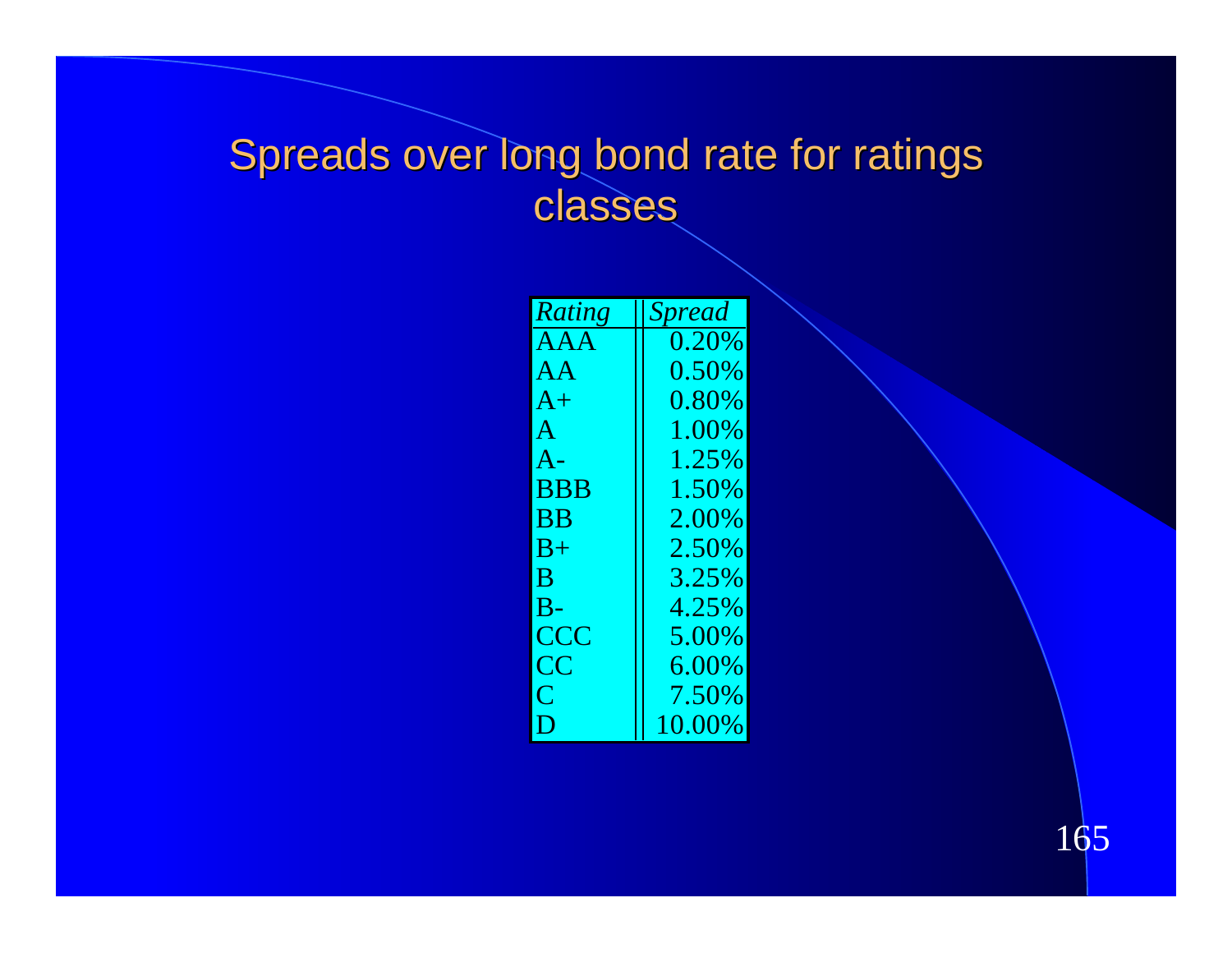# Spreads over long bond rate for ratings classes

| *Rating* | *Spread* |
|---|---|
| AAA | 0.20% |
| AA | 0.50% |
| A+ | 0.80% |
| A | 1.00% |
| A- | 1.25% |
| BBB | 1.50% |
| BB | 2.00% |
| B+ | 2.50% |
| B | 3.25% |
| B- | 4.25% |
| CCC | 5.00% |
| CC | 6.00% |
| C | 7.50% |
| D | 10.00% |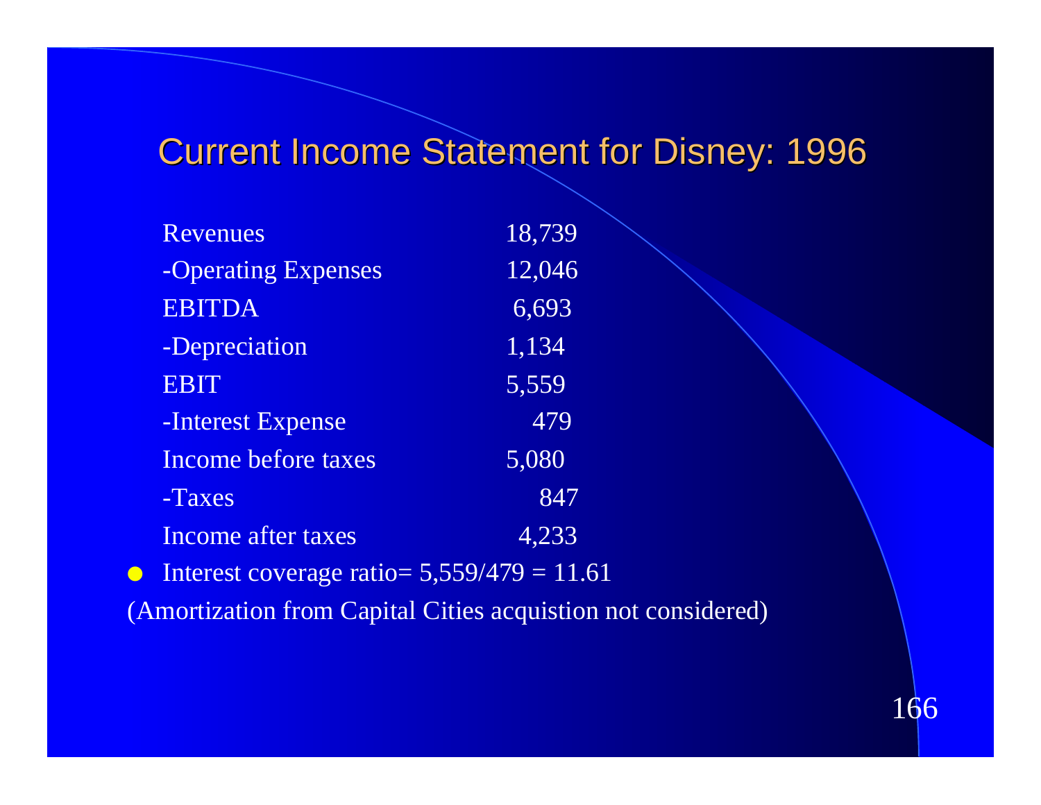# Current Income Statement for Disney: 1996

| | |
|---|---|
| Revenues | 18,739 |
| -Operating Expenses | 12,046 |
| EBITDA | 6,693 |
| -Depreciation | 1,134 |
| EBIT | 5,559 |
| -Interest Expense | 479 |
| Income before taxes | 5,080 |
| -Taxes | 847 |
| Income after taxes | 4,233 |

- Interest coverage ratio= 5,559/479 = 11.61

(Amortization from Capital Cities acquistion not considered)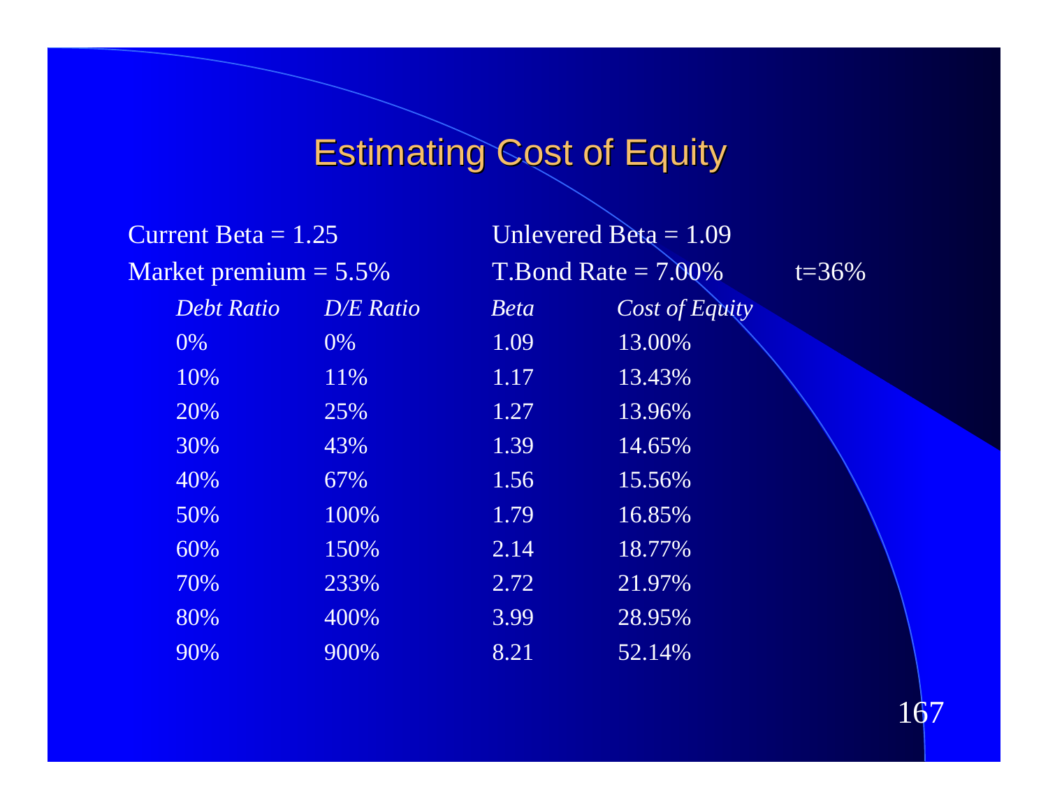# Estimating Cost of Equity

Current Beta = 1.25 | Unlevered Beta = 1.09

Market premium = 5.5% | T.Bond Rate = 7.00% | t=36%

| *Debt Ratio* | *D/E Ratio* | *Beta* | *Cost of Equity* |
|---|---|---|---|
| 0% | 0% | 1.09 | 13.00% |
| 10% | 11% | 1.17 | 13.43% |
| 20% | 25% | 1.27 | 13.96% |
| 30% | 43% | 1.39 | 14.65% |
| 40% | 67% | 1.56 | 15.56% |
| 50% | 100% | 1.79 | 16.85% |
| 60% | 150% | 2.14 | 18.77% |
| 70% | 233% | 2.72 | 21.97% |
| 80% | 400% | 3.99 | 28.95% |
| 90% | 900% | 8.21 | 52.14% |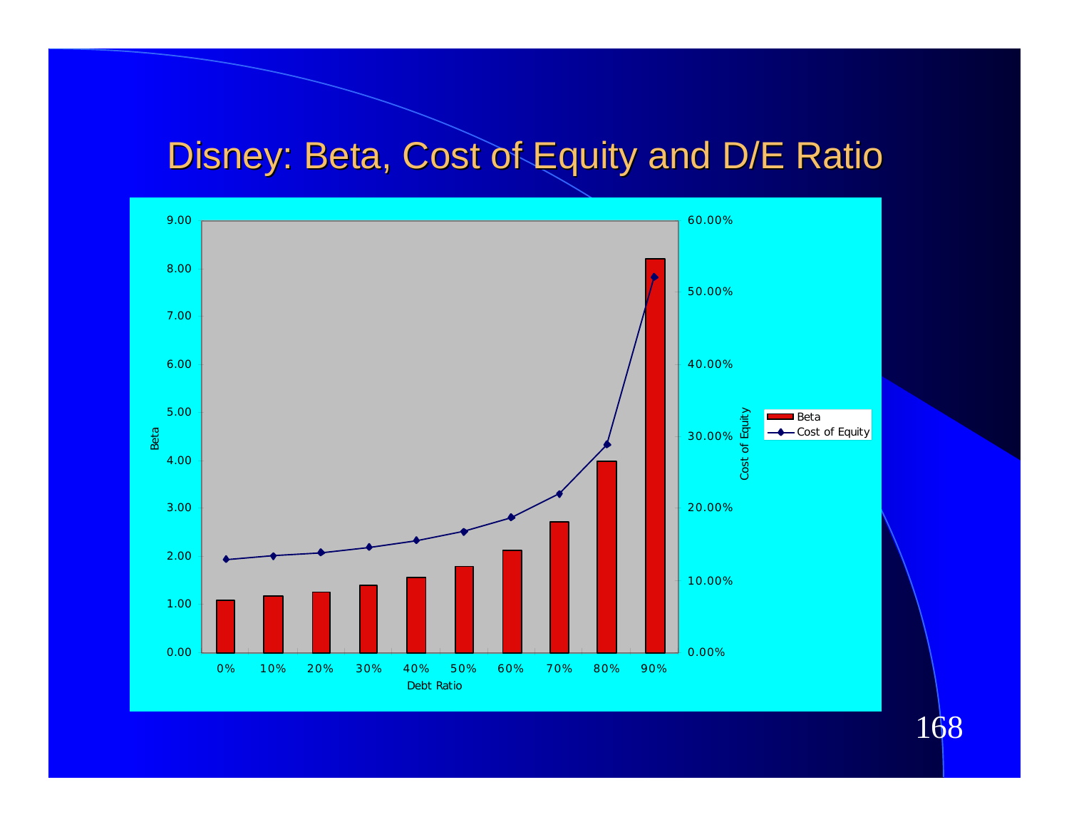# Disney: Beta, Cost of Equity and D/E Ratio

Beta / Cost of Equity by Debt Ratio (chart): Beta bars and Cost of Equity line across debt ratios of 0%, 10%, 20%, 30%, 40%, 50%, 60%, 70%, 80% and 90%.

Left axis: Beta (0.00–9.00). Right axis: Cost of Equity (0.00%–60.00%). Horizontal axis: Debt Ratio.

Legend: Beta; Cost of Equity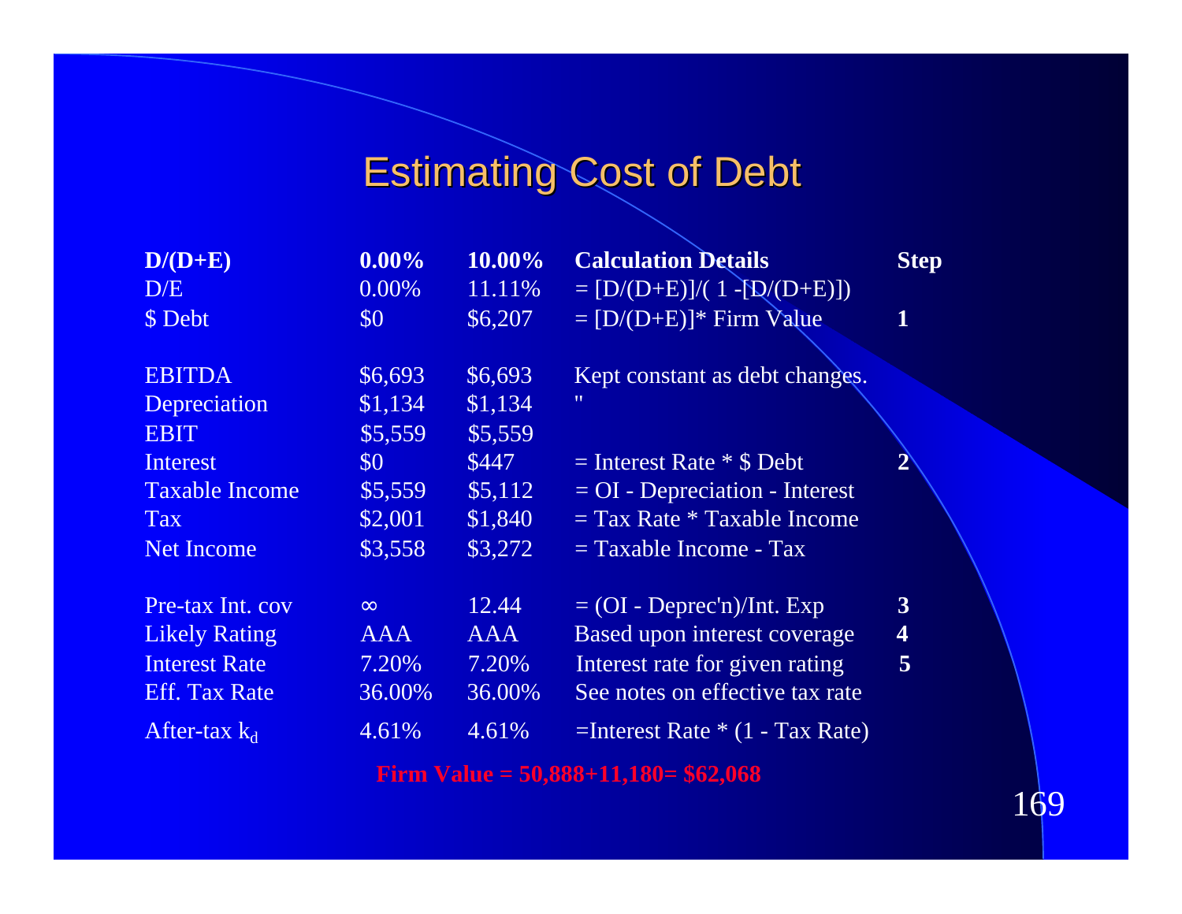# Estimating Cost of Debt

| **D/(D+E)** | **0.00%** | **10.00%** | **Calculation Details** | **Step** |
|---|---|---|---|---|
| D/E | 0.00% | 11.11% | = [D/(D+E)]/( 1 -[D/(D+E)]) | |
| $ Debt | $0 | $6,207 | = [D/(D+E)]* Firm Value | **1** |
| | | | | |
| EBITDA | $6,693 | $6,693 | Kept constant as debt changes. | |
| Depreciation | $1,134 | $1,134 | " | |
| EBIT | $5,559 | $5,559 | | |
| Interest | $0 | $447 | = Interest Rate * $ Debt | **2** |
| Taxable Income | $5,559 | $5,112 | = OI - Depreciation - Interest | |
| Tax | $2,001 | $1,840 | = Tax Rate * Taxable Income | |
| Net Income | $3,558 | $3,272 | = Taxable Income - Tax | |
| | | | | |
| Pre-tax Int. cov | ∞ | 12.44 | = (OI - Deprec'n)/Int. Exp | **3** |
| Likely Rating | AAA | AAA | Based upon interest coverage | **4** |
| Interest Rate | 7.20% | 7.20% | Interest rate for given rating | **5** |
| Eff. Tax Rate | 36.00% | 36.00% | See notes on effective tax rate | |
| After-tax $k_d$ | 4.61% | 4.61% | =Interest Rate * (1 - Tax Rate) | |

**Firm Value = 50,888+11,180= $62,068**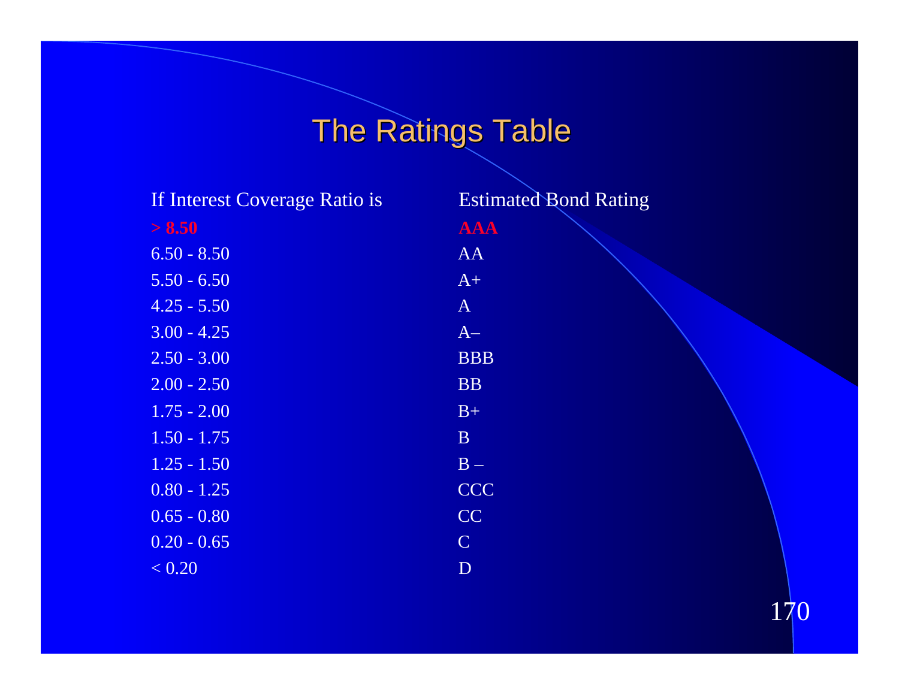# The Ratings Table

| If Interest Coverage Ratio is | Estimated Bond Rating |
|---|---|
| **> 8.50** | **AAA** |
| 6.50 - 8.50 | AA |
| 5.50 - 6.50 | A+ |
| 4.25 - 5.50 | A |
| 3.00 - 4.25 | A– |
| 2.50 - 3.00 | BBB |
| 2.00 - 2.50 | BB |
| 1.75 - 2.00 | B+ |
| 1.50 - 1.75 | B |
| 1.25 - 1.50 | B – |
| 0.80 - 1.25 | CCC |
| 0.65 - 0.80 | CC |
| 0.20 - 0.65 | C |
| < 0.20 | D |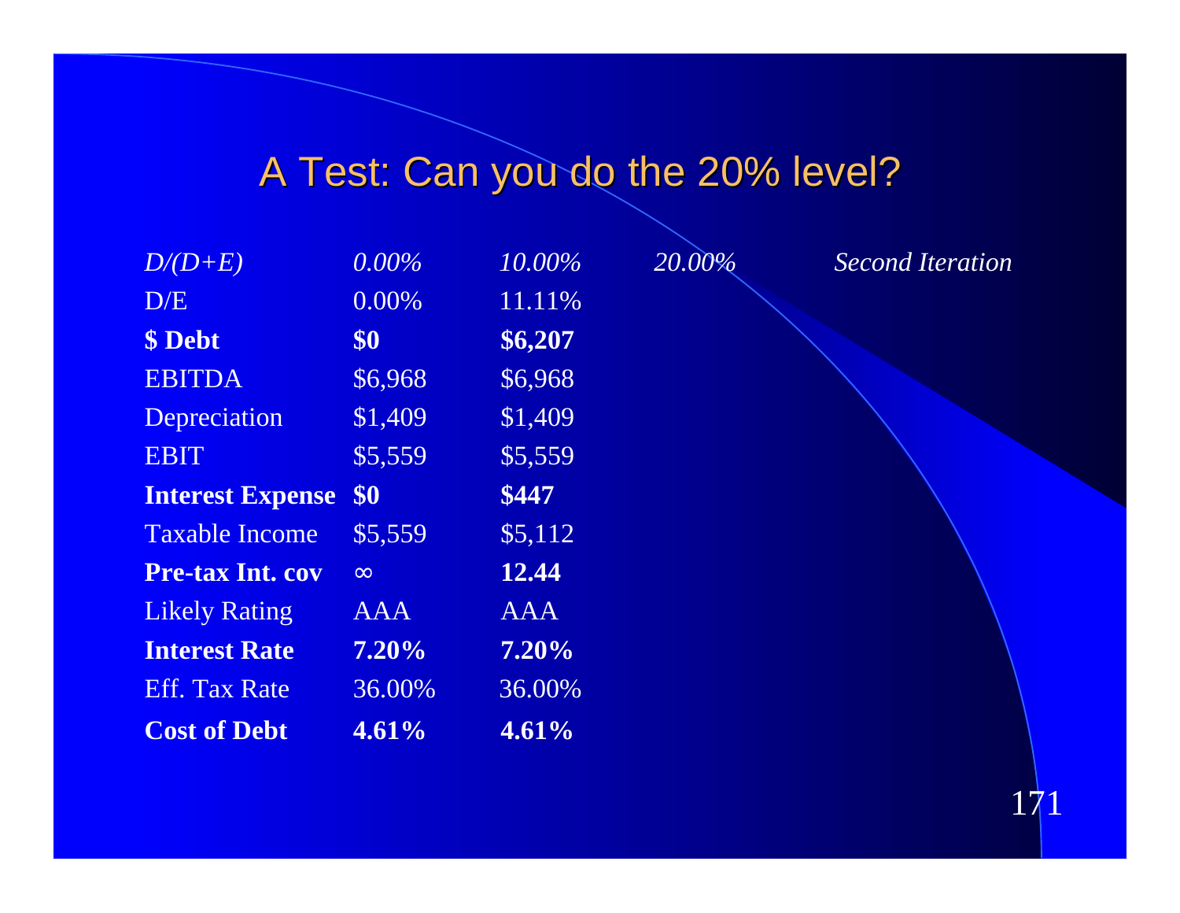# A Test: Can you do the 20% level?

| *D/(D+E)* | *0.00%* | *10.00%* | *20.00%* | *Second Iteration* |
|---|---|---|---|---|
| D/E | 0.00% | 11.11% | | |
| **$ Debt** | **$0** | **$6,207** | | |
| EBITDA | $6,968 | $6,968 | | |
| Depreciation | $1,409 | $1,409 | | |
| EBIT | $5,559 | $5,559 | | |
| **Interest Expense** | **$0** | **$447** | | |
| Taxable Income | $5,559 | $5,112 | | |
| **Pre-tax Int. cov** | ∞ | **12.44** | | |
| Likely Rating | AAA | AAA | | |
| **Interest Rate** | **7.20%** | **7.20%** | | |
| Eff. Tax Rate | 36.00% | 36.00% | | |
| **Cost of Debt** | **4.61%** | **4.61%** | | |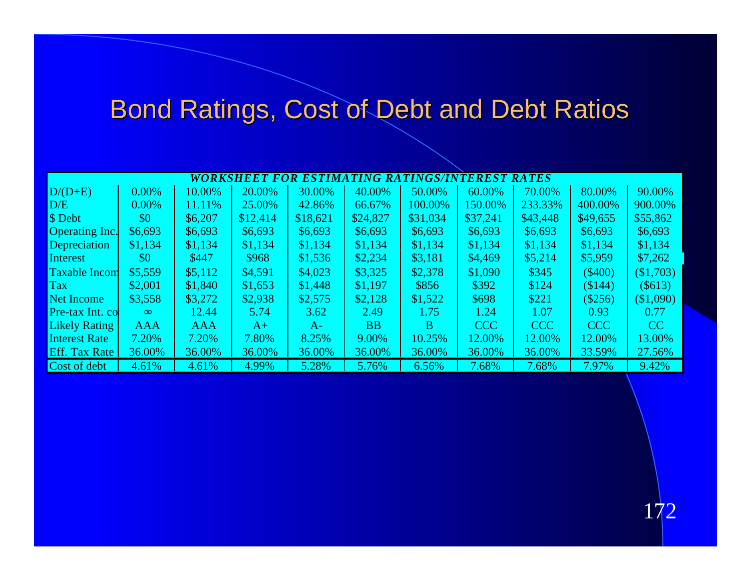# Bond Ratings, Cost of Debt and Debt Ratios

| WORKSHEET FOR ESTIMATING RATINGS/INTEREST RATES | | | | | | | | | | |
|---|---|---|---|---|---|---|---|---|---|---|
| D/(D+E) | 0.00% | 10.00% | 20.00% | 30.00% | 40.00% | 50.00% | 60.00% | 70.00% | 80.00% | 90.00% |
| D/E | 0.00% | 11.11% | 25.00% | 42.86% | 66.67% | 100.00% | 150.00% | 233.33% | 400.00% | 900.00% |
| $ Debt | $0 | $6,207 | $12,414 | $18,621 | $24,827 | $31,034 | $37,241 | $43,448 | $49,655 | $55,862 |
| Operating Inc. | $6,693 | $6,693 | $6,693 | $6,693 | $6,693 | $6,693 | $6,693 | $6,693 | $6,693 | $6,693 |
| Depreciation | $1,134 | $1,134 | $1,134 | $1,134 | $1,134 | $1,134 | $1,134 | $1,134 | $1,134 | $1,134 |
| Interest | $0 | $447 | $968 | $1,536 | $2,234 | $3,181 | $4,469 | $5,214 | $5,959 | $7,262 |
| Taxable Incom | $5,559 | $5,112 | $4,591 | $4,023 | $3,325 | $2,378 | $1,090 | $345 | ($400) | ($1,703) |
| Tax | $2,001 | $1,840 | $1,653 | $1,448 | $1,197 | $856 | $392 | $124 | ($144) | ($613) |
| Net Income | $3,558 | $3,272 | $2,938 | $2,575 | $2,128 | $1,522 | $698 | $221 | ($256) | ($1,090) |
| Pre-tax Int. co | ∞ | 12.44 | 5.74 | 3.62 | 2.49 | 1.75 | 1.24 | 1.07 | 0.93 | 0.77 |
| Likely Rating | AAA | AAA | A+ | A- | BB | B | CCC | CCC | CCC | CC |
| Interest Rate | 7.20% | 7.20% | 7.80% | 8.25% | 9.00% | 10.25% | 12.00% | 12.00% | 12.00% | 13.00% |
| Eff. Tax Rate | 36.00% | 36.00% | 36.00% | 36.00% | 36.00% | 36.00% | 36.00% | 36.00% | 33.59% | 27.56% |
| Cost of debt | 4.61% | 4.61% | 4.99% | 5.28% | 5.76% | 6.56% | 7.68% | 7.68% | 7.97% | 9.42% |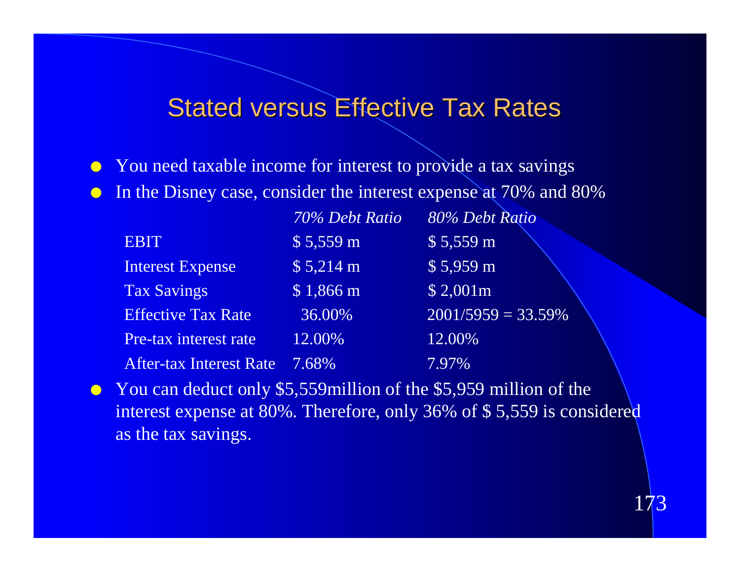# Stated versus Effective Tax Rates

- You need taxable income for interest to provide a tax savings
- In the Disney case, consider the interest expense at 70% and 80%

| | *70% Debt Ratio* | *80% Debt Ratio* |
|---|---|---|
| EBIT | $ 5,559 m | $ 5,559 m |
| Interest Expense | $ 5,214 m | $ 5,959 m |
| Tax Savings | $ 1,866 m | $ 2,001m |
| Effective Tax Rate | 36.00% | 2001/5959 = 33.59% |
| Pre-tax interest rate | 12.00% | 12.00% |
| After-tax Interest Rate | 7.68% | 7.97% |

- You can deduct only $5,559million of the $5,959 million of the interest expense at 80%. Therefore, only 36% of $ 5,559 is considered as the tax savings.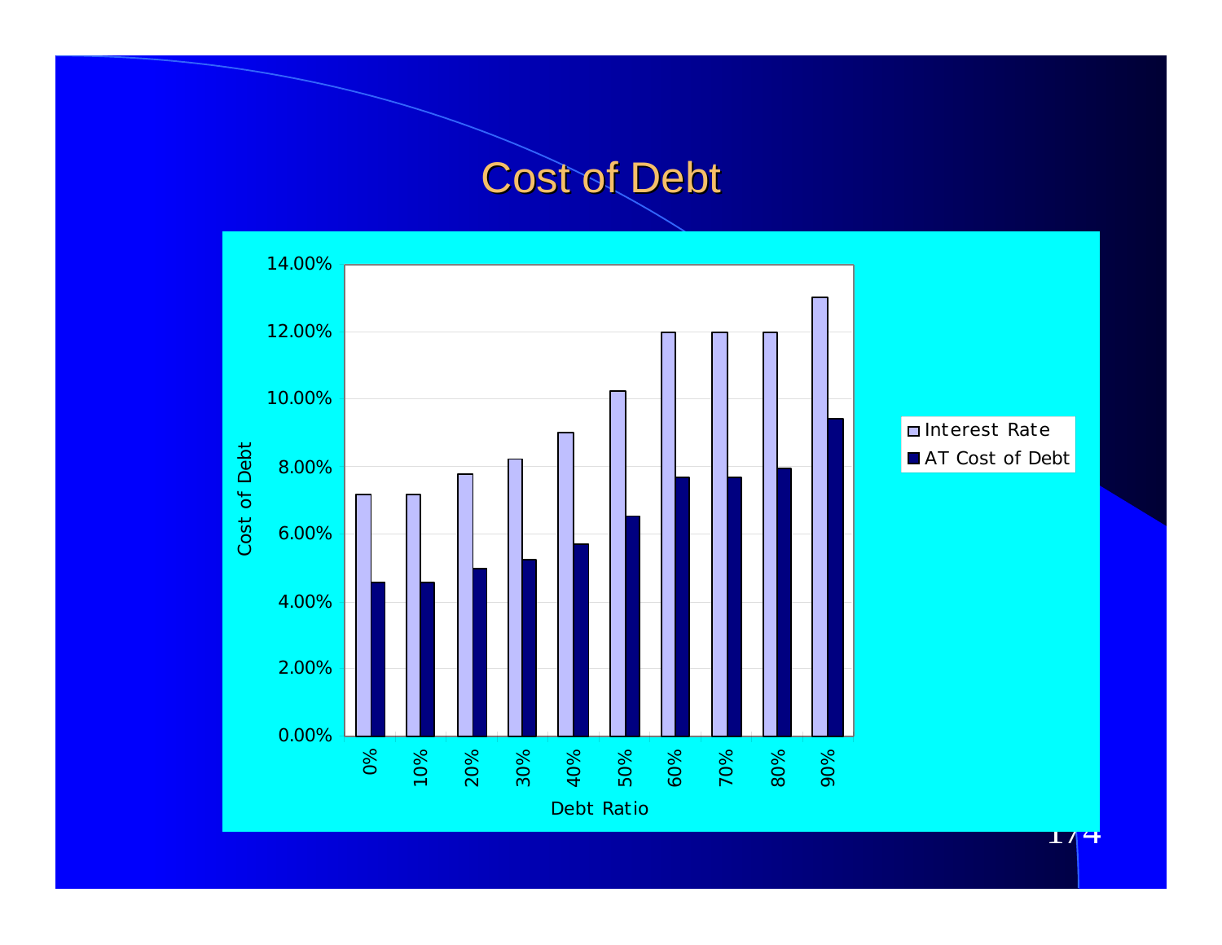# Cost of Debt

Cost of Debt

| Debt Ratio | Interest Rate | AT Cost of Debt |
|---|---|---|
| 0% | | |
| 10% | | |
| 20% | | |
| 30% | | |
| 40% | | |
| 50% | | |
| 60% | | |
| 70% | | |
| 80% | | |
| 90% | | |

Y-axis: 0.00%, 2.00%, 4.00%, 6.00%, 8.00%, 10.00%, 12.00%, 14.00%

Legend: Interest Rate; AT Cost of Debt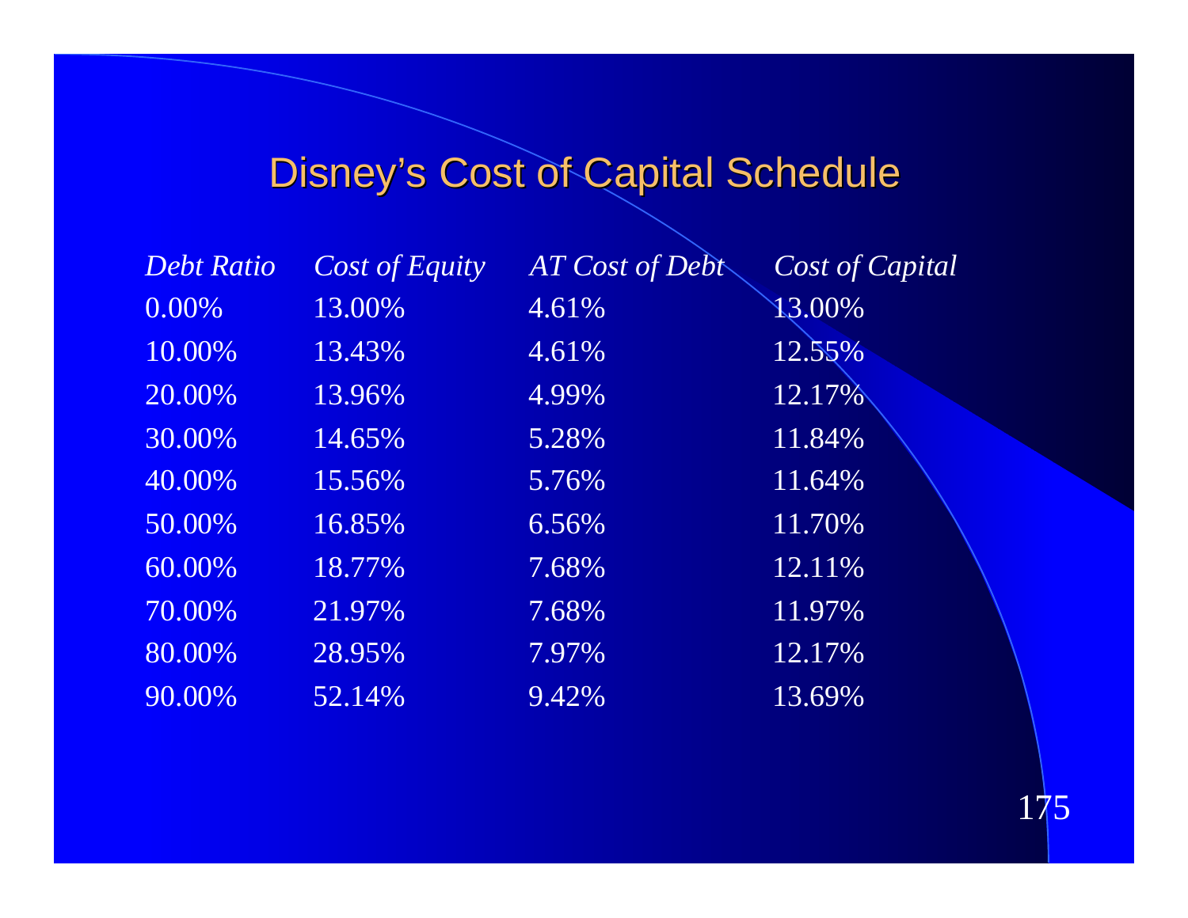# Disney's Cost of Capital Schedule

| *Debt Ratio* | *Cost of Equity* | *AT Cost of Debt* | *Cost of Capital* |
|---|---|---|---|
| 0.00% | 13.00% | 4.61% | 13.00% |
| 10.00% | 13.43% | 4.61% | 12.55% |
| 20.00% | 13.96% | 4.99% | 12.17% |
| 30.00% | 14.65% | 5.28% | 11.84% |
| 40.00% | 15.56% | 5.76% | 11.64% |
| 50.00% | 16.85% | 6.56% | 11.70% |
| 60.00% | 18.77% | 7.68% | 12.11% |
| 70.00% | 21.97% | 7.68% | 11.97% |
| 80.00% | 28.95% | 7.97% | 12.17% |
| 90.00% | 52.14% | 9.42% | 13.69% |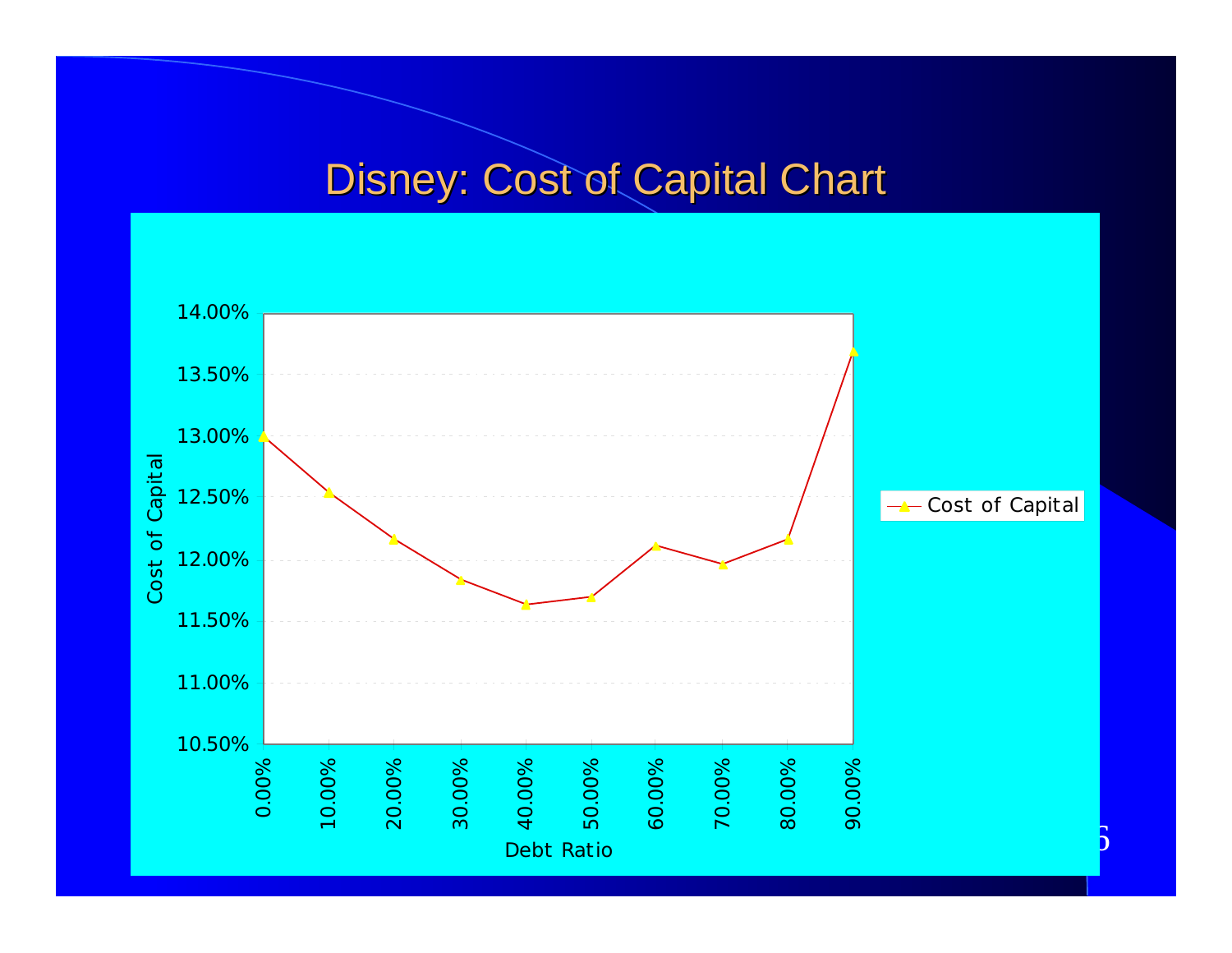# Disney: Cost of Capital Chart

| Debt Ratio | Cost of Capital |
|---|---|
| 0.00% | 13.00% |
| 10.00% | 12.54% |
| 20.00% | 12.16% |
| 30.00% | 11.84% |
| 40.00% | 11.64% |
| 50.00% | 11.70% |
| 60.00% | 12.11% |
| 70.00% | 11.97% |
| 80.00% | 12.17% |
| 90.00% | 13.69% |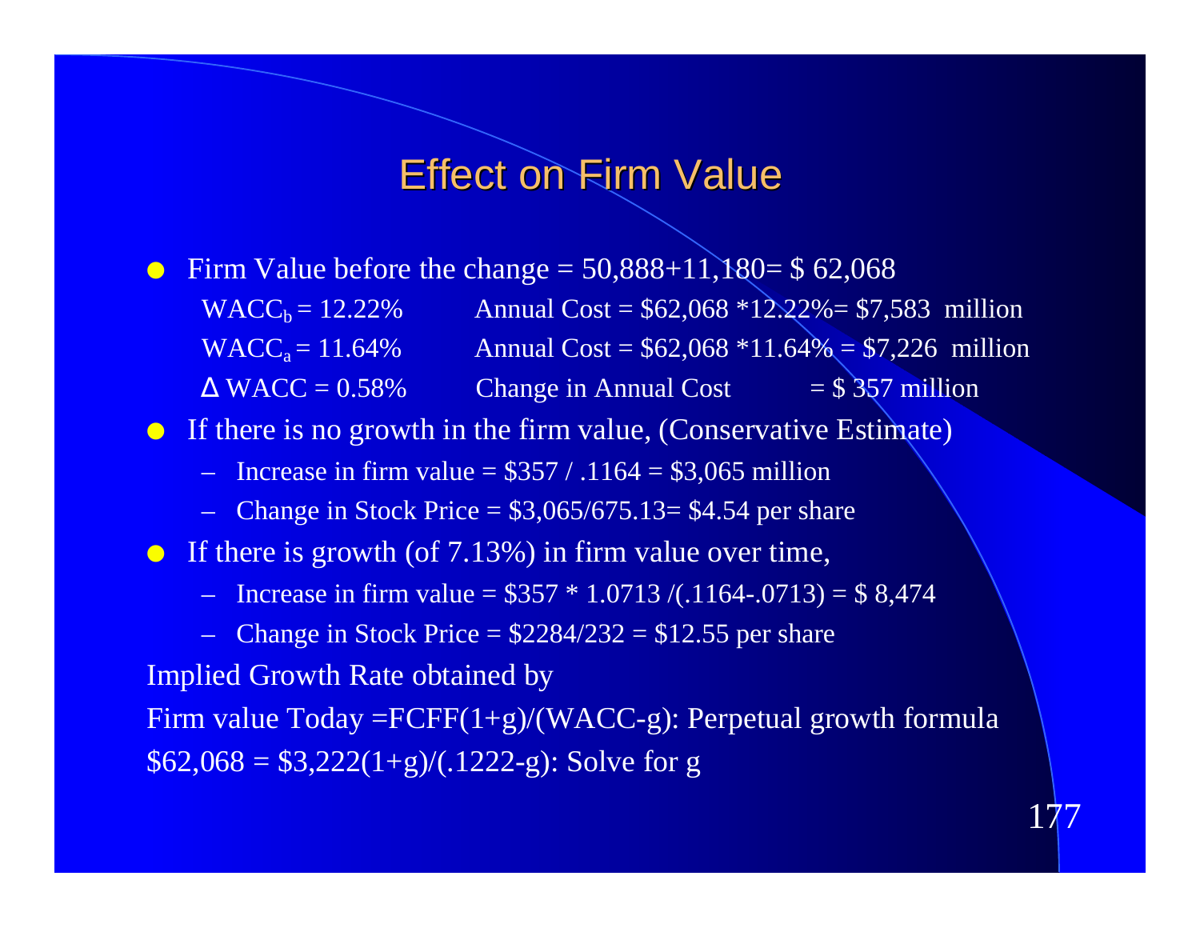# Effect on Firm Value

- Firm Value before the change = 50,888+11,180= $ 62,068

  $WACC_b$ = 12.22% Annual Cost = $62,068 *12.22%= $7,583 million

  $WACC_a$ = 11.64% Annual Cost = $62,068 *11.64% = $7,226 million

  Δ WACC = 0.58% Change in Annual Cost = $ 357 million

- If there is no growth in the firm value, (Conservative Estimate)
  - Increase in firm value = $357 / .1164 = $3,065 million
  - Change in Stock Price = $3,065/675.13= $4.54 per share
- If there is growth (of 7.13%) in firm value over time,
  - Increase in firm value = $357 * 1.0713 /(.1164-.0713) = $ 8,474
  - Change in Stock Price = $2284/232 = $12.55 per share

Implied Growth Rate obtained by

Firm value Today =FCFF(1+g)/(WACC-g): Perpetual growth formula

$62,068 = $3,222(1+g)/(.1222-g): Solve for g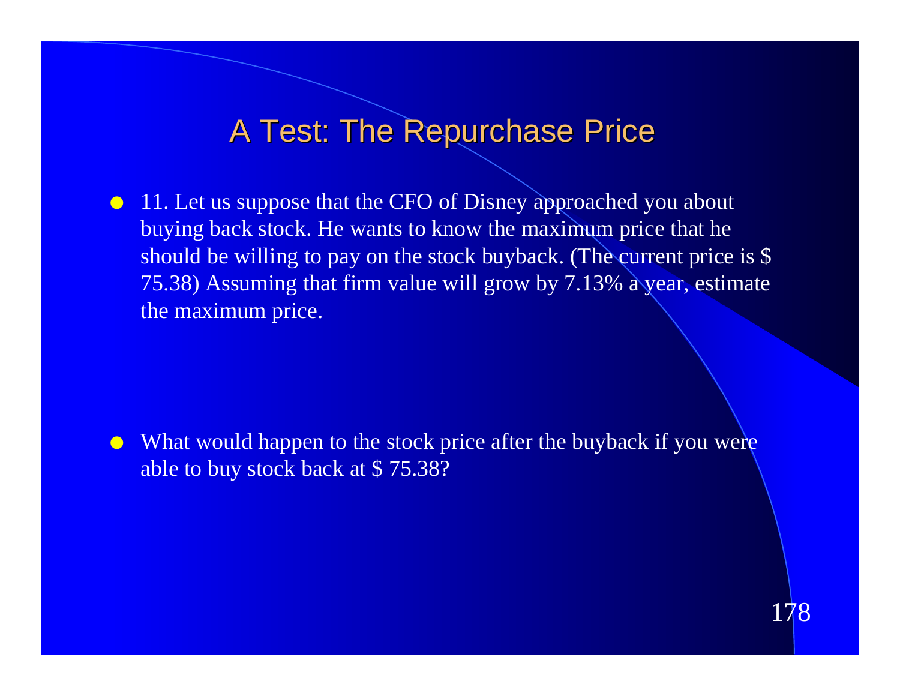# A Test: The Repurchase Price

- 11. Let us suppose that the CFO of Disney approached you about buying back stock. He wants to know the maximum price that he should be willing to pay on the stock buyback. (The current price is $ 75.38) Assuming that firm value will grow by 7.13% a year, estimate the maximum price.

- What would happen to the stock price after the buyback if you were able to buy stock back at $ 75.38?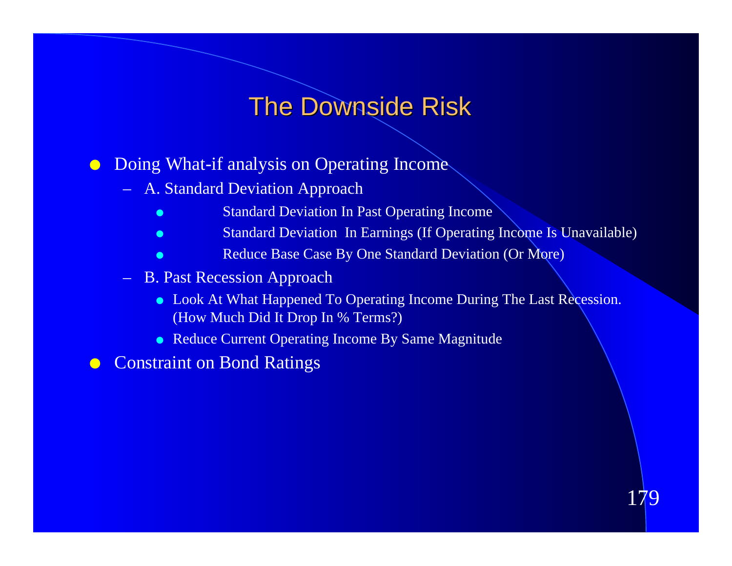# The Downside Risk

- Doing What-if analysis on Operating Income
  - A. Standard Deviation Approach
    - Standard Deviation In Past Operating Income
    - Standard Deviation In Earnings (If Operating Income Is Unavailable)
    - Reduce Base Case By One Standard Deviation (Or More)
  - B. Past Recession Approach
    - Look At What Happened To Operating Income During The Last Recession. (How Much Did It Drop In % Terms?)
    - Reduce Current Operating Income By Same Magnitude
- Constraint on Bond Ratings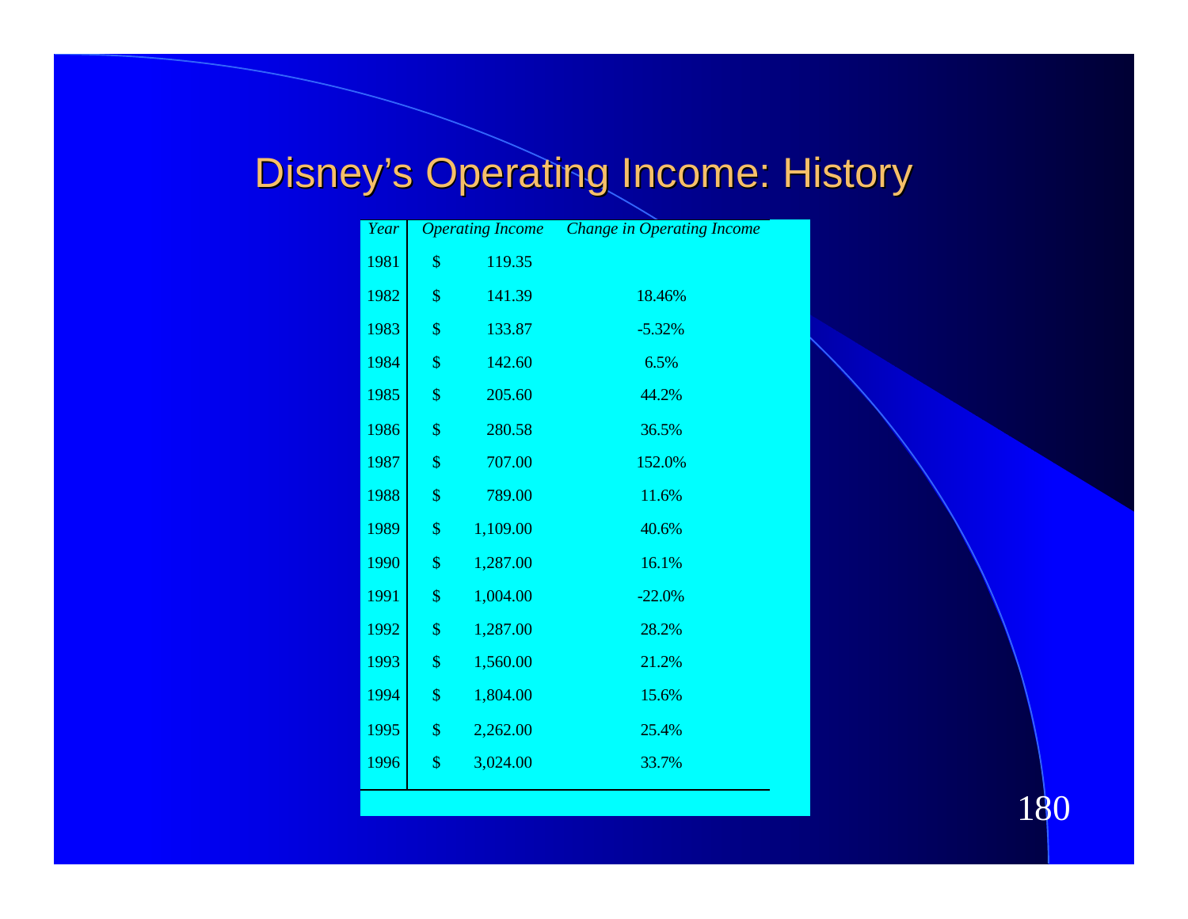# Disney's Operating Income: History

| *Year* | *Operating Income* | *Change in Operating Income* |
|---|---|---|
| 1981 | $ 119.35 | |
| 1982 | $ 141.39 | 18.46% |
| 1983 | $ 133.87 | -5.32% |
| 1984 | $ 142.60 | 6.5% |
| 1985 | $ 205.60 | 44.2% |
| 1986 | $ 280.58 | 36.5% |
| 1987 | $ 707.00 | 152.0% |
| 1988 | $ 789.00 | 11.6% |
| 1989 | $ 1,109.00 | 40.6% |
| 1990 | $ 1,287.00 | 16.1% |
| 1991 | $ 1,004.00 | -22.0% |
| 1992 | $ 1,287.00 | 28.2% |
| 1993 | $ 1,560.00 | 21.2% |
| 1994 | $ 1,804.00 | 15.6% |
| 1995 | $ 2,262.00 | 25.4% |
| 1996 | $ 3,024.00 | 33.7% |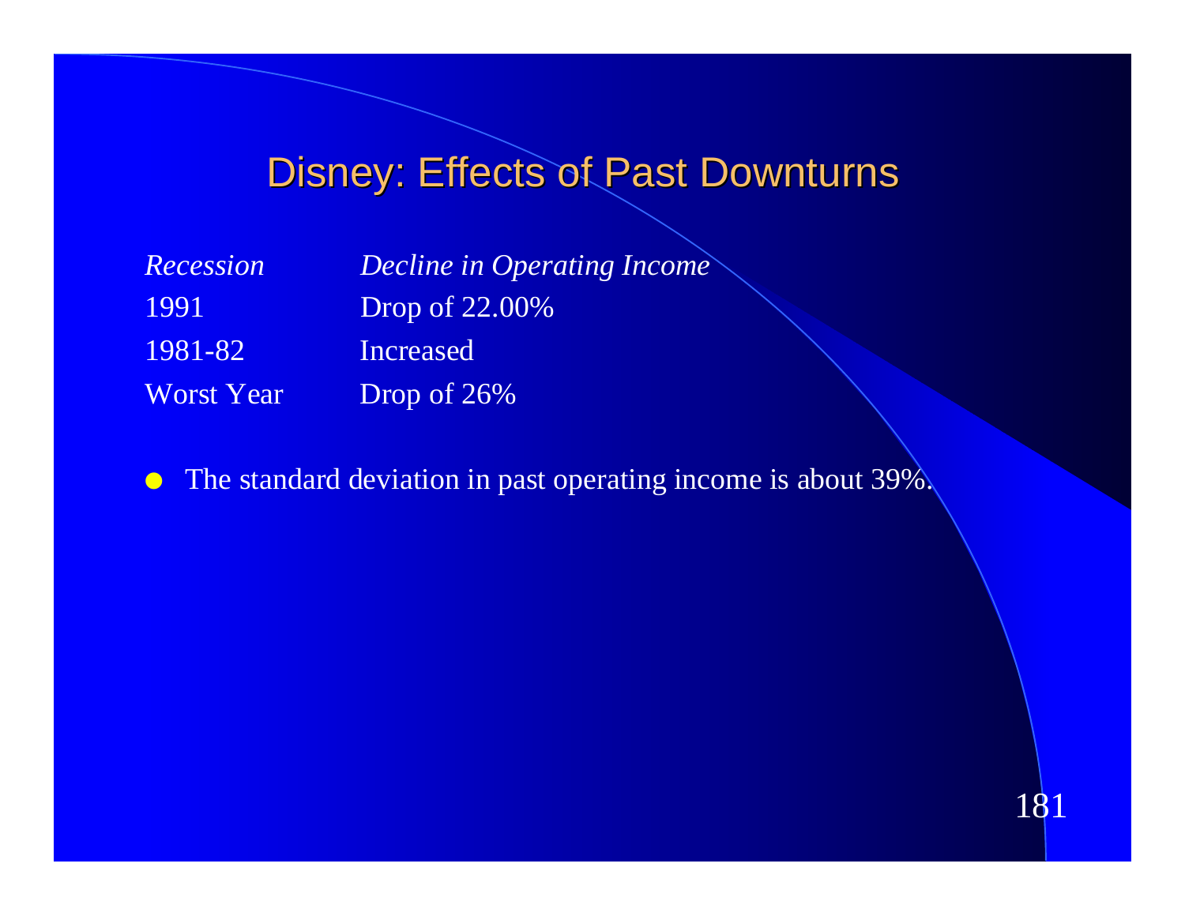# Disney: Effects of Past Downturns

| *Recession* | *Decline in Operating Income* |
| --- | --- |
| 1991 | Drop of 22.00% |
| 1981-82 | Increased |
| Worst Year | Drop of 26% |

- The standard deviation in past operating income is about 39%.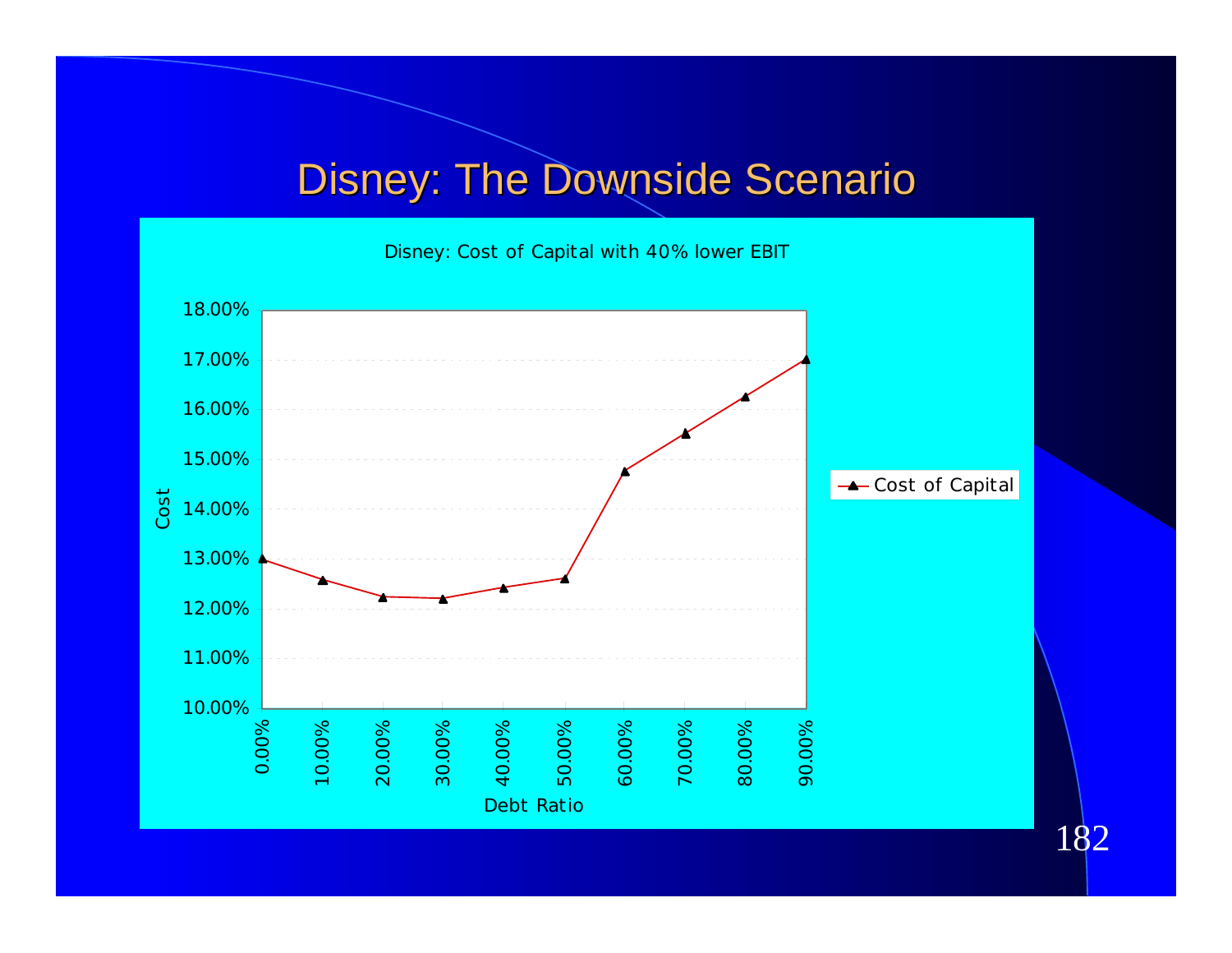# Disney: The Downside Scenario

Disney: Cost of Capital with 40% lower EBIT

Cost

18.00%
17.00%
16.00%
15.00%
14.00%
13.00%
12.00%
11.00%
10.00%

0.00% 10.00% 20.00% 30.00% 40.00% 50.00% 60.00% 70.00% 80.00% 90.00%

Debt Ratio

Cost of Capital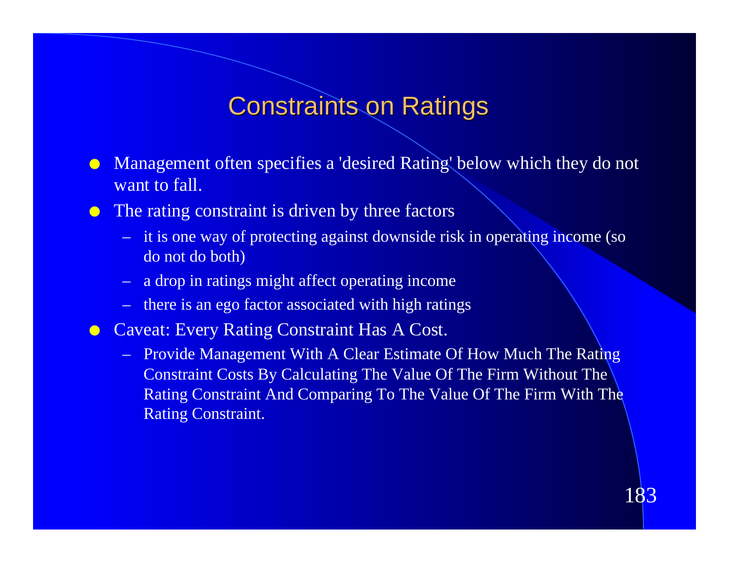# Constraints on Ratings

- Management often specifies a 'desired Rating' below which they do not want to fall.
- The rating constraint is driven by three factors
  - it is one way of protecting against downside risk in operating income (so do not do both)
  - a drop in ratings might affect operating income
  - there is an ego factor associated with high ratings
- Caveat: Every Rating Constraint Has A Cost.
  - Provide Management With A Clear Estimate Of How Much The Rating Constraint Costs By Calculating The Value Of The Firm Without The Rating Constraint And Comparing To The Value Of The Firm With The Rating Constraint.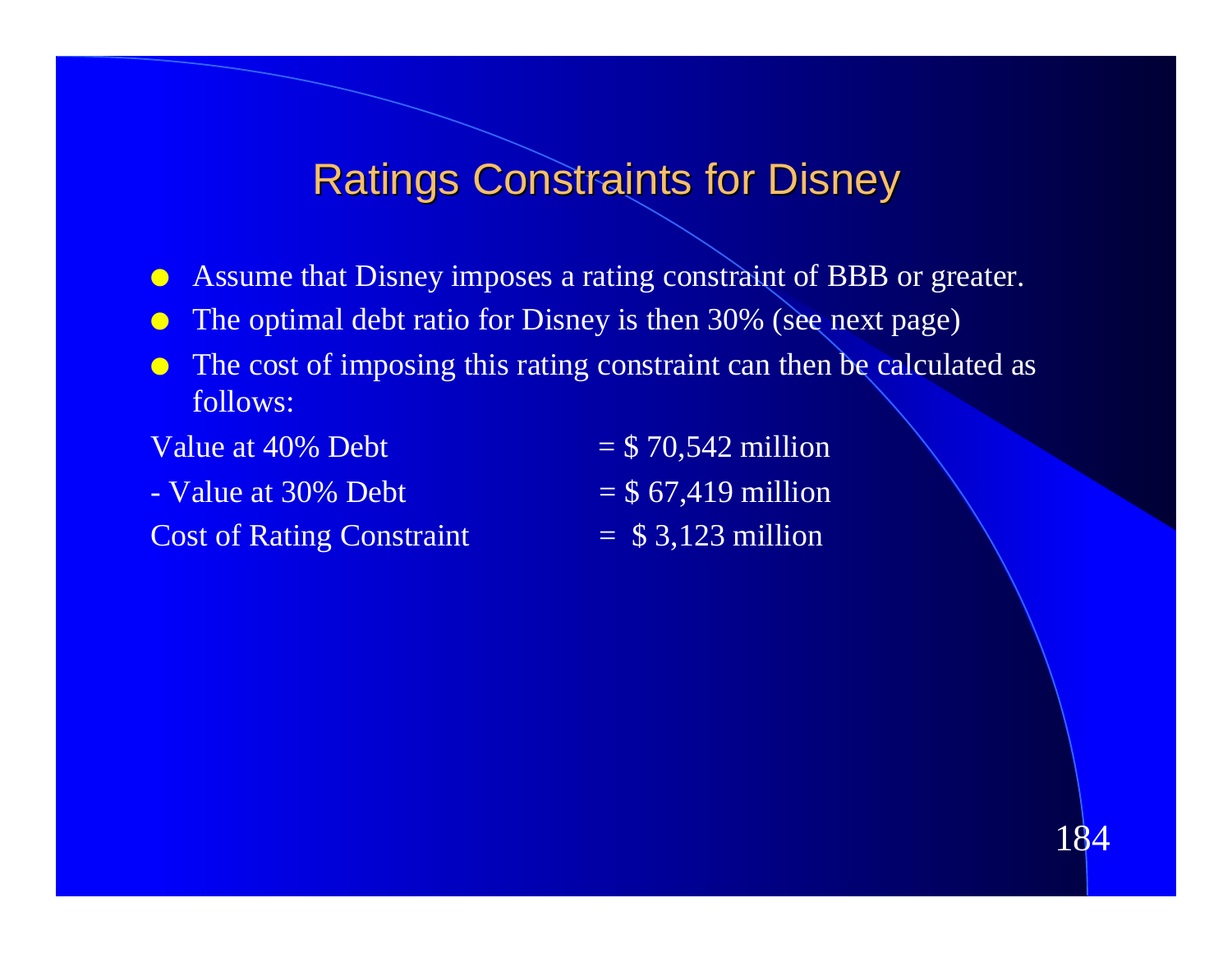# Ratings Constraints for Disney

- Assume that Disney imposes a rating constraint of BBB or greater.
- The optimal debt ratio for Disney is then 30% (see next page)
- The cost of imposing this rating constraint can then be calculated as follows:

| | |
|---|---|
| Value at 40% Debt | = $ 70,542 million |
| - Value at 30% Debt | = $ 67,419 million |
| Cost of Rating Constraint | = $ 3,123 million |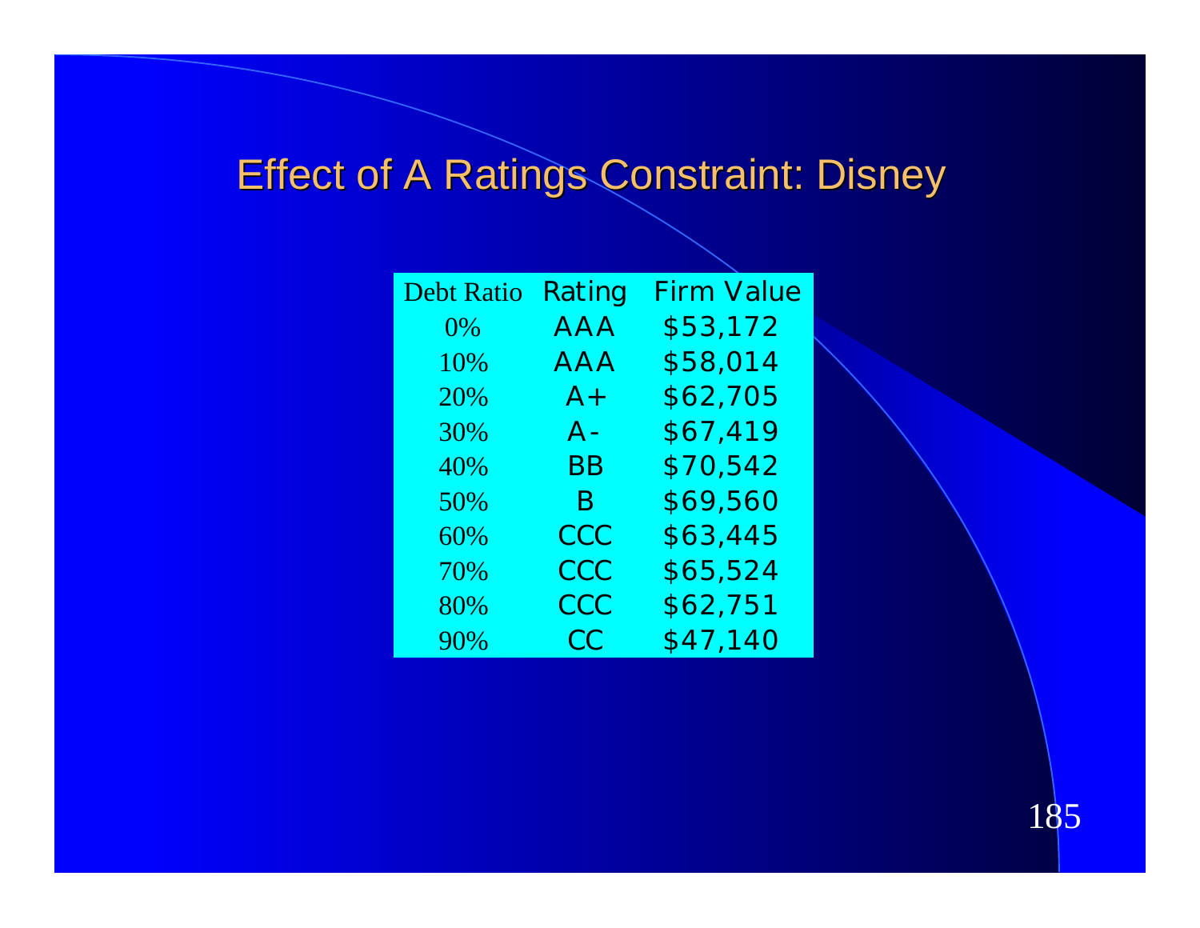# Effect of A Ratings Constraint: Disney

| Debt Ratio | Rating | Firm Value |
|---|---|---|
| 0% | AAA | $53,172 |
| 10% | AAA | $58,014 |
| 20% | A+ | $62,705 |
| 30% | A- | $67,419 |
| 40% | BB | $70,542 |
| 50% | B | $69,560 |
| 60% | CCC | $63,445 |
| 70% | CCC | $65,524 |
| 80% | CCC | $62,751 |
| 90% | CC | $47,140 |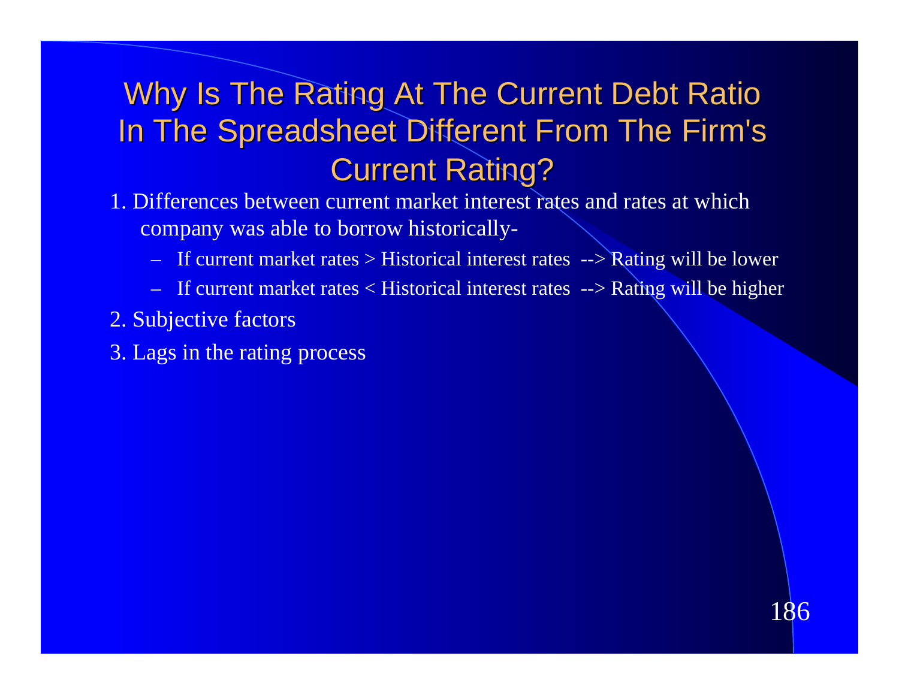# Why Is The Rating At The Current Debt Ratio In The Spreadsheet Different From The Firm's Current Rating?

1. Differences between current market interest rates and rates at which company was able to borrow historically-
   - If current market rates > Historical interest rates --> Rating will be lower
   - If current market rates < Historical interest rates --> Rating will be higher
2. Subjective factors
3. Lags in the rating process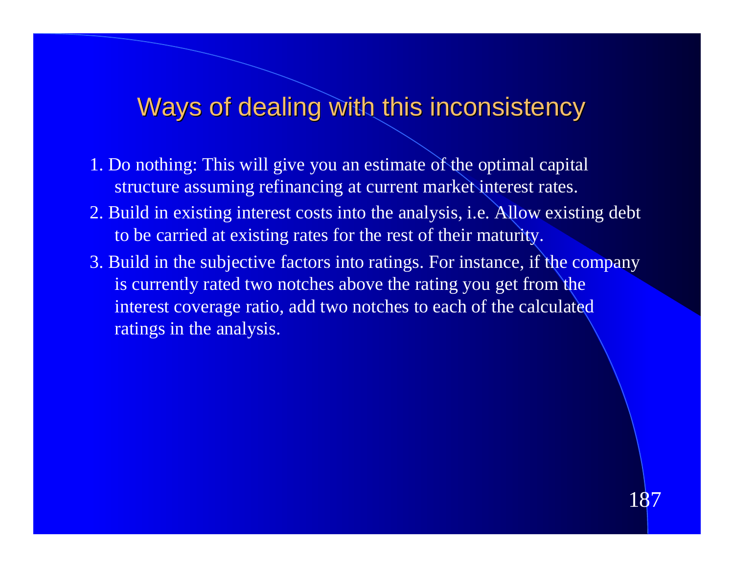# Ways of dealing with this inconsistency

1. Do nothing: This will give you an estimate of the optimal capital structure assuming refinancing at current market interest rates.
2. Build in existing interest costs into the analysis, i.e. Allow existing debt to be carried at existing rates for the rest of their maturity.
3. Build in the subjective factors into ratings. For instance, if the company is currently rated two notches above the rating you get from the interest coverage ratio, add two notches to each of the calculated ratings in the analysis.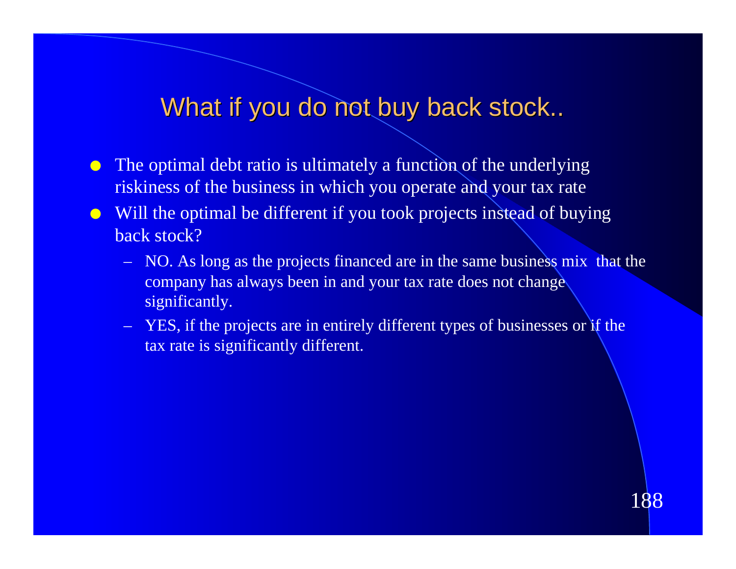# What if you do not buy back stock..

- The optimal debt ratio is ultimately a function of the underlying riskiness of the business in which you operate and your tax rate
- Will the optimal be different if you took projects instead of buying back stock?
  - NO. As long as the projects financed are in the same business mix that the company has always been in and your tax rate does not change significantly.
  - YES, if the projects are in entirely different types of businesses or if the tax rate is significantly different.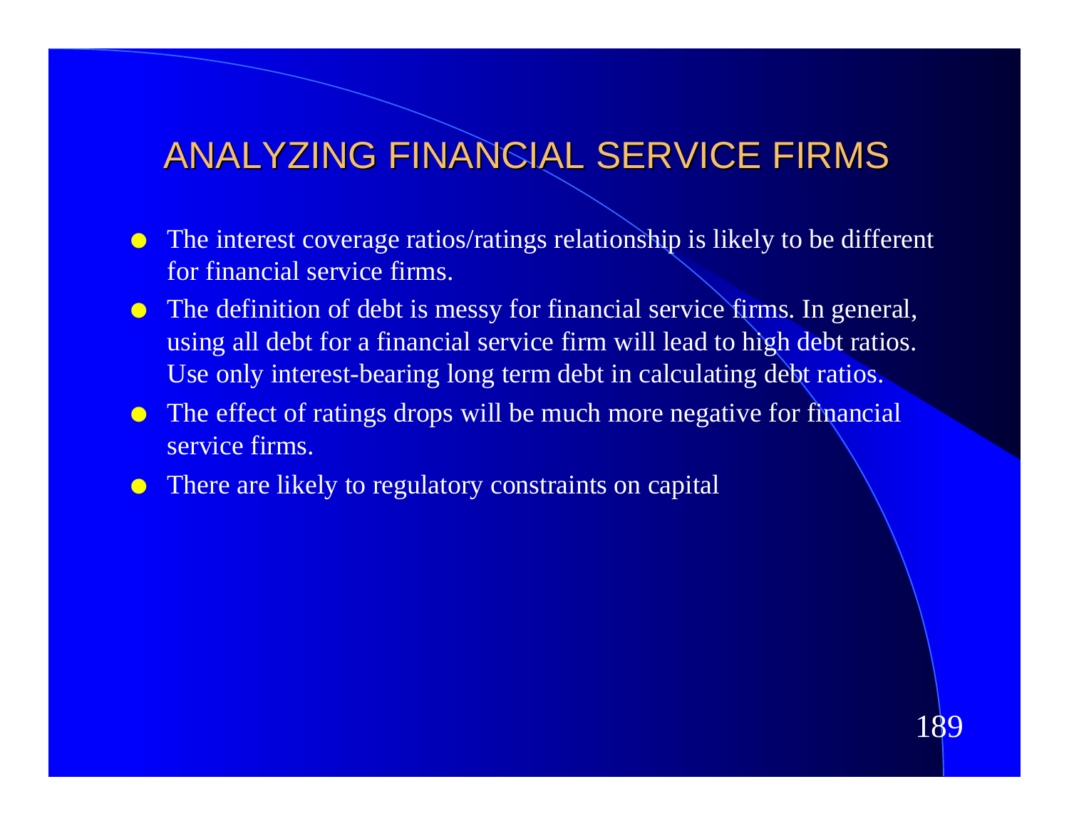# ANALYZING FINANCIAL SERVICE FIRMS

- The interest coverage ratios/ratings relationship is likely to be different for financial service firms.
- The definition of debt is messy for financial service firms. In general, using all debt for a financial service firm will lead to high debt ratios. Use only interest-bearing long term debt in calculating debt ratios.
- The effect of ratings drops will be much more negative for financial service firms.
- There are likely to regulatory constraints on capital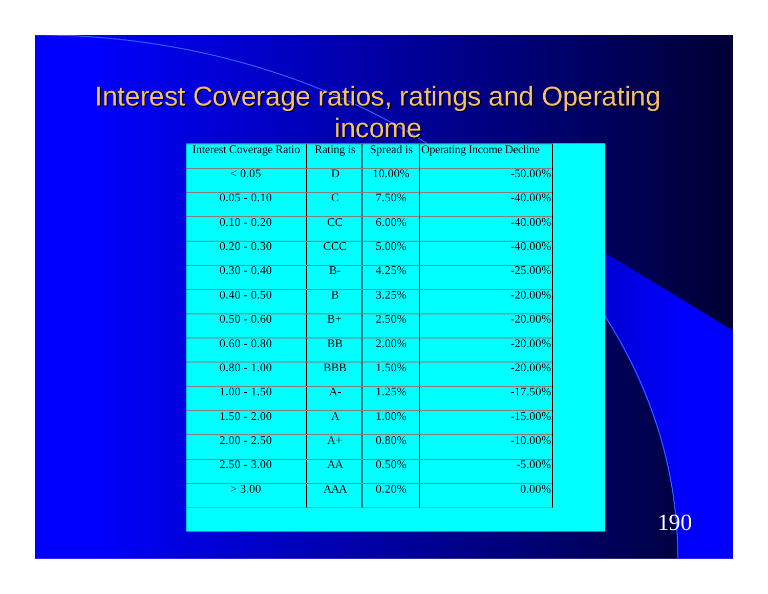# Interest Coverage ratios, ratings and Operating income

| Interest Coverage Ratio | Rating is | Spread is | Operating Income Decline |
|---|---|---|---|
| < 0.05 | D | 10.00% | -50.00% |
| 0.05 - 0.10 | C | 7.50% | -40.00% |
| 0.10 - 0.20 | CC | 6.00% | -40.00% |
| 0.20 - 0.30 | CCC | 5.00% | -40.00% |
| 0.30 - 0.40 | B- | 4.25% | -25.00% |
| 0.40 - 0.50 | B | 3.25% | -20.00% |
| 0.50 - 0.60 | B+ | 2.50% | -20.00% |
| 0.60 - 0.80 | BB | 2.00% | -20.00% |
| 0.80 - 1.00 | BBB | 1.50% | -20.00% |
| 1.00 - 1.50 | A- | 1.25% | -17.50% |
| 1.50 - 2.00 | A | 1.00% | -15.00% |
| 2.00 - 2.50 | A+ | 0.80% | -10.00% |
| 2.50 - 3.00 | AA | 0.50% | -5.00% |
| > 3.00 | AAA | 0.20% | 0.00% |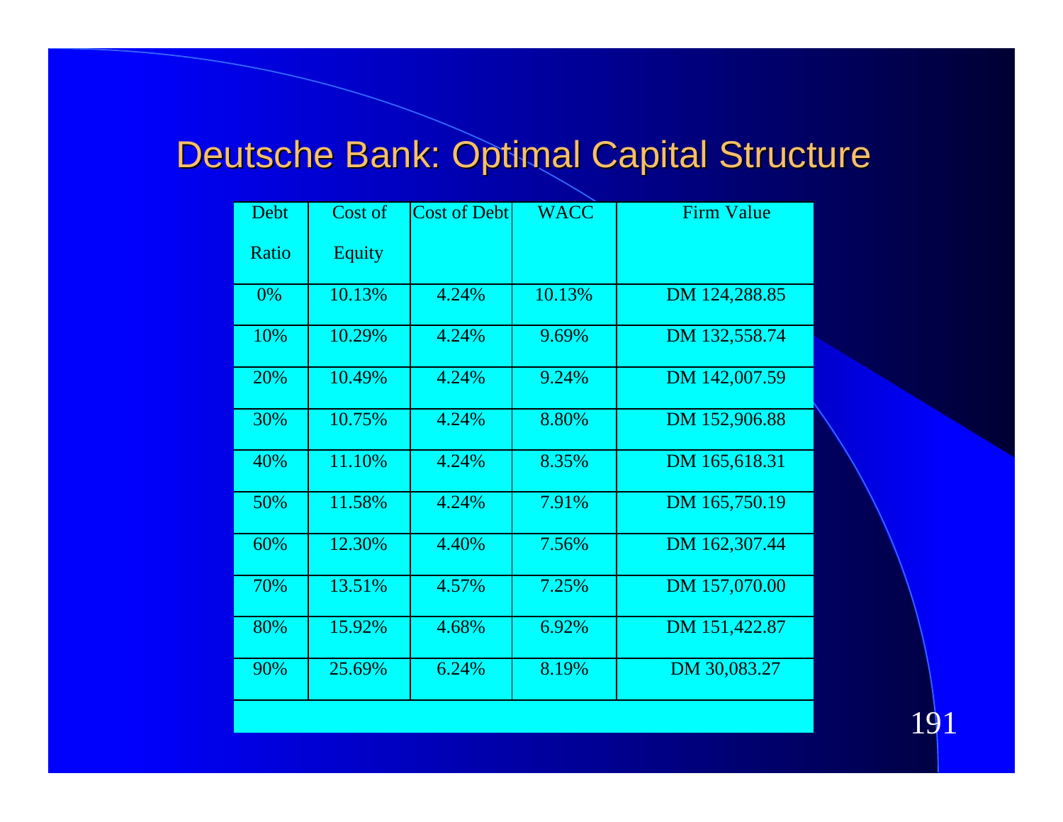# Deutsche Bank: Optimal Capital Structure

| Debt Ratio | Cost of Equity | Cost of Debt | WACC | Firm Value |
|---|---|---|---|---|
| 0% | 10.13% | 4.24% | 10.13% | DM 124,288.85 |
| 10% | 10.29% | 4.24% | 9.69% | DM 132,558.74 |
| 20% | 10.49% | 4.24% | 9.24% | DM 142,007.59 |
| 30% | 10.75% | 4.24% | 8.80% | DM 152,906.88 |
| 40% | 11.10% | 4.24% | 8.35% | DM 165,618.31 |
| 50% | 11.58% | 4.24% | 7.91% | DM 165,750.19 |
| 60% | 12.30% | 4.40% | 7.56% | DM 162,307.44 |
| 70% | 13.51% | 4.57% | 7.25% | DM 157,070.00 |
| 80% | 15.92% | 4.68% | 6.92% | DM 151,422.87 |
| 90% | 25.69% | 6.24% | 8.19% | DM 30,083.27 |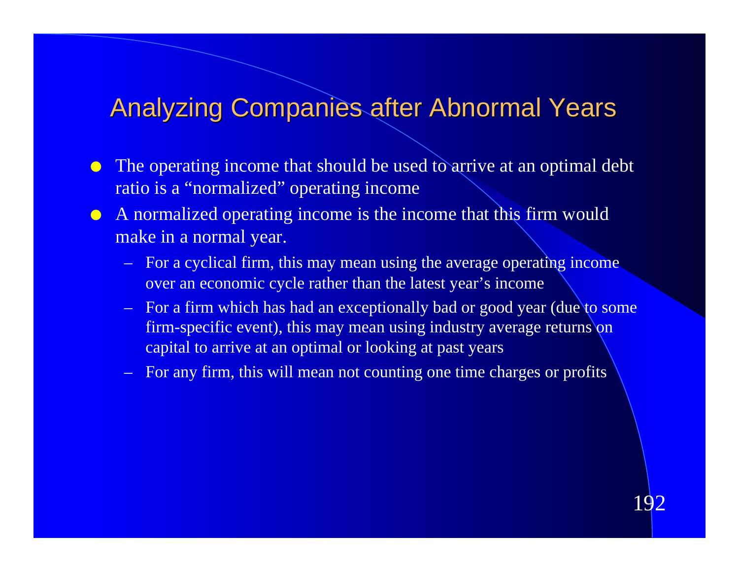## Analyzing Companies after Abnormal Years

- The operating income that should be used to arrive at an optimal debt ratio is a "normalized" operating income
- A normalized operating income is the income that this firm would make in a normal year.
  - For a cyclical firm, this may mean using the average operating income over an economic cycle rather than the latest year's income
  - For a firm which has had an exceptionally bad or good year (due to some firm-specific event), this may mean using industry average returns on capital to arrive at an optimal or looking at past years
  - For any firm, this will mean not counting one time charges or profits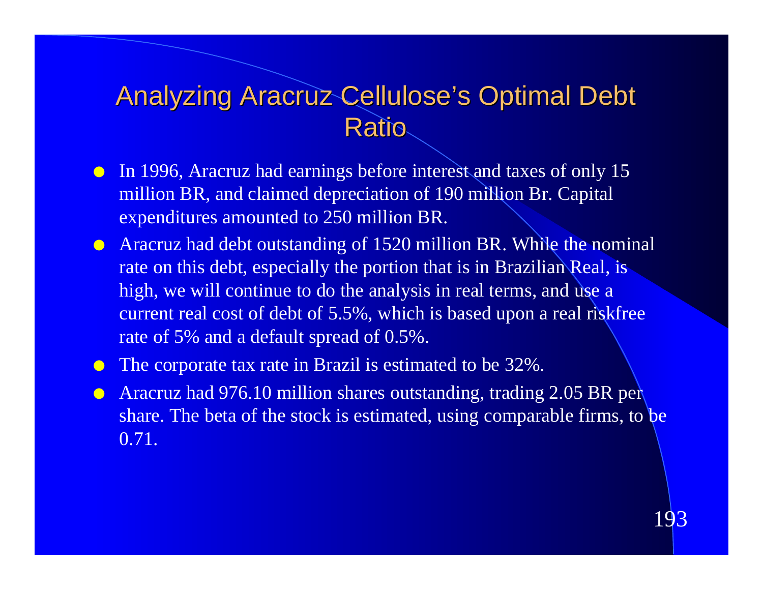# Analyzing Aracruz Cellulose's Optimal Debt Ratio

- In 1996, Aracruz had earnings before interest and taxes of only 15 million BR, and claimed depreciation of 190 million Br. Capital expenditures amounted to 250 million BR.
- Aracruz had debt outstanding of 1520 million BR. While the nominal rate on this debt, especially the portion that is in Brazilian Real, is high, we will continue to do the analysis in real terms, and use a current real cost of debt of 5.5%, which is based upon a real riskfree rate of 5% and a default spread of 0.5%.
- The corporate tax rate in Brazil is estimated to be 32%.
- Aracruz had 976.10 million shares outstanding, trading 2.05 BR per share. The beta of the stock is estimated, using comparable firms, to be 0.71.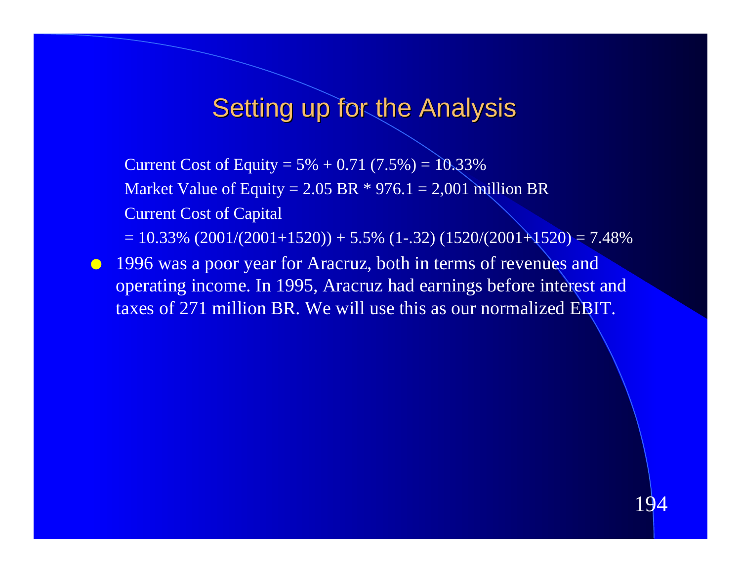## Setting up for the Analysis

Current Cost of Equity = 5% + 0.71 (7.5%) = 10.33%

Market Value of Equity = 2.05 BR * 976.1 = 2,001 million BR

Current Cost of Capital

= 10.33% (2001/(2001+1520)) + 5.5% (1-.32) (1520/(2001+1520) = 7.48%

- 1996 was a poor year for Aracruz, both in terms of revenues and operating income. In 1995, Aracruz had earnings before interest and taxes of 271 million BR. We will use this as our normalized EBIT.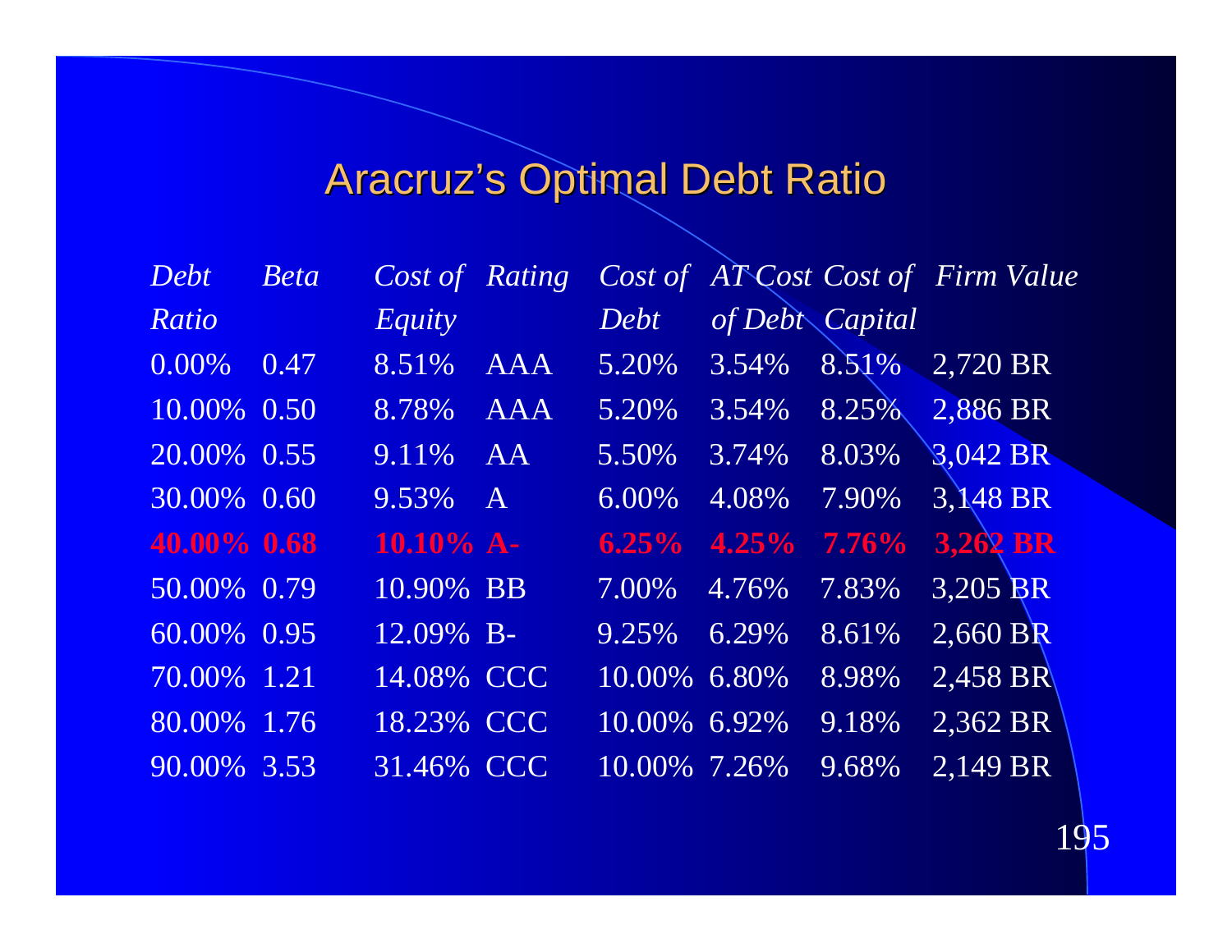# Aracruz's Optimal Debt Ratio

| *Debt Ratio* | *Beta* | *Cost of Equity* | *Rating* | *Cost of Debt* | *AT Cost of Debt* | *Cost of Capital* | *Firm Value* |
|---|---|---|---|---|---|---|---|
| 0.00% | 0.47 | 8.51% | AAA | 5.20% | 3.54% | 8.51% | 2,720 BR |
| 10.00% | 0.50 | 8.78% | AAA | 5.20% | 3.54% | 8.25% | 2,886 BR |
| 20.00% | 0.55 | 9.11% | AA | 5.50% | 3.74% | 8.03% | 3,042 BR |
| 30.00% | 0.60 | 9.53% | A | 6.00% | 4.08% | 7.90% | 3,148 BR |
| **40.00%** | **0.68** | **10.10%** | **A-** | **6.25%** | **4.25%** | **7.76%** | **3,262 BR** |
| 50.00% | 0.79 | 10.90% | BB | 7.00% | 4.76% | 7.83% | 3,205 BR |
| 60.00% | 0.95 | 12.09% | B- | 9.25% | 6.29% | 8.61% | 2,660 BR |
| 70.00% | 1.21 | 14.08% | CCC | 10.00% | 6.80% | 8.98% | 2,458 BR |
| 80.00% | 1.76 | 18.23% | CCC | 10.00% | 6.92% | 9.18% | 2,362 BR |
| 90.00% | 3.53 | 31.46% | CCC | 10.00% | 7.26% | 9.68% | 2,149 BR |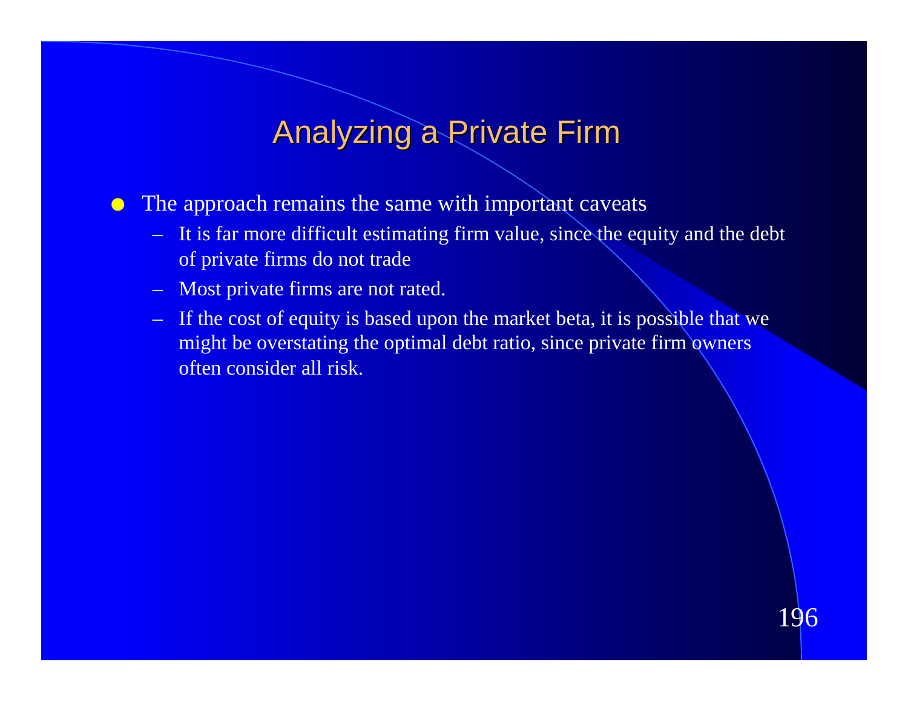# Analyzing a Private Firm

- The approach remains the same with important caveats
  - It is far more difficult estimating firm value, since the equity and the debt of private firms do not trade
  - Most private firms are not rated.
  - If the cost of equity is based upon the market beta, it is possible that we might be overstating the optimal debt ratio, since private firm owners often consider all risk.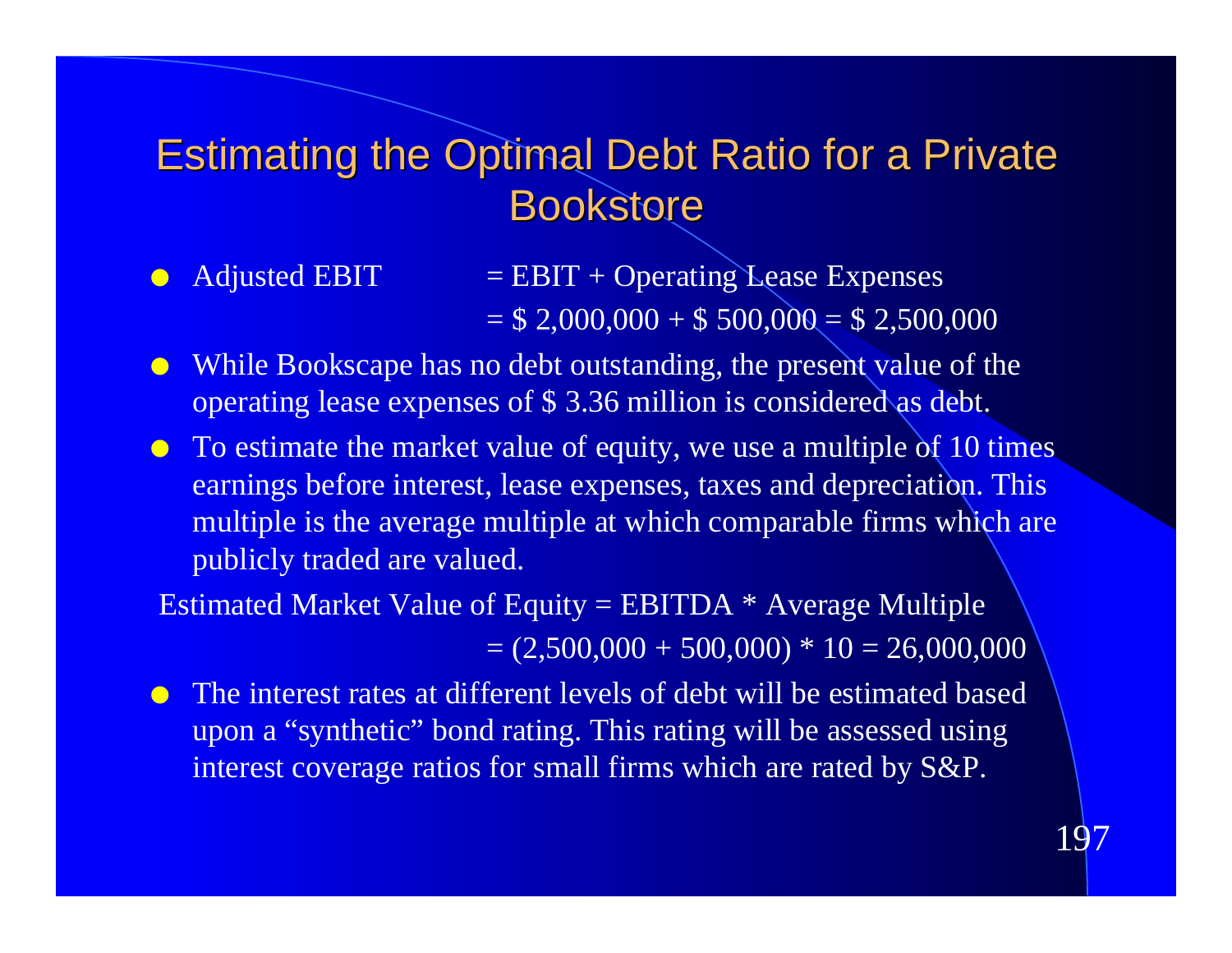# Estimating the Optimal Debt Ratio for a Private Bookstore

- Adjusted EBIT = EBIT + Operating Lease Expenses
  = $ 2,000,000 + $ 500,000 = $ 2,500,000
- While Bookscape has no debt outstanding, the present value of the operating lease expenses of $ 3.36 million is considered as debt.
- To estimate the market value of equity, we use a multiple of 10 times earnings before interest, lease expenses, taxes and depreciation. This multiple is the average multiple at which comparable firms which are publicly traded are valued.

Estimated Market Value of Equity = EBITDA * Average Multiple
= (2,500,000 + 500,000) * 10 = 26,000,000

- The interest rates at different levels of debt will be estimated based upon a "synthetic" bond rating. This rating will be assessed using interest coverage ratios for small firms which are rated by S&P.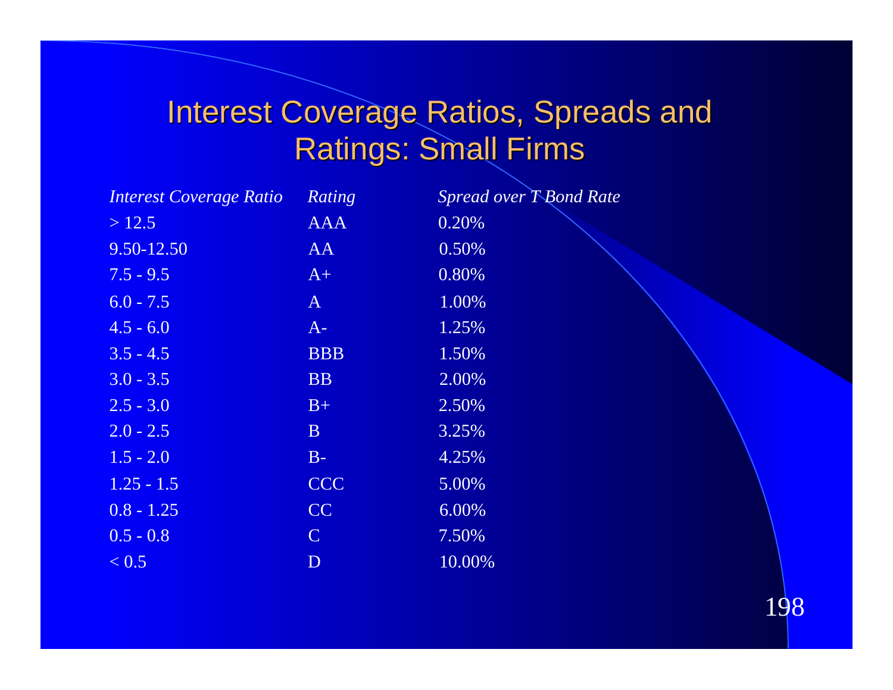# Interest Coverage Ratios, Spreads and Ratings: Small Firms

| *Interest Coverage Ratio* | *Rating* | *Spread over T Bond Rate* |
|---|---|---|
| > 12.5 | AAA | 0.20% |
| 9.50-12.50 | AA | 0.50% |
| 7.5 - 9.5 | A+ | 0.80% |
| 6.0 - 7.5 | A | 1.00% |
| 4.5 - 6.0 | A- | 1.25% |
| 3.5 - 4.5 | BBB | 1.50% |
| 3.0 - 3.5 | BB | 2.00% |
| 2.5 - 3.0 | B+ | 2.50% |
| 2.0 - 2.5 | B | 3.25% |
| 1.5 - 2.0 | B- | 4.25% |
| 1.25 - 1.5 | CCC | 5.00% |
| 0.8 - 1.25 | CC | 6.00% |
| 0.5 - 0.8 | C | 7.50% |
| < 0.5 | D | 10.00% |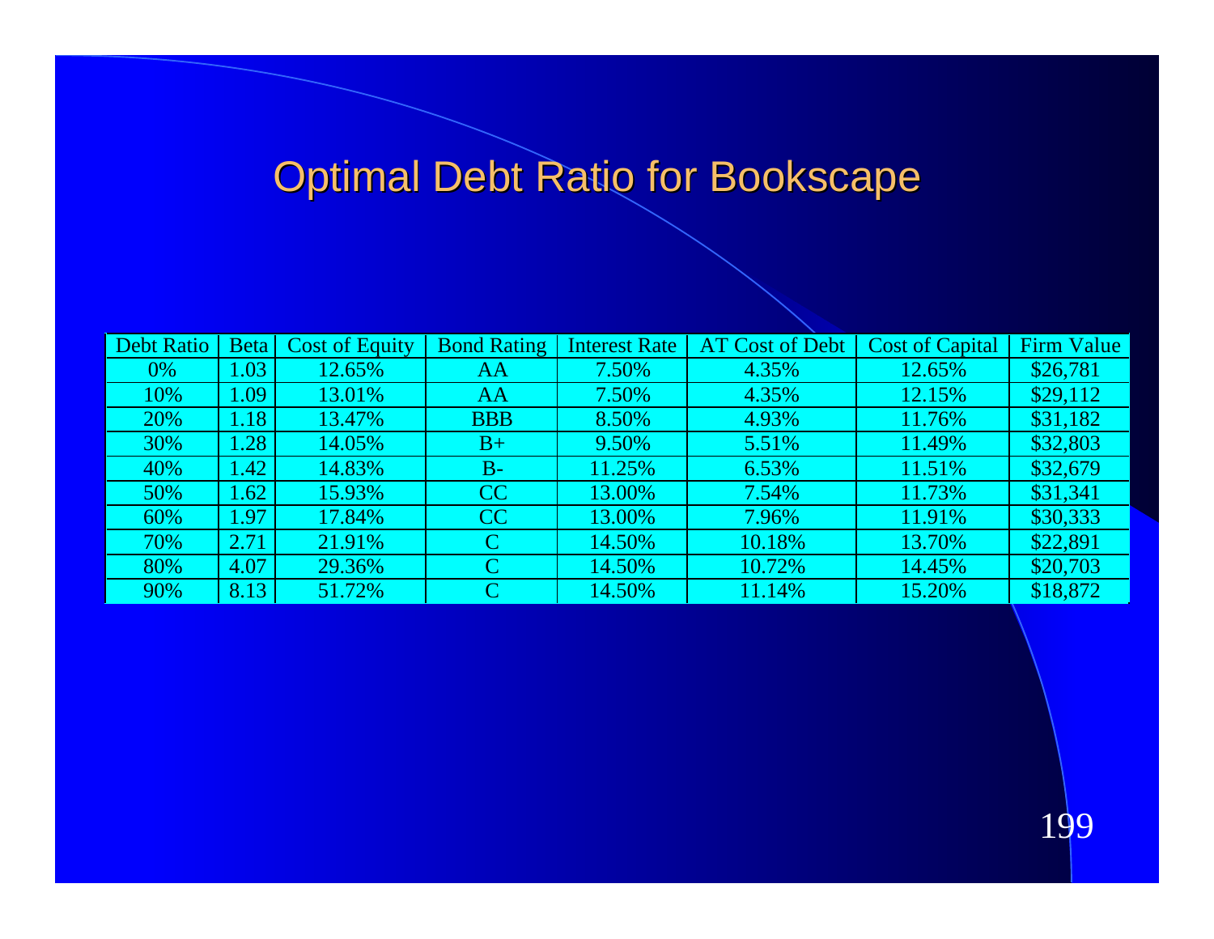# Optimal Debt Ratio for Bookscape

| Debt Ratio | Beta | Cost of Equity | Bond Rating | Interest Rate | AT Cost of Debt | Cost of Capital | Firm Value |
|---|---|---|---|---|---|---|---|
| 0% | 1.03 | 12.65% | AA | 7.50% | 4.35% | 12.65% | $26,781 |
| 10% | 1.09 | 13.01% | AA | 7.50% | 4.35% | 12.15% | $29,112 |
| 20% | 1.18 | 13.47% | BBB | 8.50% | 4.93% | 11.76% | $31,182 |
| 30% | 1.28 | 14.05% | B+ | 9.50% | 5.51% | 11.49% | $32,803 |
| 40% | 1.42 | 14.83% | B- | 11.25% | 6.53% | 11.51% | $32,679 |
| 50% | 1.62 | 15.93% | CC | 13.00% | 7.54% | 11.73% | $31,341 |
| 60% | 1.97 | 17.84% | CC | 13.00% | 7.96% | 11.91% | $30,333 |
| 70% | 2.71 | 21.91% | C | 14.50% | 10.18% | 13.70% | $22,891 |
| 80% | 4.07 | 29.36% | C | 14.50% | 10.72% | 14.45% | $20,703 |
| 90% | 8.13 | 51.72% | C | 14.50% | 11.14% | 15.20% | $18,872 |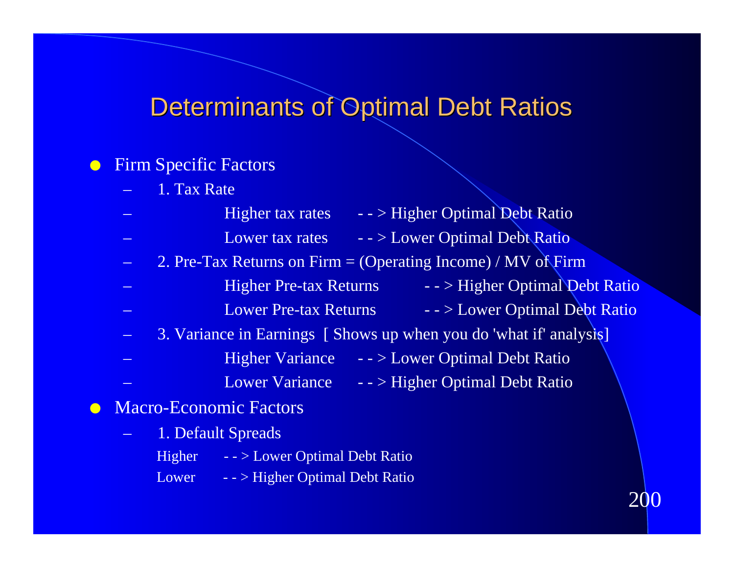# Determinants of Optimal Debt Ratios

- Firm Specific Factors
  - 1. Tax Rate
  - Higher tax rates - - > Higher Optimal Debt Ratio
  - Lower tax rates - - > Lower Optimal Debt Ratio
  - 2. Pre-Tax Returns on Firm = (Operating Income) / MV of Firm
  - Higher Pre-tax Returns - - > Higher Optimal Debt Ratio
  - Lower Pre-tax Returns - - > Lower Optimal Debt Ratio
  - 3. Variance in Earnings [ Shows up when you do 'what if' analysis]
  - Higher Variance - - > Lower Optimal Debt Ratio
  - Lower Variance - - > Higher Optimal Debt Ratio
- Macro-Economic Factors
  - 1. Default Spreads

    Higher - - > Lower Optimal Debt Ratio

    Lower - - > Higher Optimal Debt Ratio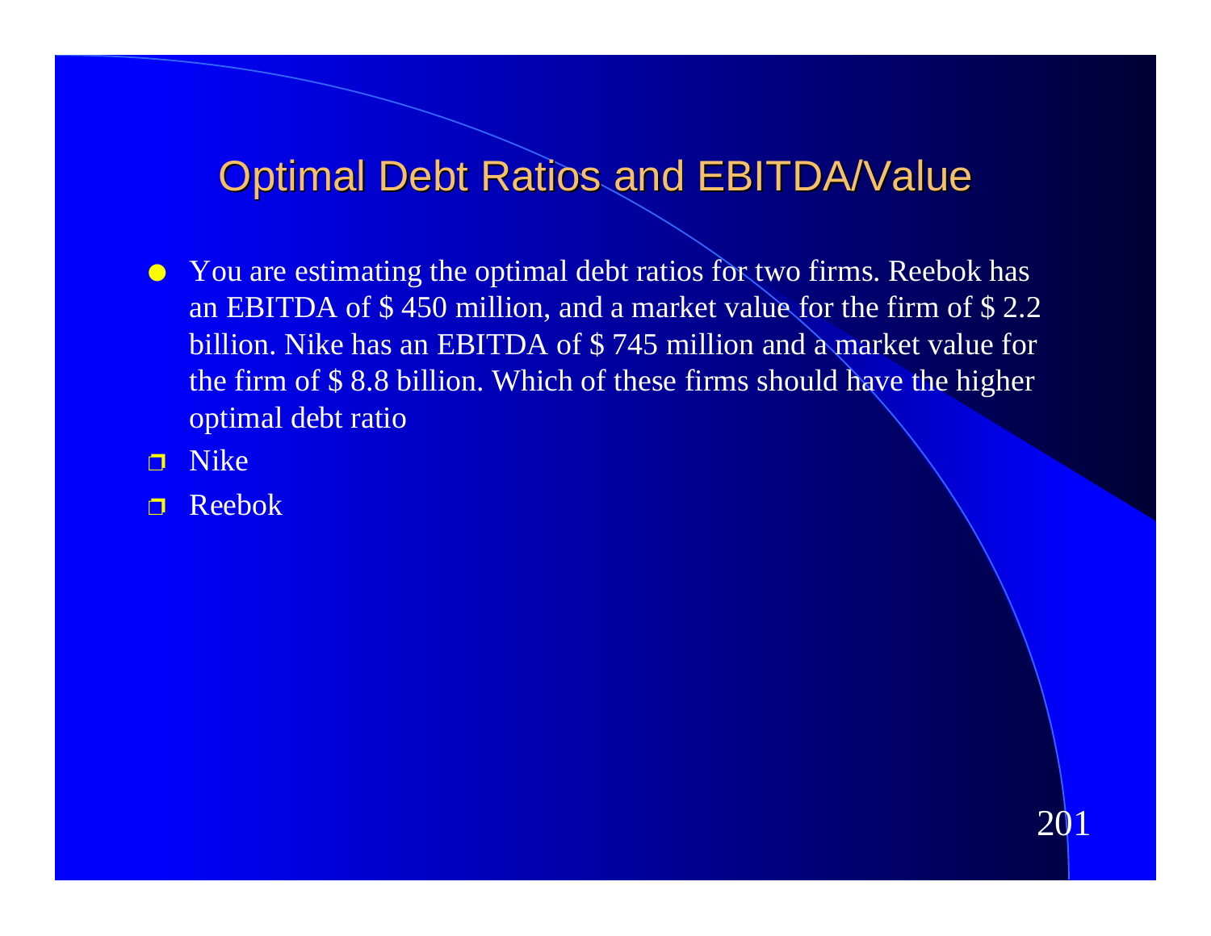# Optimal Debt Ratios and EBITDA/Value

- You are estimating the optimal debt ratios for two firms. Reebok has an EBITDA of $ 450 million, and a market value for the firm of $ 2.2 billion. Nike has an EBITDA of $ 745 million and a market value for the firm of $ 8.8 billion. Which of these firms should have the higher optimal debt ratio

- Nike
- Reebok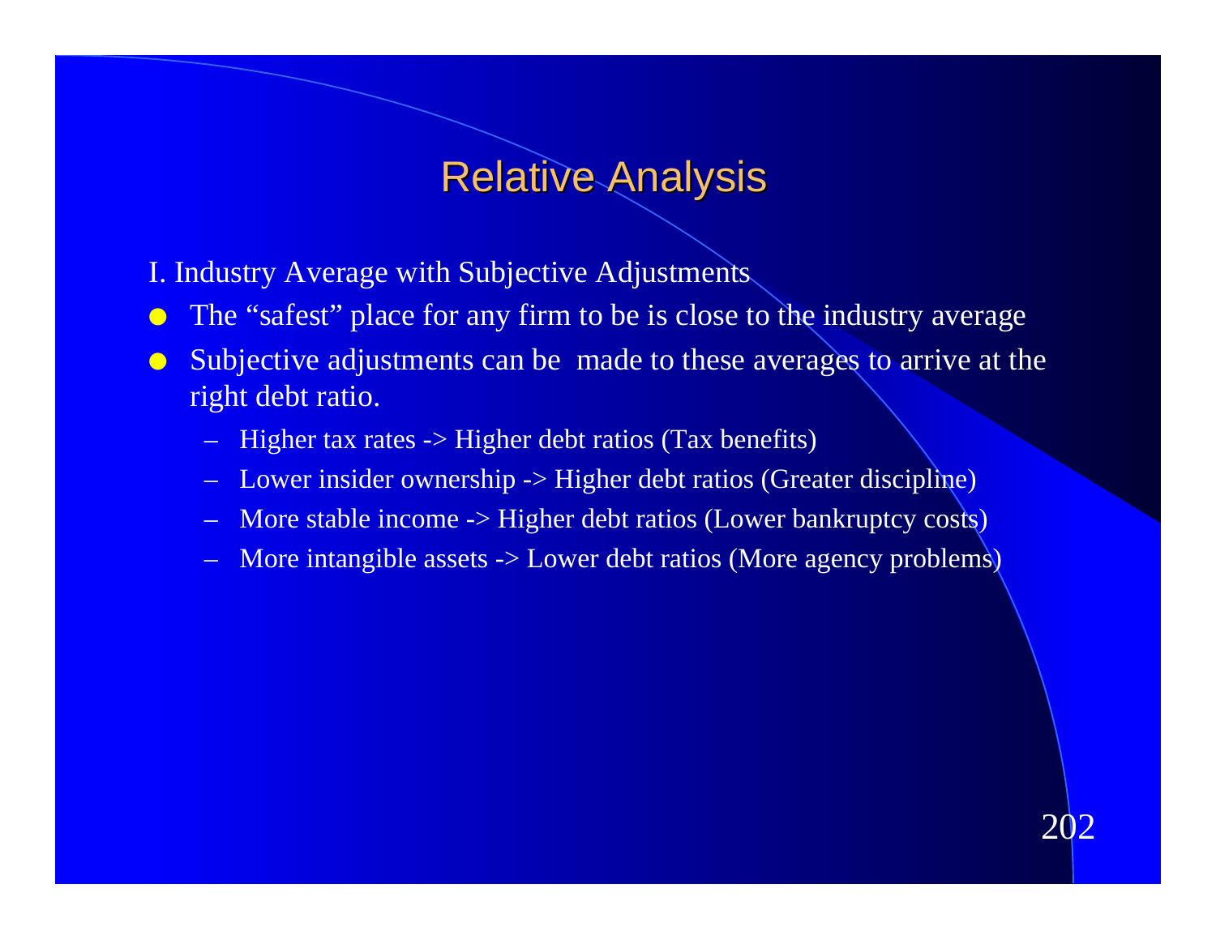# Relative Analysis

I. Industry Average with Subjective Adjustments

- The "safest" place for any firm to be is close to the industry average
- Subjective adjustments can be made to these averages to arrive at the right debt ratio.
  - Higher tax rates -> Higher debt ratios (Tax benefits)
  - Lower insider ownership -> Higher debt ratios (Greater discipline)
  - More stable income -> Higher debt ratios (Lower bankruptcy costs)
  - More intangible assets -> Lower debt ratios (More agency problems)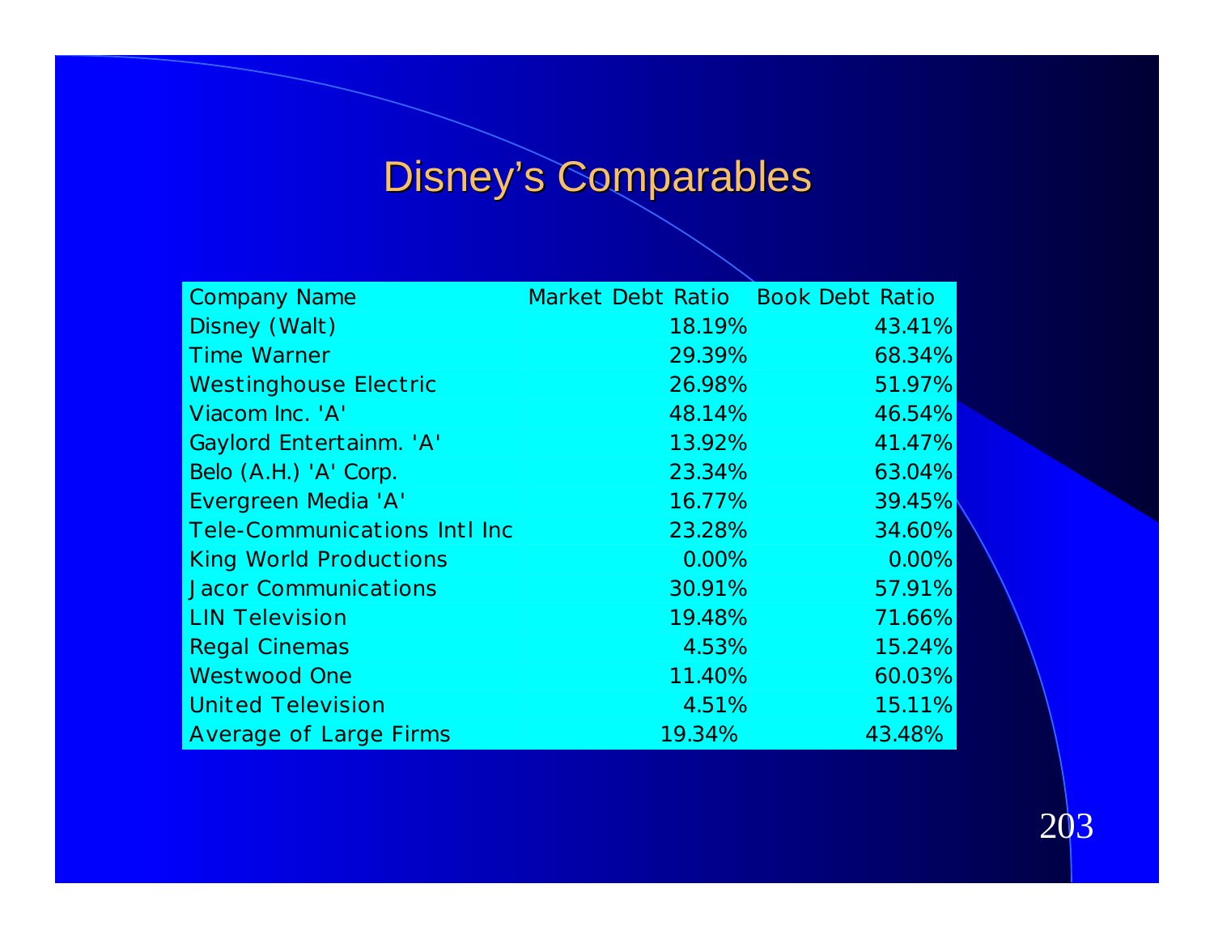# Disney's Comparables

| Company Name | Market Debt Ratio | Book Debt Ratio |
|---|---|---|
| Disney (Walt) | 18.19% | 43.41% |
| Time Warner | 29.39% | 68.34% |
| Westinghouse Electric | 26.98% | 51.97% |
| Viacom Inc. 'A' | 48.14% | 46.54% |
| Gaylord Entertainm. 'A' | 13.92% | 41.47% |
| Belo (A.H.) 'A' Corp. | 23.34% | 63.04% |
| Evergreen Media 'A' | 16.77% | 39.45% |
| Tele-Communications Intl Inc | 23.28% | 34.60% |
| King World Productions | 0.00% | 0.00% |
| Jacor Communications | 30.91% | 57.91% |
| LIN Television | 19.48% | 71.66% |
| Regal Cinemas | 4.53% | 15.24% |
| Westwood One | 11.40% | 60.03% |
| United Television | 4.51% | 15.11% |
| Average of Large Firms | 19.34% | 43.48% |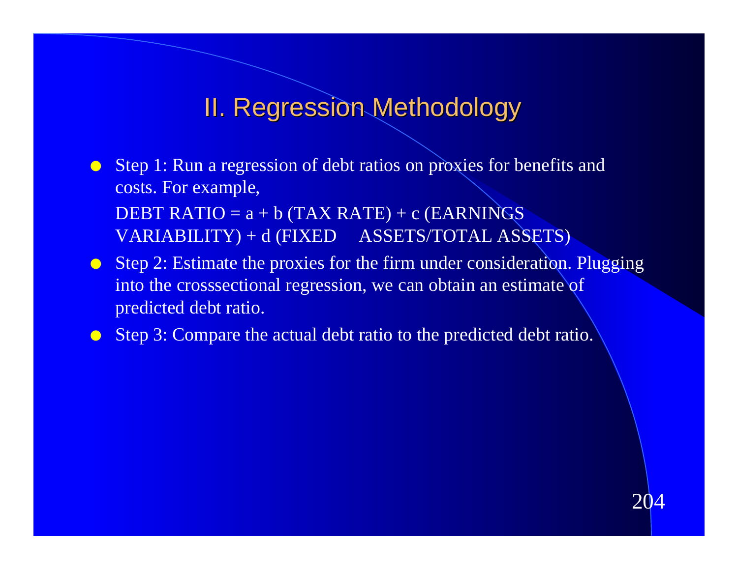## II. Regression Methodology

- Step 1: Run a regression of debt ratios on proxies for benefits and costs. For example,

  DEBT RATIO = a + b (TAX RATE) + c (EARNINGS VARIABILITY) + d (FIXED ASSETS/TOTAL ASSETS)

- Step 2: Estimate the proxies for the firm under consideration. Plugging into the crosssectional regression, we can obtain an estimate of predicted debt ratio.
- Step 3: Compare the actual debt ratio to the predicted debt ratio.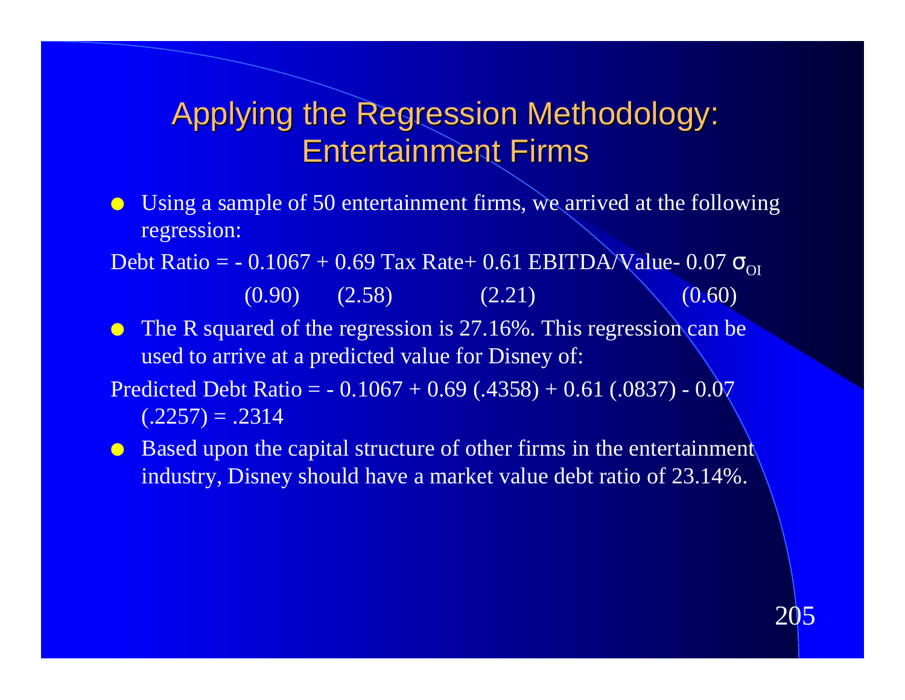# Applying the Regression Methodology: Entertainment Firms

- Using a sample of 50 entertainment firms, we arrived at the following regression:

Debt Ratio = - 0.1067 + 0.69 Tax Rate+ 0.61 EBITDA/Value- 0.07 $\sigma_{OI}$

(0.90) (2.58) (2.21) (0.60)

- The R squared of the regression is 27.16%. This regression can be used to arrive at a predicted value for Disney of:

Predicted Debt Ratio = - 0.1067 + 0.69 (.4358) + 0.61 (.0837) - 0.07 (.2257) = .2314

- Based upon the capital structure of other firms in the entertainment industry, Disney should have a market value debt ratio of 23.14%.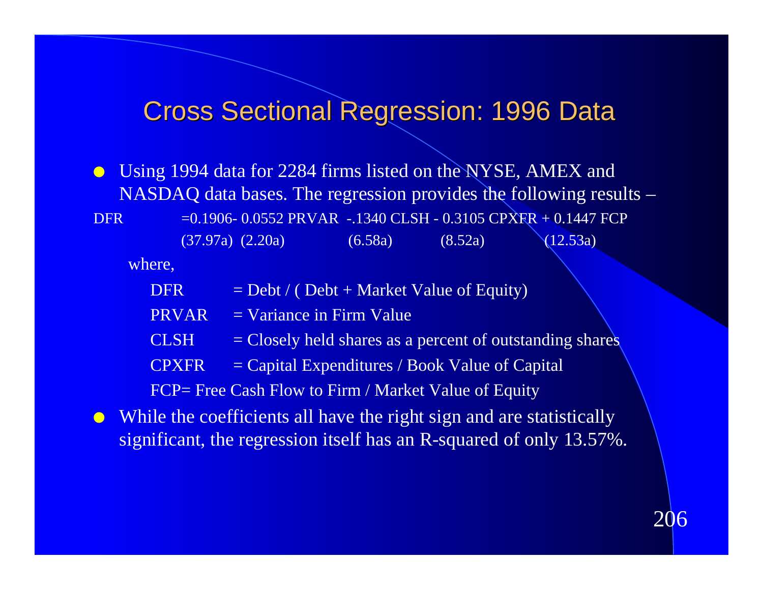# Cross Sectional Regression: 1996 Data

- Using 1994 data for 2284 firms listed on the NYSE, AMEX and NASDAQ data bases. The regression provides the following results –

DFR =0.1906- 0.0552 PRVAR -.1340 CLSH - 0.3105 CPXFR + 0.1447 FCP

(37.97a) (2.20a) (6.58a) (8.52a) (12.53a)

where,

DFR = Debt / ( Debt + Market Value of Equity)

PRVAR = Variance in Firm Value

CLSH = Closely held shares as a percent of outstanding shares

CPXFR = Capital Expenditures / Book Value of Capital

FCP= Free Cash Flow to Firm / Market Value of Equity

- While the coefficients all have the right sign and are statistically significant, the regression itself has an R-squared of only 13.57%.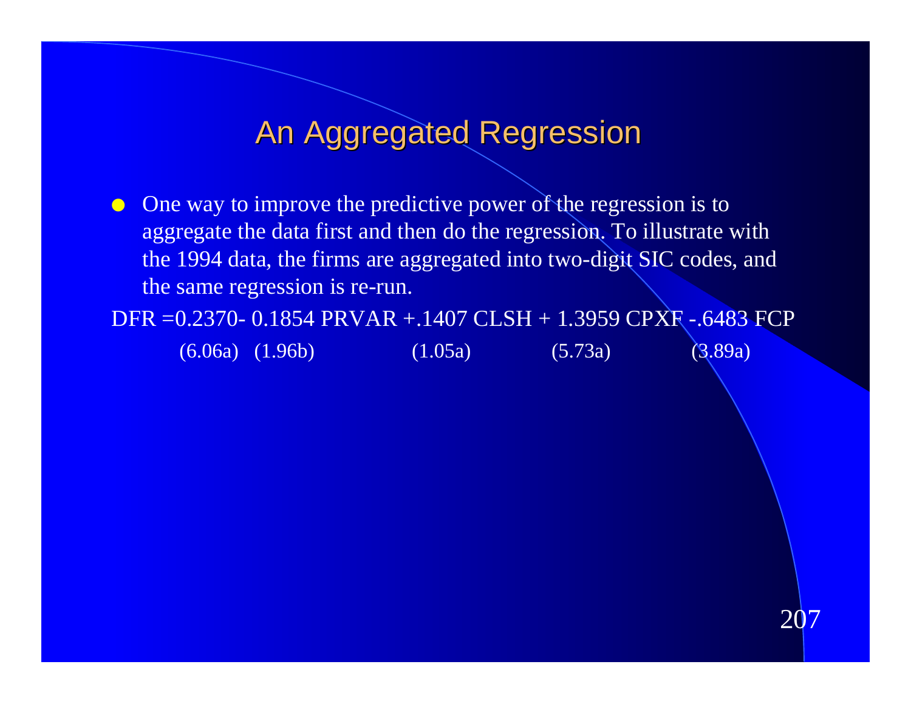# An Aggregated Regression

- One way to improve the predictive power of the regression is to aggregate the data first and then do the regression. To illustrate with the 1994 data, the firms are aggregated into two-digit SIC codes, and the same regression is re-run.

DFR =0.2370- 0.1854 PRVAR +.1407 CLSH + 1.3959 CPXF -.6483 FCP

(6.06a)   (1.96b)   (1.05a)   (5.73a)   (3.89a)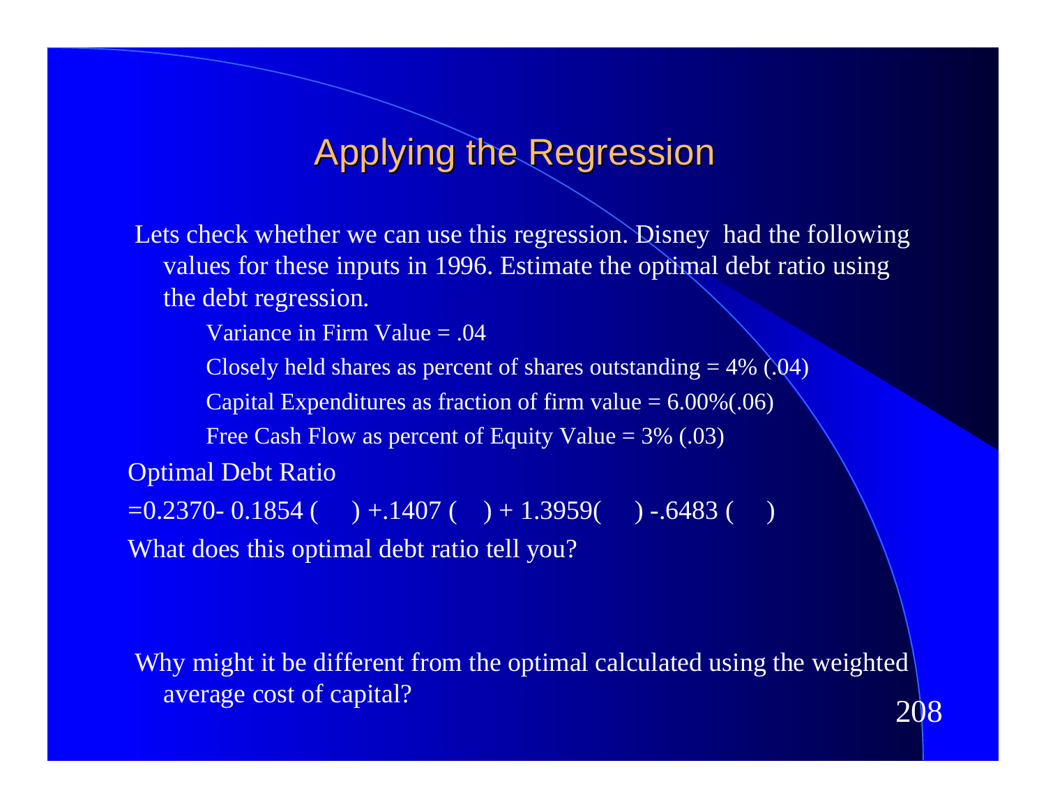# Applying the Regression

Lets check whether we can use this regression. Disney had the following values for these inputs in 1996. Estimate the optimal debt ratio using the debt regression.

- Variance in Firm Value = .04
- Closely held shares as percent of shares outstanding = 4% (.04)
- Capital Expenditures as fraction of firm value = 6.00%(.06)
- Free Cash Flow as percent of Equity Value = 3% (.03)

Optimal Debt Ratio

=0.2370- 0.1854 (    ) +.1407 (    ) + 1.3959(    ) -.6483 (    )

What does this optimal debt ratio tell you?

Why might it be different from the optimal calculated using the weighted average cost of capital?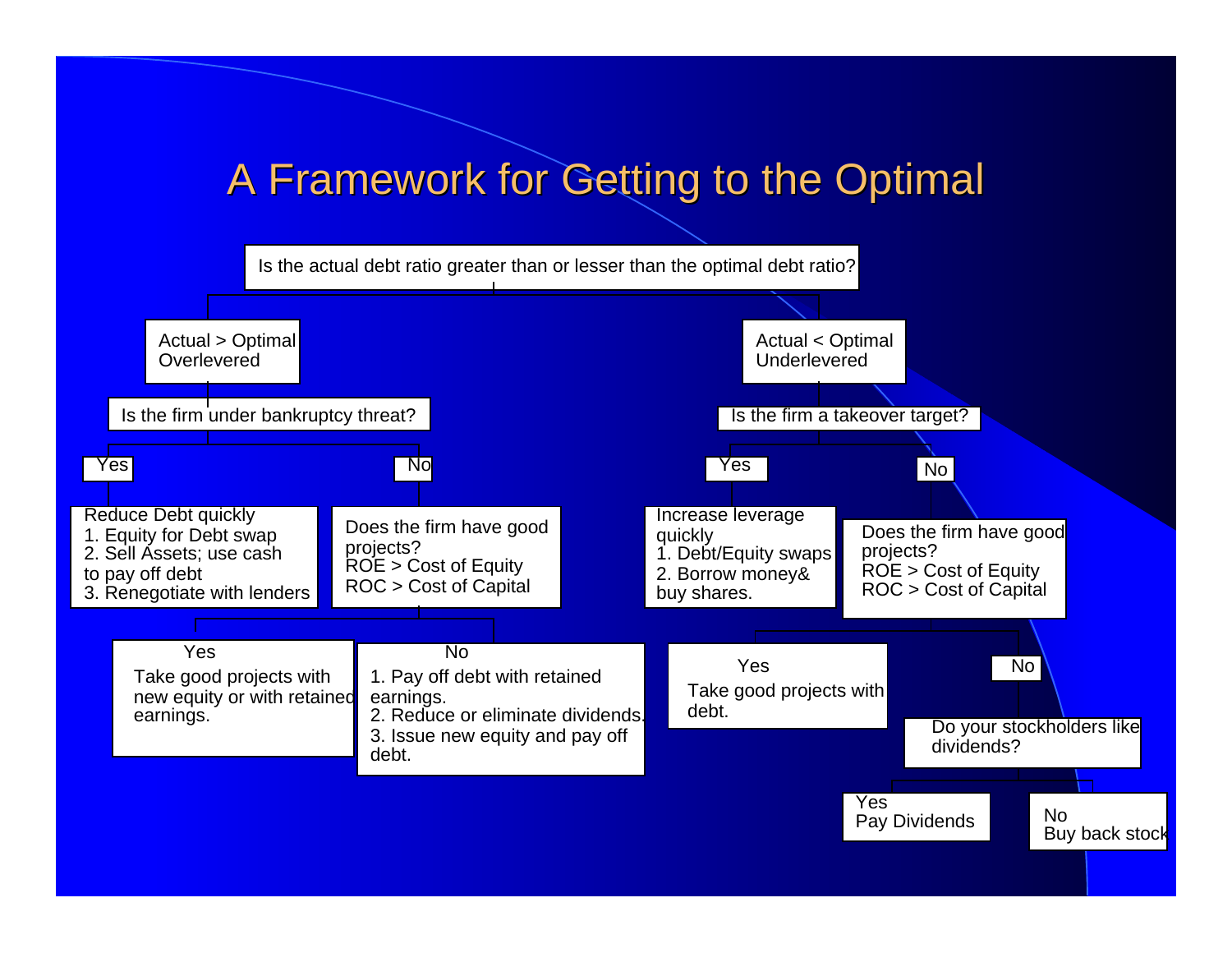# A Framework for Getting to the Optimal

**Is the actual debt ratio greater than or lesser than the optimal debt ratio?**

- **Actual > Optimal — Overlevered**
  - **Is the firm under bankruptcy threat?**
    - **Yes**
      - Reduce Debt quickly
        1. Equity for Debt swap
        2. Sell Assets; use cash to pay off debt
        3. Renegotiate with lenders
    - **No**
      - Does the firm have good projects? ROE > Cost of Equity, ROC > Cost of Capital
        - **Yes**
          - Take good projects with new equity or with retained earnings.
        - **No**
          1. Pay off debt with retained earnings.
          2. Reduce or eliminate dividends.
          3. Issue new equity and pay off debt.
- **Actual < Optimal — Underlevered**
  - **Is the firm a takeover target?**
    - **Yes**
      - Increase leverage quickly
        1. Debt/Equity swaps
        2. Borrow money& buy shares.
    - **No**
      - Does the firm have good projects? ROE > Cost of Equity, ROC > Cost of Capital
        - **Yes**
          - Take good projects with debt.
        - **No**
          - Do your stockholders like dividends?
            - **Yes**
              - Pay Dividends
            - **No**
              - Buy back stock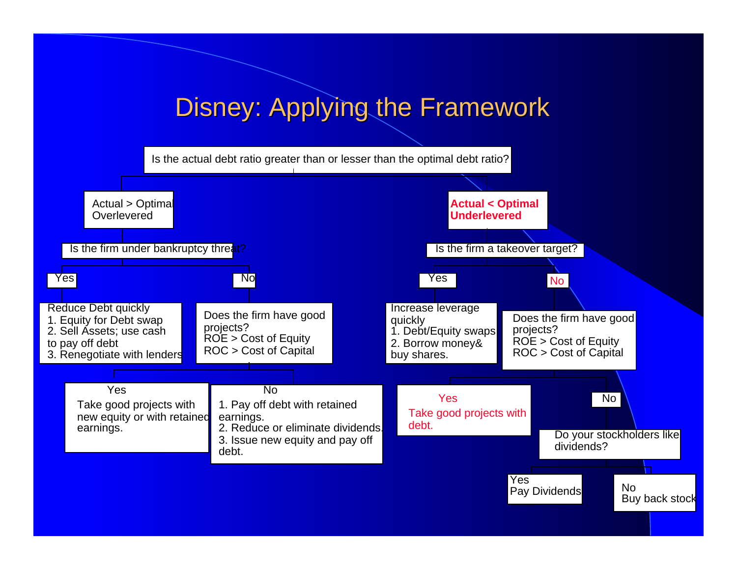# Disney: Applying the Framework

Is the actual debt ratio greater than or lesser than the optimal debt ratio?

- **Actual > Optimal — Overlevered**
  - Is the firm under bankruptcy threat?
    - **Yes**
      - Reduce Debt quickly
        1. Equity for Debt swap
        2. Sell Assets; use cash to pay off debt
        3. Renegotiate with lenders
    - **No**
      - Does the firm have good projects? ROE > Cost of Equity; ROC > Cost of Capital
        - **Yes**: Take good projects with new equity or with retained earnings.
        - **No**:
          1. Pay off debt with retained earnings.
          2. Reduce or eliminate dividends.
          3. Issue new equity and pay off debt.

- **Actual < Optimal — Underlevered**
  - Is the firm a takeover target?
    - **Yes**
      - Increase leverage quickly
        1. Debt/Equity swaps
        2. Borrow money& buy shares.
    - **No**
      - Does the firm have good projects? ROE > Cost of Equity; ROC > Cost of Capital
        - **Yes**: Take good projects with debt.
        - **No**
          - Do your stockholders like dividends?
            - **Yes**: Pay Dividends
            - **No**: Buy back stock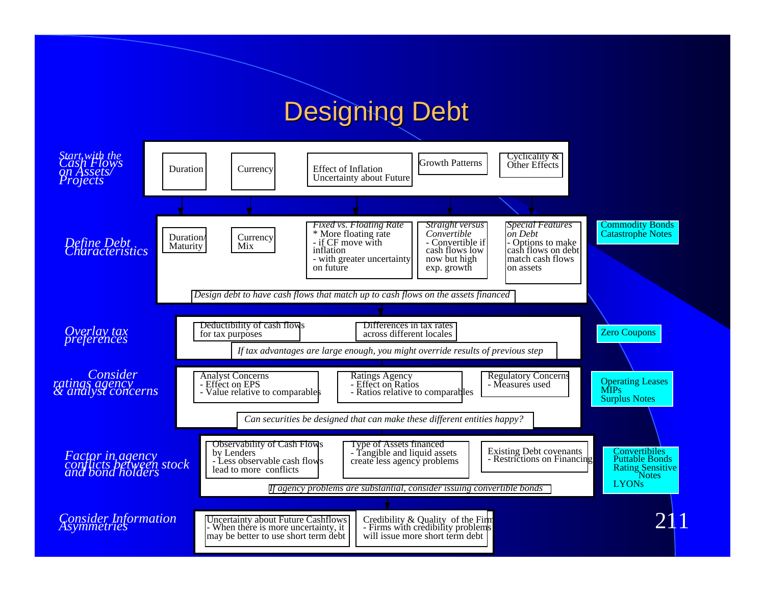# Designing Debt

## *Start with the Cash Flows on Assets/ Projects*

- Duration
- Currency
- Effect of Inflation Uncertainty about Future
- Growth Patterns
- Cyclicality & Other Effects

## *Define Debt Characteristics*

- Duration/ Maturity
- Currency Mix
- *Fixed vs. Floating Rate*
  - * More floating rate
  - if CF move with inflation
  - with greater uncertainty on future
- *Straight versus Convertible*
  - Convertible if cash flows low now but high exp. growth
- *Special Features on Debt*
  - Options to make cash flows on debt match cash flows on assets

*Design debt to have cash flows that match up to cash flows on the assets financed*

Commodity Bonds
Catastrophe Notes

## *Overlay tax preferences*

- Deductibility of cash flows for tax purposes
- Differences in tax rates across different locales

*If tax advantages are large enough, you might override results of previous step*

Zero Coupons

## *Consider ratings agency & analyst concerns*

- Analyst Concerns
  - Effect on EPS
  - Value relative to comparables
- Ratings Agency
  - Effect on Ratios
  - Ratios relative to comparables
- Regulatory Concerns
  - Measures used

*Can securities be designed that can make these different entities happy?*

Operating Leases
MIPs
Surplus Notes

## *Factor in agency conflicts between stock and bond holders*

- Observability of Cash Flows by Lenders
  - Less observable cash flows lead to more conflicts
- Type of Assets financed
  - Tangible and liquid assets create less agency problems
- Existing Debt covenants
  - Restrictions on Financing

*If agency problems are substantial, consider issuing convertible bonds*

Convertibiles
Puttable Bonds
Rating Sensitive Notes
LYONs

## *Consider Information Asymmetries*

- Uncertainty about Future Cashflows
  - When there is more uncertainty, it may be better to use short term debt
- Credibility & Quality of the Firm
  - Firms with credibility problems will issue more short term debt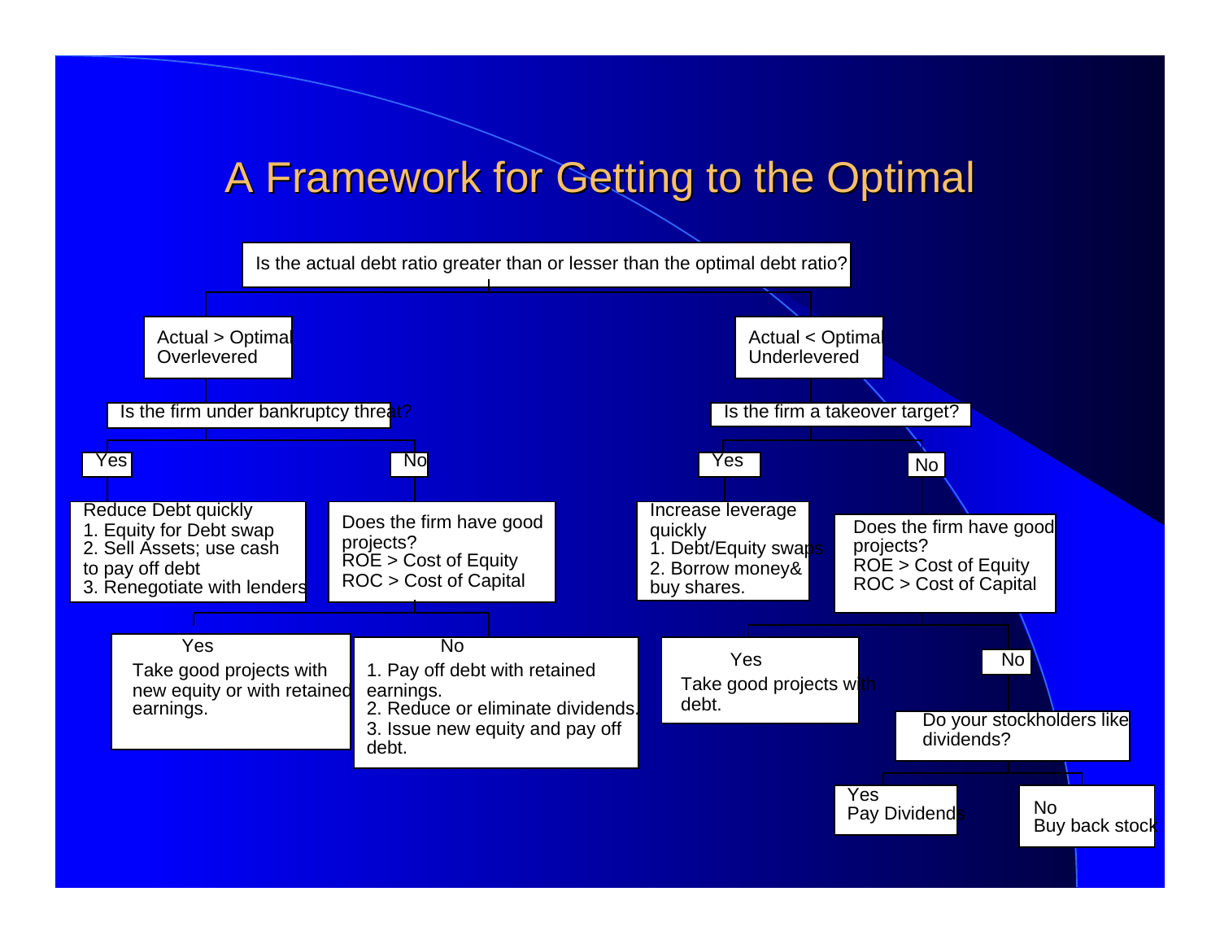# A Framework for Getting to the Optimal

**Is the actual debt ratio greater than or lesser than the optimal debt ratio?**

- **Actual > Optimal — Overlevered**
  - Is the firm under bankruptcy threat?
    - **Yes:** Reduce Debt quickly
      1. Equity for Debt swap
      2. Sell Assets; use cash to pay off debt
      3. Renegotiate with lenders
    - **No:** Does the firm have good projects? ROE > Cost of Equity; ROC > Cost of Capital
      - **Yes:** Take good projects with new equity or with retained earnings.
      - **No:**
        1. Pay off debt with retained earnings.
        2. Reduce or eliminate dividends.
        3. Issue new equity and pay off debt.

- **Actual < Optimal — Underlevered**
  - Is the firm a takeover target?
    - **Yes:** Increase leverage quickly
      1. Debt/Equity swaps
      2. Borrow money & buy shares.
    - **No:** Does the firm have good projects? ROE > Cost of Equity; ROC > Cost of Capital
      - **Yes:** Take good projects with debt.
      - **No:** Do your stockholders like dividends?
        - **Yes:** Pay Dividends
        - **No:** Buy back stock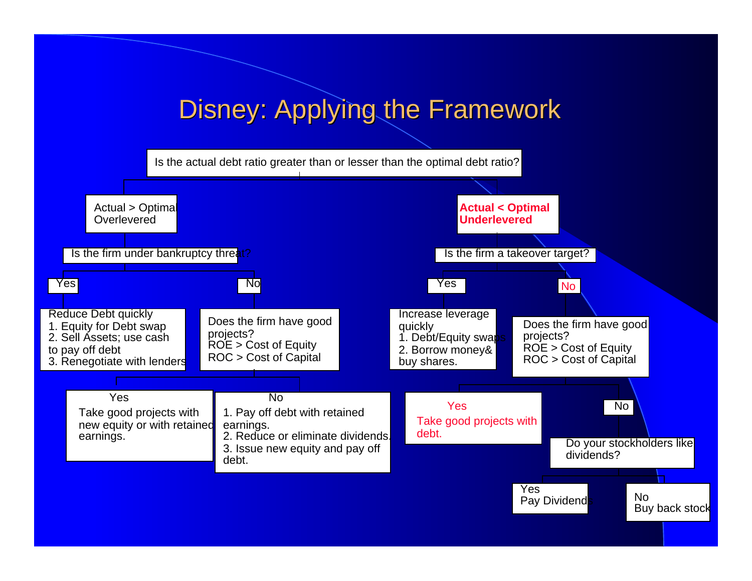# Disney: Applying the Framework

Is the actual debt ratio greater than or lesser than the optimal debt ratio?

**Actual > Optimal — Overlevered**

- Is the firm under bankruptcy threat?
  - **Yes:** Reduce Debt quickly
    1. Equity for Debt swap
    2. Sell Assets; use cash to pay off debt
    3. Renegotiate with lenders
  - **No:** Does the firm have good projects? ROE > Cost of Equity; ROC > Cost of Capital
    - **Yes:** Take good projects with new equity or with retained earnings.
    - **No:**
      1. Pay off debt with retained earnings.
      2. Reduce or eliminate dividends.
      3. Issue new equity and pay off debt.

**Actual < Optimal — Underlevered**

- Is the firm a takeover target?
  - **Yes:** Increase leverage quickly
    1. Debt/Equity swaps
    2. Borrow money& buy shares.
  - **No:** Does the firm have good projects? ROE > Cost of Equity; ROC > Cost of Capital
    - **Yes:** Take good projects with debt.
    - **No:** Do your stockholders like dividends?
      - **Yes:** Pay Dividends
      - **No:** Buy back stock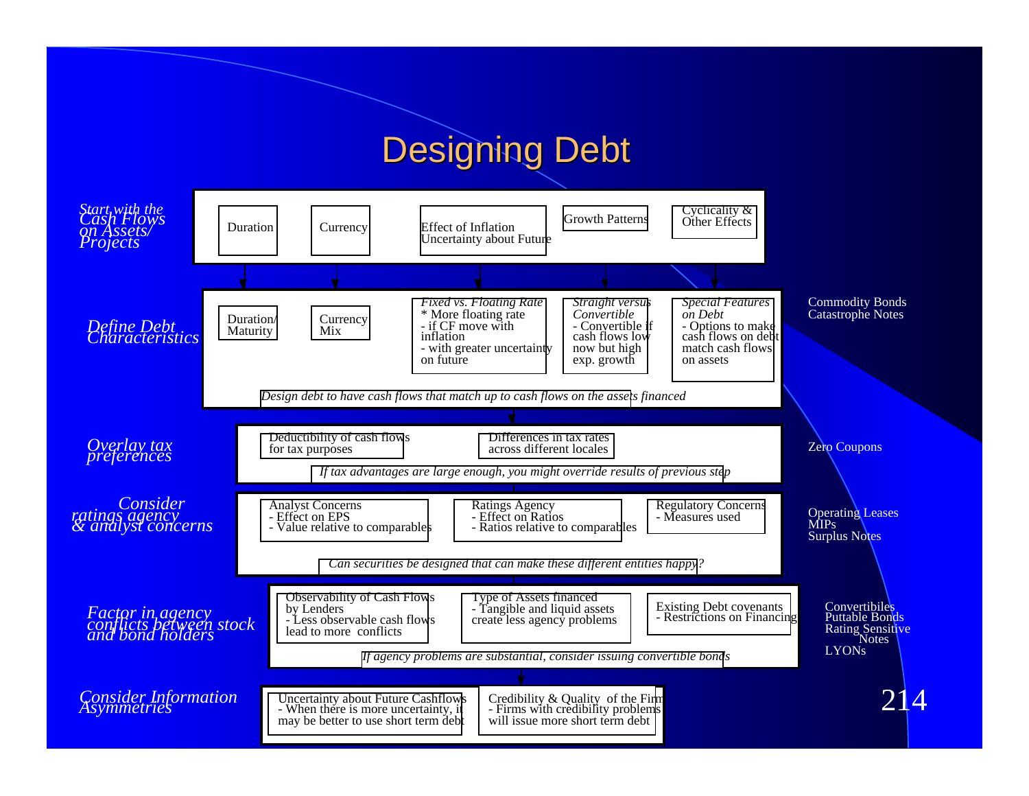# Designing Debt

*Start with the Cash Flows on Assets/ Projects*

- Duration
- Currency
- Effect of Inflation Uncertainty about Future
- Growth Patterns
- Cyclicality & Other Effects

*Define Debt Characteristics*

- Duration/ Maturity
- Currency Mix
- *Fixed vs. Floating Rate*
  - \* More floating rate
  - if CF move with inflation
  - with greater uncertainty on future
- *Straight versus Convertible*
  - Convertible if cash flows low now but high exp. growth
- *Special Features on Debt*
  - Options to make cash flows on debt match cash flows on assets

*Design debt to have cash flows that match up to cash flows on the assets financed*

Commodity Bonds
Catastrophe Notes

*Overlay tax preferences*

- Deductibility of cash flows for tax purposes
- Differences in tax rates across different locales

*If tax advantages are large enough, you might override results of previous step*

Zero Coupons

*Consider ratings agency & analyst concerns*

- Analyst Concerns
  - Effect on EPS
  - Value relative to comparables
- Ratings Agency
  - Effect on Ratios
  - Ratios relative to comparables
- Regulatory Concerns
  - Measures used

*Can securities be designed that can make these different entities happy?*

Operating Leases
MIPs
Surplus Notes

*Factor in agency conflicts between stock and bond holders*

- Observability of Cash Flows by Lenders
  - Less observable cash flows lead to more conflicts
- Type of Assets financed
  - Tangible and liquid assets create less agency problems
- Existing Debt covenants
  - Restrictions on Financing

*If agency problems are substantial, consider issuing convertible bonds*

Convertibiles
Puttable Bonds
Rating Sensitive Notes
LYONs

*Consider Information Asymmetries*

- Uncertainty about Future Cashflows
  - When there is more uncertainty, it may be better to use short term debt
- Credibility & Quality of the Firm
  - Firms with credibility problems will issue more short term debt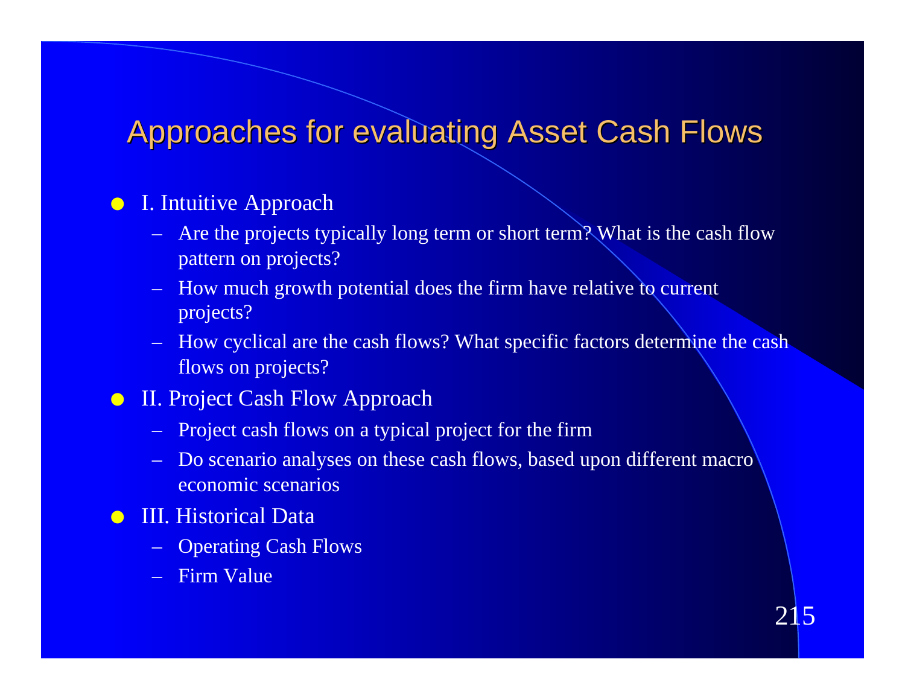# Approaches for evaluating Asset Cash Flows

- I. Intuitive Approach
  - Are the projects typically long term or short term? What is the cash flow pattern on projects?
  - How much growth potential does the firm have relative to current projects?
  - How cyclical are the cash flows? What specific factors determine the cash flows on projects?
- II. Project Cash Flow Approach
  - Project cash flows on a typical project for the firm
  - Do scenario analyses on these cash flows, based upon different macro economic scenarios
- III. Historical Data
  - Operating Cash Flows
  - Firm Value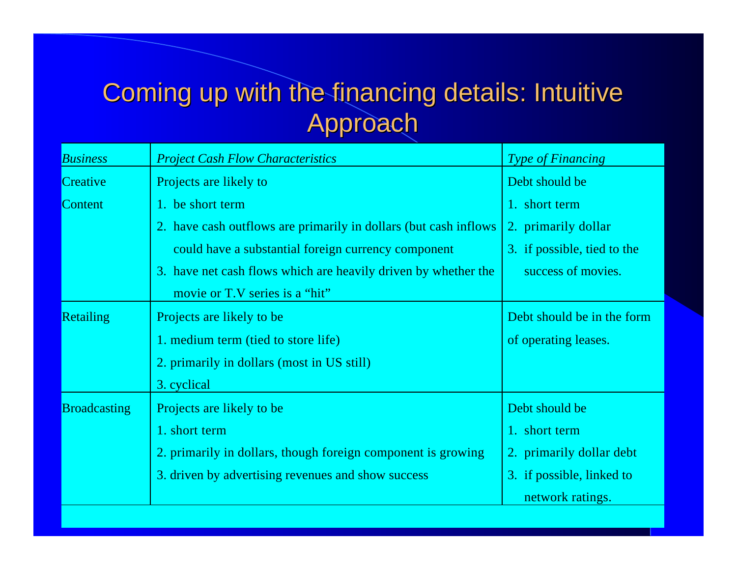# Coming up with the financing details: Intuitive Approach

| *Business* | *Project Cash Flow Characteristics* | *Type of Financing* |
|---|---|---|
| Creative Content | Projects are likely to<br>1. be short term<br>2. have cash outflows are primarily in dollars (but cash inflows could have a substantial foreign currency component<br>3. have net cash flows which are heavily driven by whether the movie or T.V series is a "hit" | Debt should be<br>1. short term<br>2. primarily dollar<br>3. if possible, tied to the success of movies. |
| Retailing | Projects are likely to be<br>1. medium term (tied to store life)<br>2. primarily in dollars (most in US still)<br>3. cyclical | Debt should be in the form of operating leases. |
| Broadcasting | Projects are likely to be<br>1. short term<br>2. primarily in dollars, though foreign component is growing<br>3. driven by advertising revenues and show success | Debt should be<br>1. short term<br>2. primarily dollar debt<br>3. if possible, linked to network ratings. |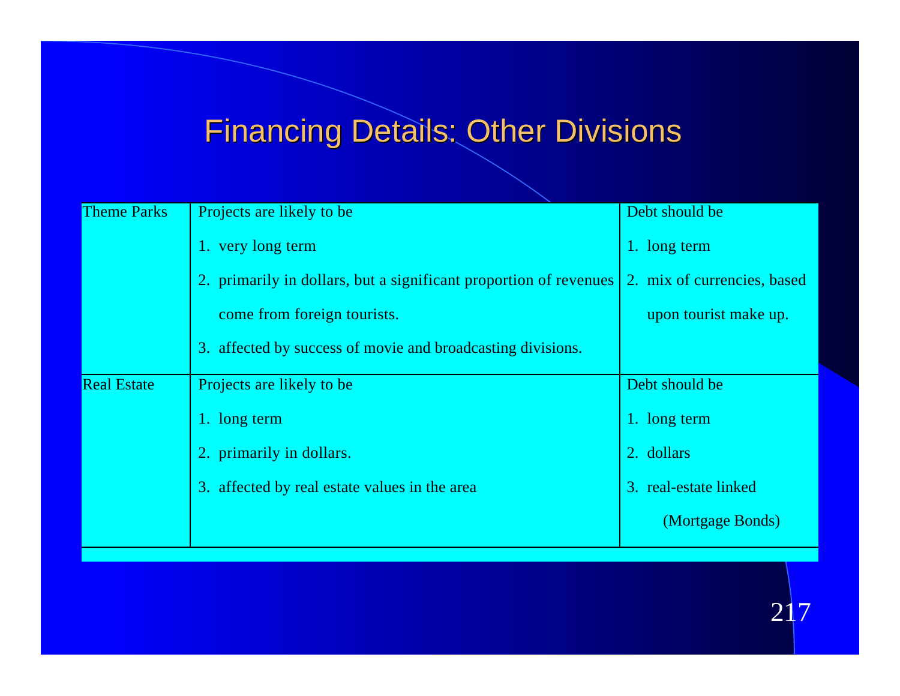# Financing Details: Other Divisions

| | | |
|---|---|---|
| Theme Parks | Projects are likely to be<br>1. very long term<br>2. primarily in dollars, but a significant proportion of revenues come from foreign tourists.<br>3. affected by success of movie and broadcasting divisions. | Debt should be<br>1. long term<br>2. mix of currencies, based upon tourist make up. |
| Real Estate | Projects are likely to be<br>1. long term<br>2. primarily in dollars.<br>3. affected by real estate values in the area | Debt should be<br>1. long term<br>2. dollars<br>3. real-estate linked (Mortgage Bonds) |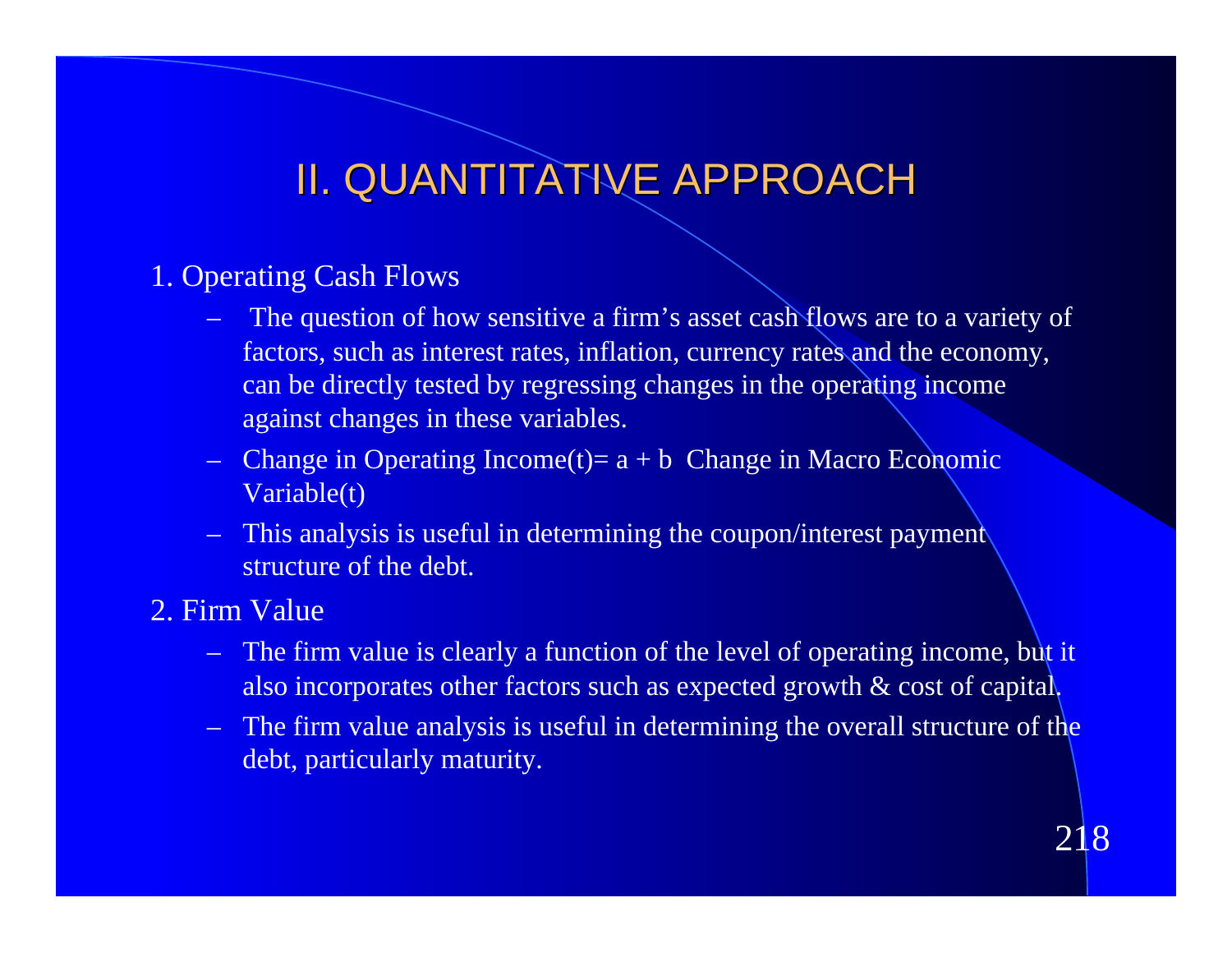# II. QUANTITATIVE APPROACH

1. Operating Cash Flows
   - The question of how sensitive a firm's asset cash flows are to a variety of factors, such as interest rates, inflation, currency rates and the economy, can be directly tested by regressing changes in the operating income against changes in these variables.
   - Change in Operating Income(t)= a + b Change in Macro Economic Variable(t)
   - This analysis is useful in determining the coupon/interest payment structure of the debt.
2. Firm Value
   - The firm value is clearly a function of the level of operating income, but it also incorporates other factors such as expected growth & cost of capital.
   - The firm value analysis is useful in determining the overall structure of the debt, particularly maturity.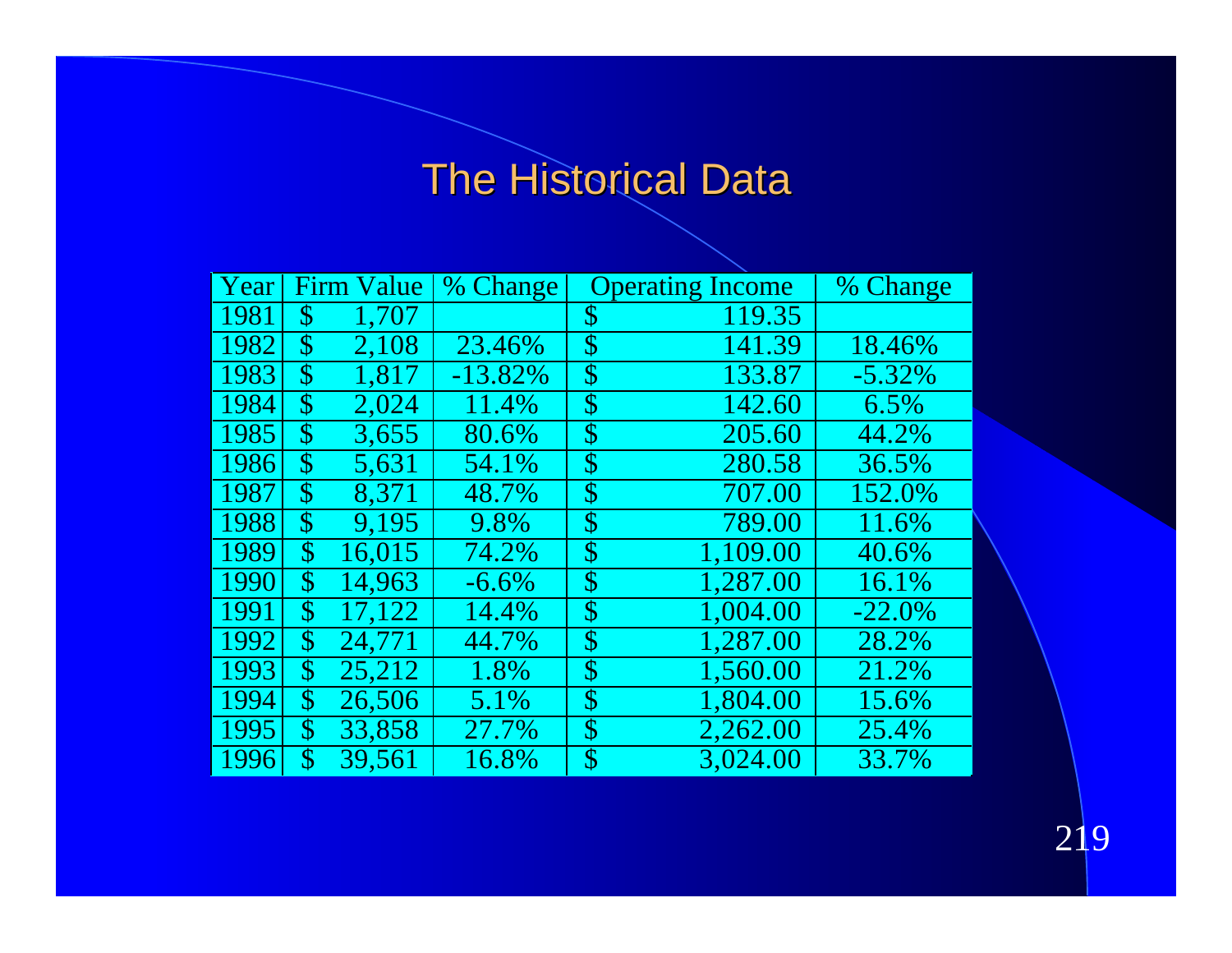# The Historical Data

| Year | Firm Value | % Change | Operating Income | % Change |
|---|---|---|---|---|
| 1981 | $ 1,707 | | $ 119.35 | |
| 1982 | $ 2,108 | 23.46% | $ 141.39 | 18.46% |
| 1983 | $ 1,817 | -13.82% | $ 133.87 | -5.32% |
| 1984 | $ 2,024 | 11.4% | $ 142.60 | 6.5% |
| 1985 | $ 3,655 | 80.6% | $ 205.60 | 44.2% |
| 1986 | $ 5,631 | 54.1% | $ 280.58 | 36.5% |
| 1987 | $ 8,371 | 48.7% | $ 707.00 | 152.0% |
| 1988 | $ 9,195 | 9.8% | $ 789.00 | 11.6% |
| 1989 | $ 16,015 | 74.2% | $ 1,109.00 | 40.6% |
| 1990 | $ 14,963 | -6.6% | $ 1,287.00 | 16.1% |
| 1991 | $ 17,122 | 14.4% | $ 1,004.00 | -22.0% |
| 1992 | $ 24,771 | 44.7% | $ 1,287.00 | 28.2% |
| 1993 | $ 25,212 | 1.8% | $ 1,560.00 | 21.2% |
| 1994 | $ 26,506 | 5.1% | $ 1,804.00 | 15.6% |
| 1995 | $ 33,858 | 27.7% | $ 2,262.00 | 25.4% |
| 1996 | $ 39,561 | 16.8% | $ 3,024.00 | 33.7% |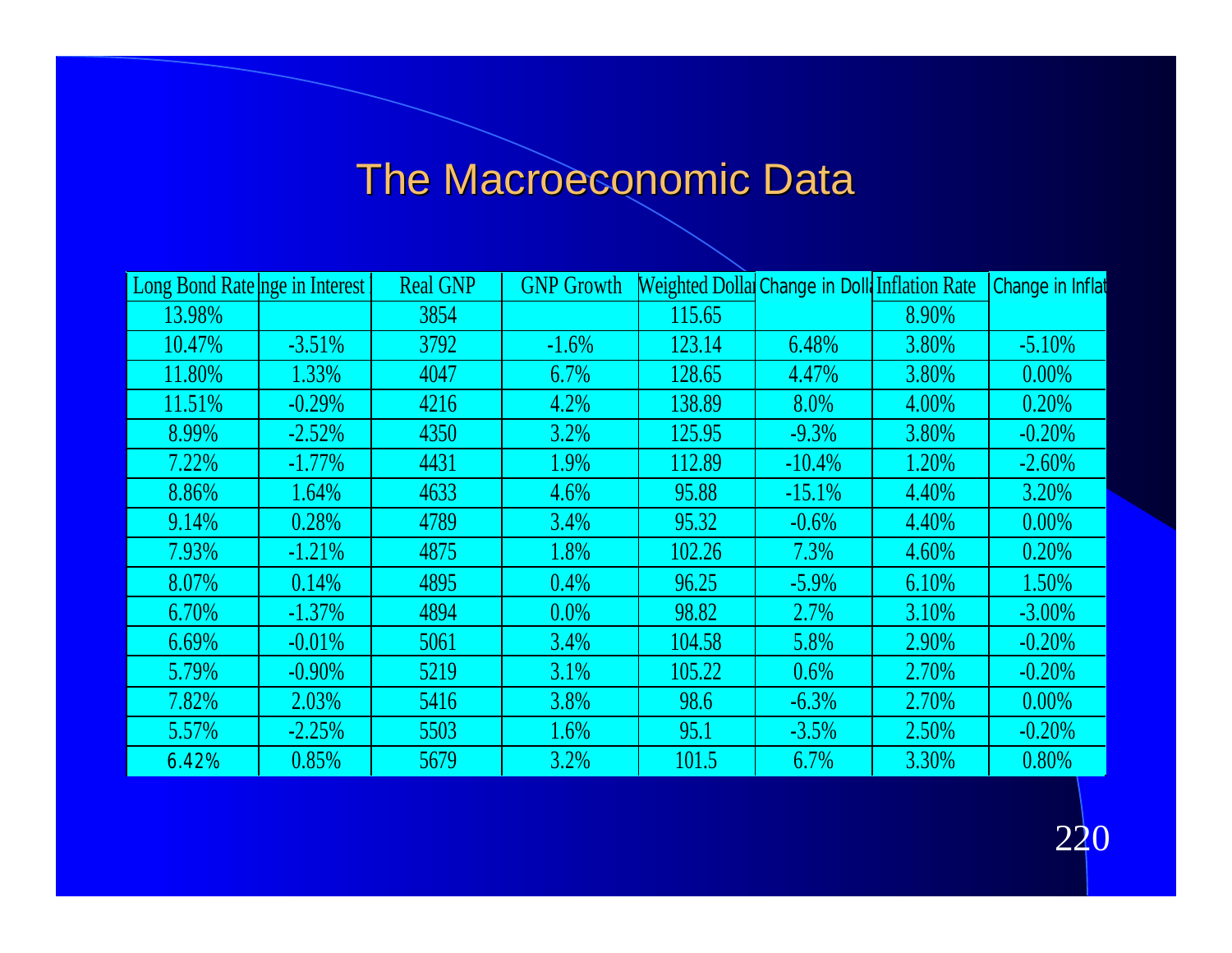# The Macroeconomic Data

| Long Bond Rate | nge in Interest | Real GNP | GNP Growth | Weighted Dolla | Change in Doll | Inflation Rate | Change in Inflat |
|---|---|---|---|---|---|---|---|
| 13.98% | | 3854 | | 115.65 | | 8.90% | |
| 10.47% | -3.51% | 3792 | -1.6% | 123.14 | 6.48% | 3.80% | -5.10% |
| 11.80% | 1.33% | 4047 | 6.7% | 128.65 | 4.47% | 3.80% | 0.00% |
| 11.51% | -0.29% | 4216 | 4.2% | 138.89 | 8.0% | 4.00% | 0.20% |
| 8.99% | -2.52% | 4350 | 3.2% | 125.95 | -9.3% | 3.80% | -0.20% |
| 7.22% | -1.77% | 4431 | 1.9% | 112.89 | -10.4% | 1.20% | -2.60% |
| 8.86% | 1.64% | 4633 | 4.6% | 95.88 | -15.1% | 4.40% | 3.20% |
| 9.14% | 0.28% | 4789 | 3.4% | 95.32 | -0.6% | 4.40% | 0.00% |
| 7.93% | -1.21% | 4875 | 1.8% | 102.26 | 7.3% | 4.60% | 0.20% |
| 8.07% | 0.14% | 4895 | 0.4% | 96.25 | -5.9% | 6.10% | 1.50% |
| 6.70% | -1.37% | 4894 | 0.0% | 98.82 | 2.7% | 3.10% | -3.00% |
| 6.69% | -0.01% | 5061 | 3.4% | 104.58 | 5.8% | 2.90% | -0.20% |
| 5.79% | -0.90% | 5219 | 3.1% | 105.22 | 0.6% | 2.70% | -0.20% |
| 7.82% | 2.03% | 5416 | 3.8% | 98.6 | -6.3% | 2.70% | 0.00% |
| 5.57% | -2.25% | 5503 | 1.6% | 95.1 | -3.5% | 2.50% | -0.20% |
| 6.42% | 0.85% | 5679 | 3.2% | 101.5 | 6.7% | 3.30% | 0.80% |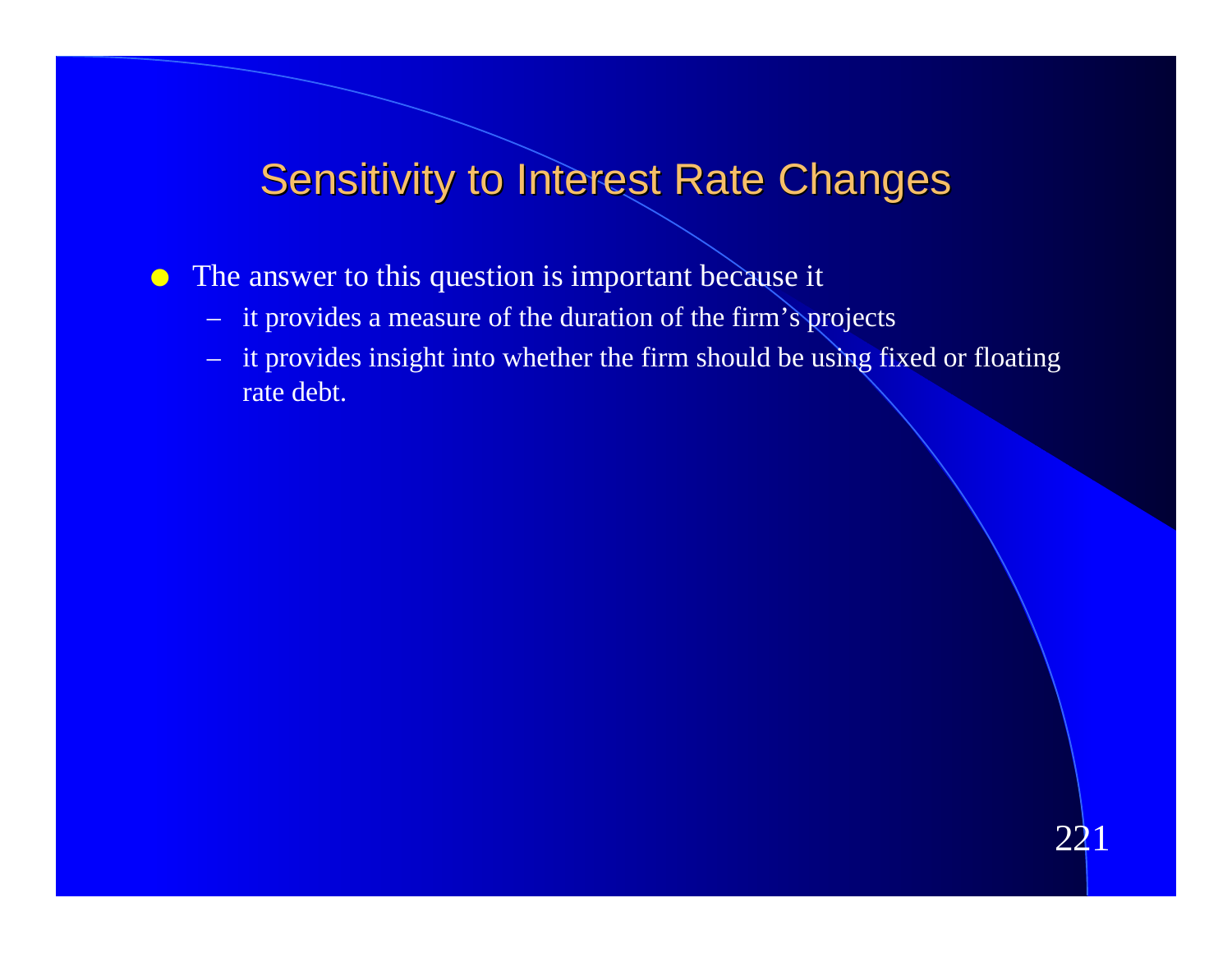# Sensitivity to Interest Rate Changes

- The answer to this question is important because it
  - it provides a measure of the duration of the firm's projects
  - it provides insight into whether the firm should be using fixed or floating rate debt.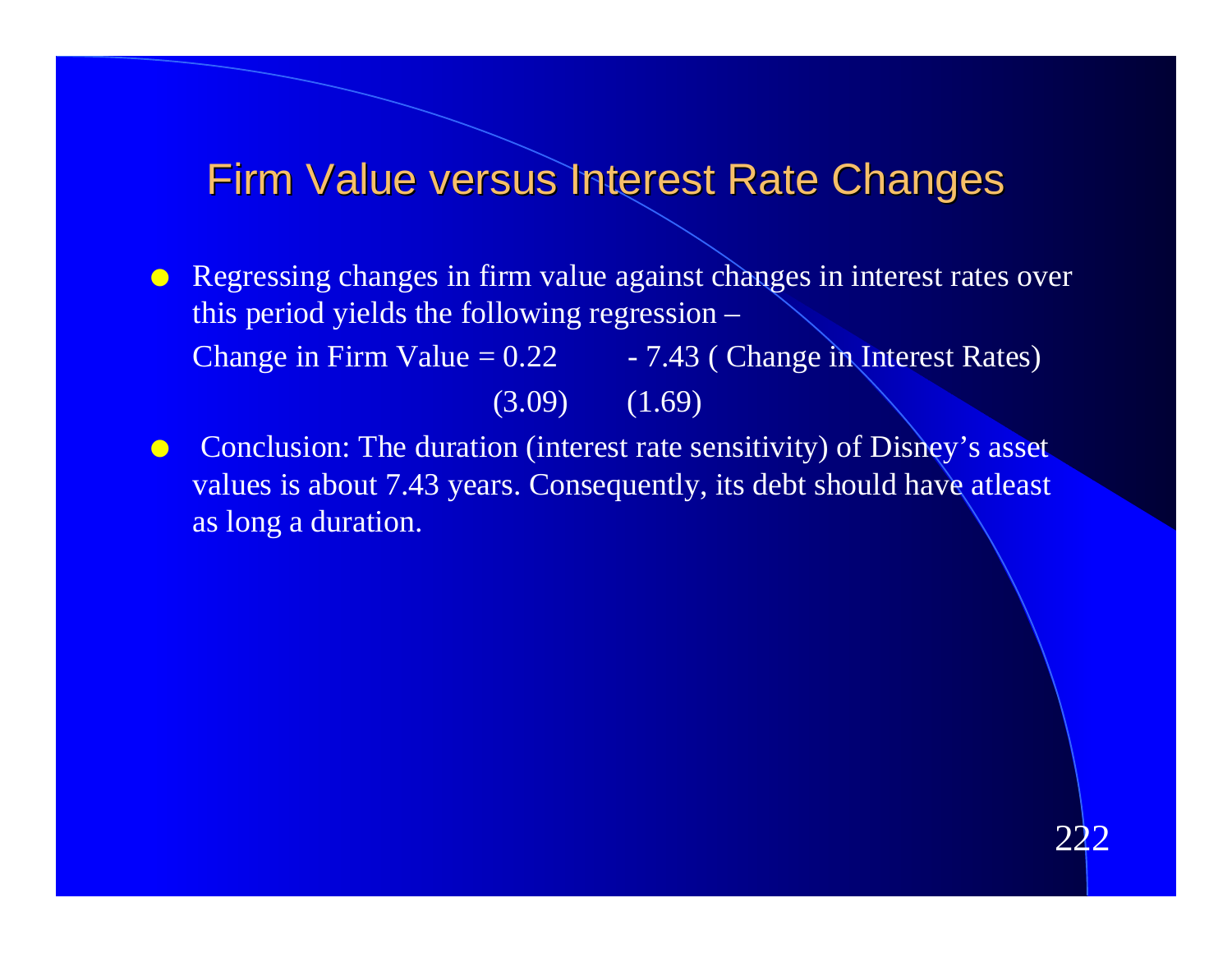# Firm Value versus Interest Rate Changes

- Regressing changes in firm value against changes in interest rates over this period yields the following regression –

  Change in Firm Value = 0.22 - 7.43 ( Change in Interest Rates)

  (3.09) (1.69)

- Conclusion: The duration (interest rate sensitivity) of Disney's asset values is about 7.43 years. Consequently, its debt should have atleast as long a duration.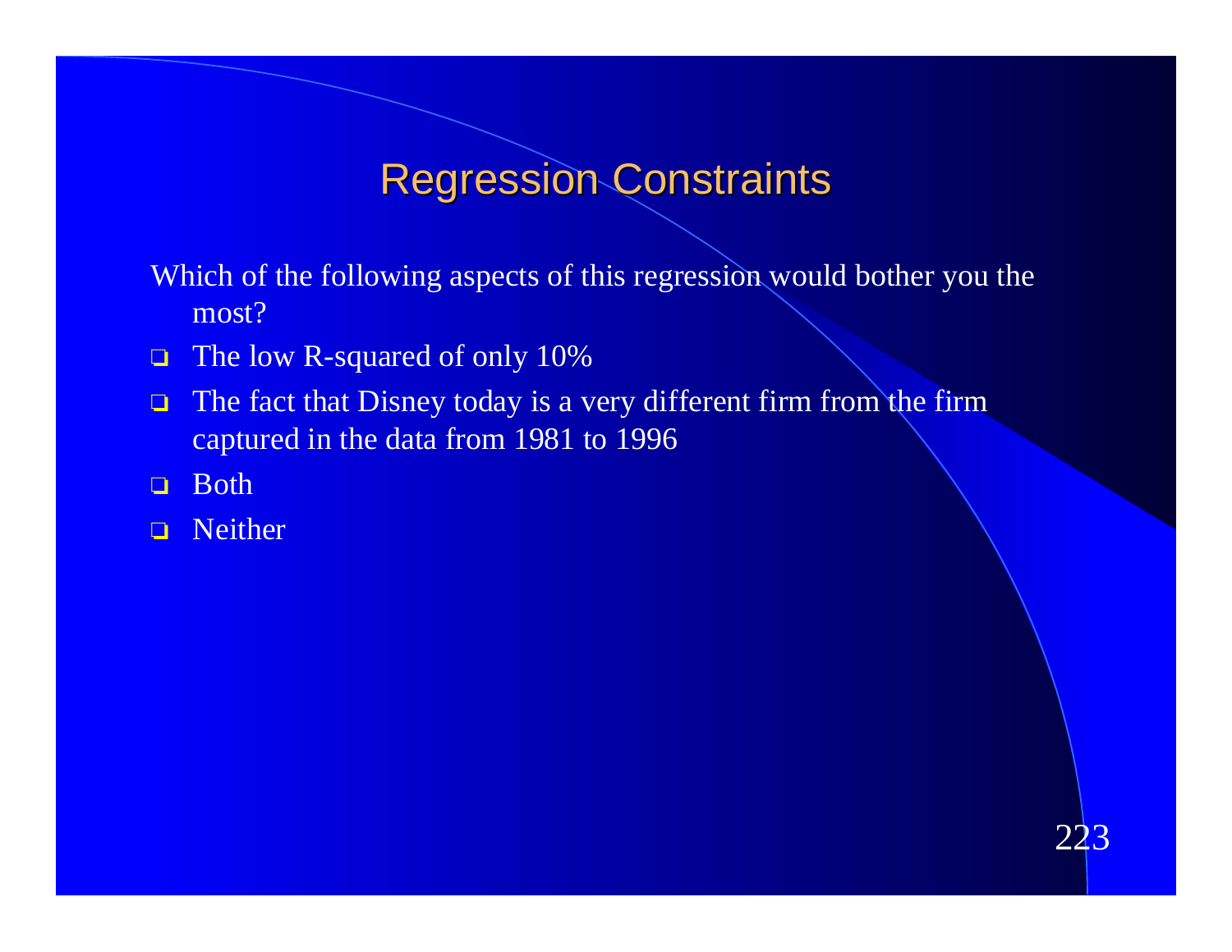# Regression Constraints

Which of the following aspects of this regression would bother you the most?

- The low R-squared of only 10%
- The fact that Disney today is a very different firm from the firm captured in the data from 1981 to 1996
- Both
- Neither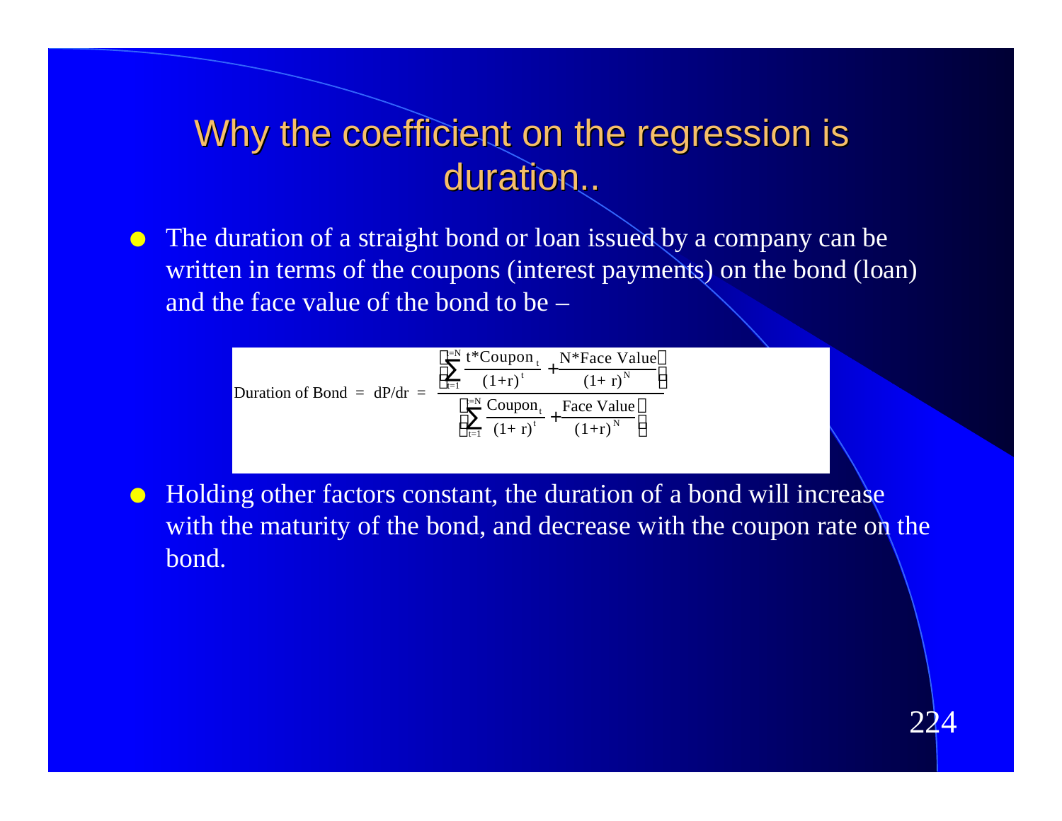# Why the coefficient on the regression is duration..

- The duration of a straight bond or loan issued by a company can be written in terms of the coupons (interest payments) on the bond (loan) and the face value of the bond to be –

$$\text{Duration of Bond} = dP/dr = \frac{\left[\sum_{t=1}^{t=N} \frac{t^*\text{Coupon}_t}{(1+r)^t} + \frac{N^*\text{Face Value}}{(1+r)^N}\right]}{\left[\sum_{t=1}^{t=N} \frac{\text{Coupon}_t}{(1+r)^t} + \frac{\text{Face Value}}{(1+r)^N}\right]}$$

- Holding other factors constant, the duration of a bond will increase with the maturity of the bond, and decrease with the coupon rate on the bond.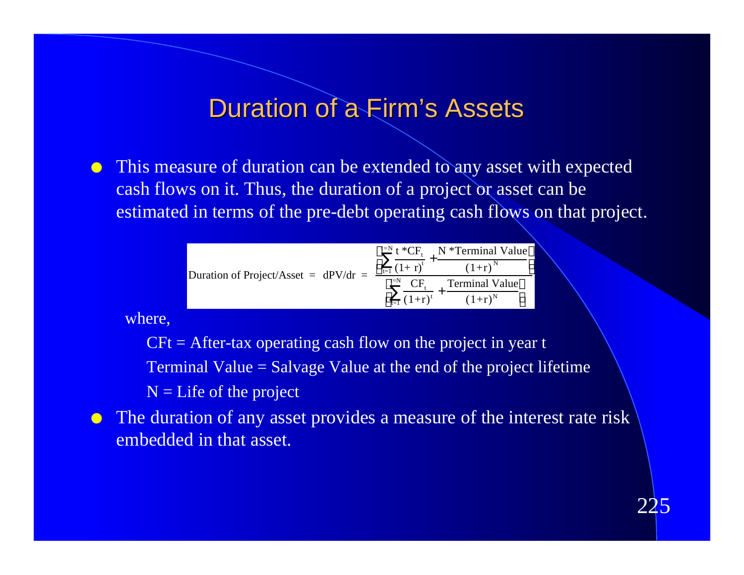# Duration of a Firm's Assets

- This measure of duration can be extended to any asset with expected cash flows on it. Thus, the duration of a project or asset can be estimated in terms of the pre-debt operating cash flows on that project.

$$\text{Duration of Project/Asset} = \text{dPV/dr} = \frac{\left[\sum_{t=1}^{t=N} \frac{t * CF_t}{(1+r)^t} + \frac{N * \text{Terminal Value}}{(1+r)^N}\right]}{\left[\sum_{t=1}^{t=N} \frac{CF_t}{(1+r)^t} + \frac{\text{Terminal Value}}{(1+r)^N}\right]}$$

where,

CFt = After-tax operating cash flow on the project in year t

Terminal Value = Salvage Value at the end of the project lifetime

N = Life of the project

- The duration of any asset provides a measure of the interest rate risk embedded in that asset.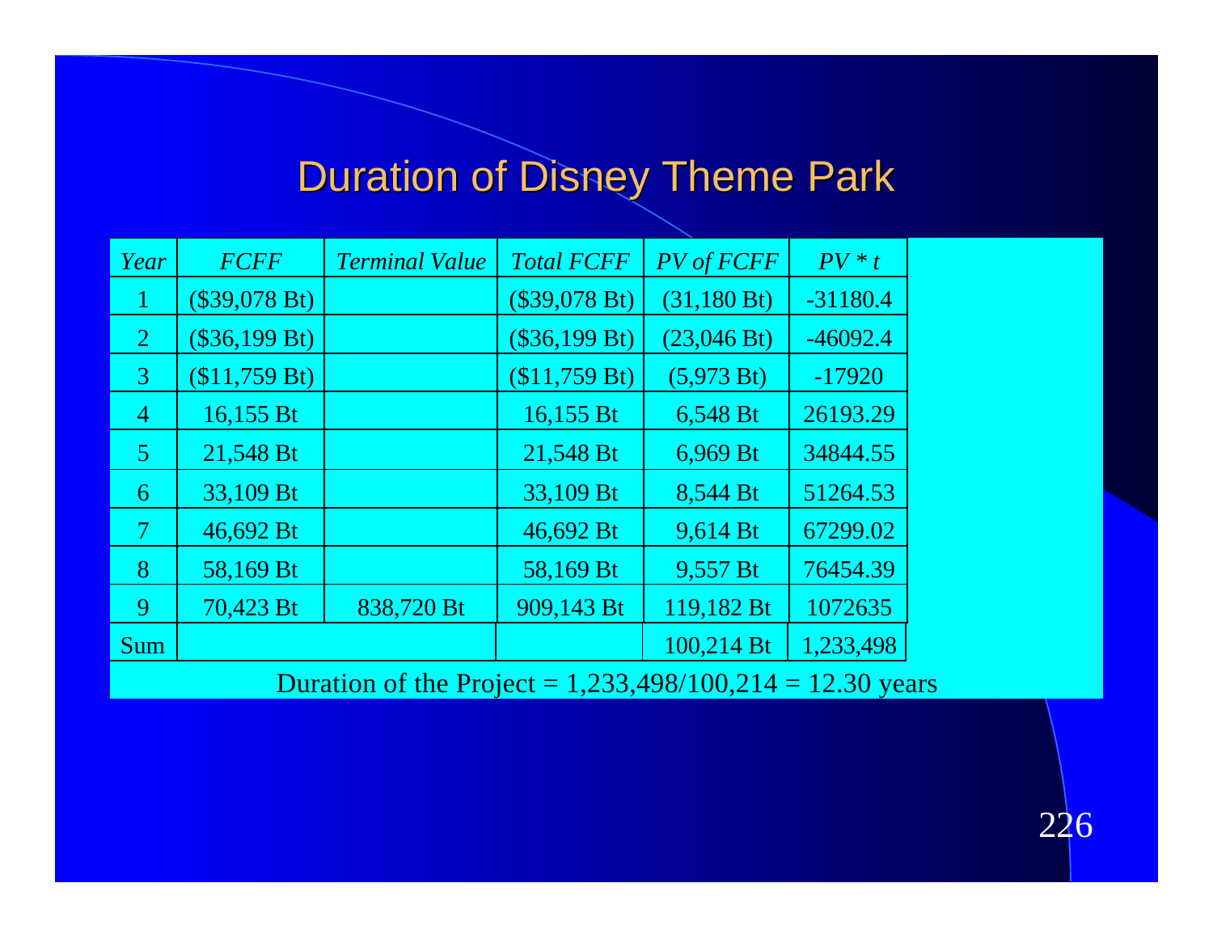# Duration of Disney Theme Park

| *Year* | *FCFF* | *Terminal Value* | *Total FCFF* | *PV of FCFF* | *PV * t* |
|---|---|---|---|---|---|
| 1 | ($39,078 Bt) | | ($39,078 Bt) | (31,180 Bt) | -31180.4 |
| 2 | ($36,199 Bt) | | ($36,199 Bt) | (23,046 Bt) | -46092.4 |
| 3 | ($11,759 Bt) | | ($11,759 Bt) | (5,973 Bt) | -17920 |
| 4 | 16,155 Bt | | 16,155 Bt | 6,548 Bt | 26193.29 |
| 5 | 21,548 Bt | | 21,548 Bt | 6,969 Bt | 34844.55 |
| 6 | 33,109 Bt | | 33,109 Bt | 8,544 Bt | 51264.53 |
| 7 | 46,692 Bt | | 46,692 Bt | 9,614 Bt | 67299.02 |
| 8 | 58,169 Bt | | 58,169 Bt | 9,557 Bt | 76454.39 |
| 9 | 70,423 Bt | 838,720 Bt | 909,143 Bt | 119,182 Bt | 1072635 |
| Sum | | | | 100,214 Bt | 1,233,498 |

Duration of the Project = 1,233,498/100,214 = 12.30 years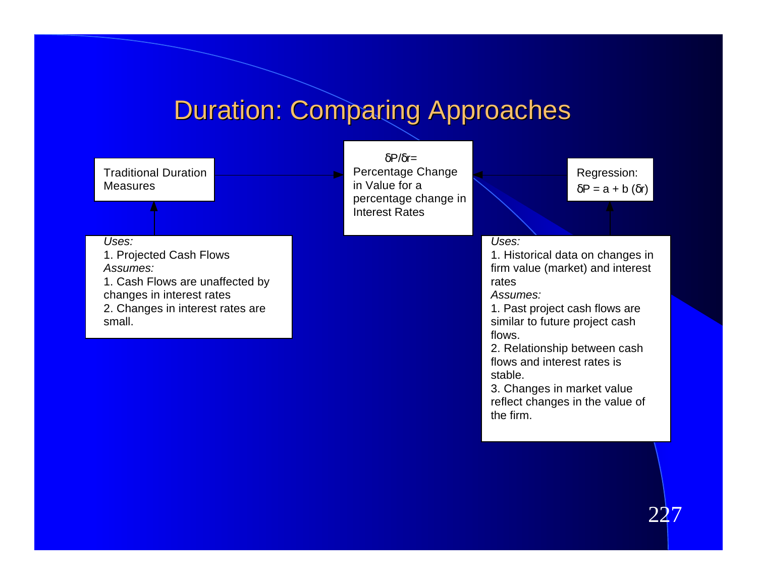# Duration: Comparing Approaches

Traditional Duration Measures

$\delta P/\delta r$ = Percentage Change in Value for a percentage change in Interest Rates

Regression: $\delta P = a + b\,(\delta r)$

*Uses:*
1. Projected Cash Flows

*Assumes:*
1. Cash Flows are unaffected by changes in interest rates
2. Changes in interest rates are small.

*Uses:*
1. Historical data on changes in firm value (market) and interest rates

*Assumes:*
1. Past project cash flows are similar to future project cash flows.
2. Relationship between cash flows and interest rates is stable.
3. Changes in market value reflect changes in the value of the firm.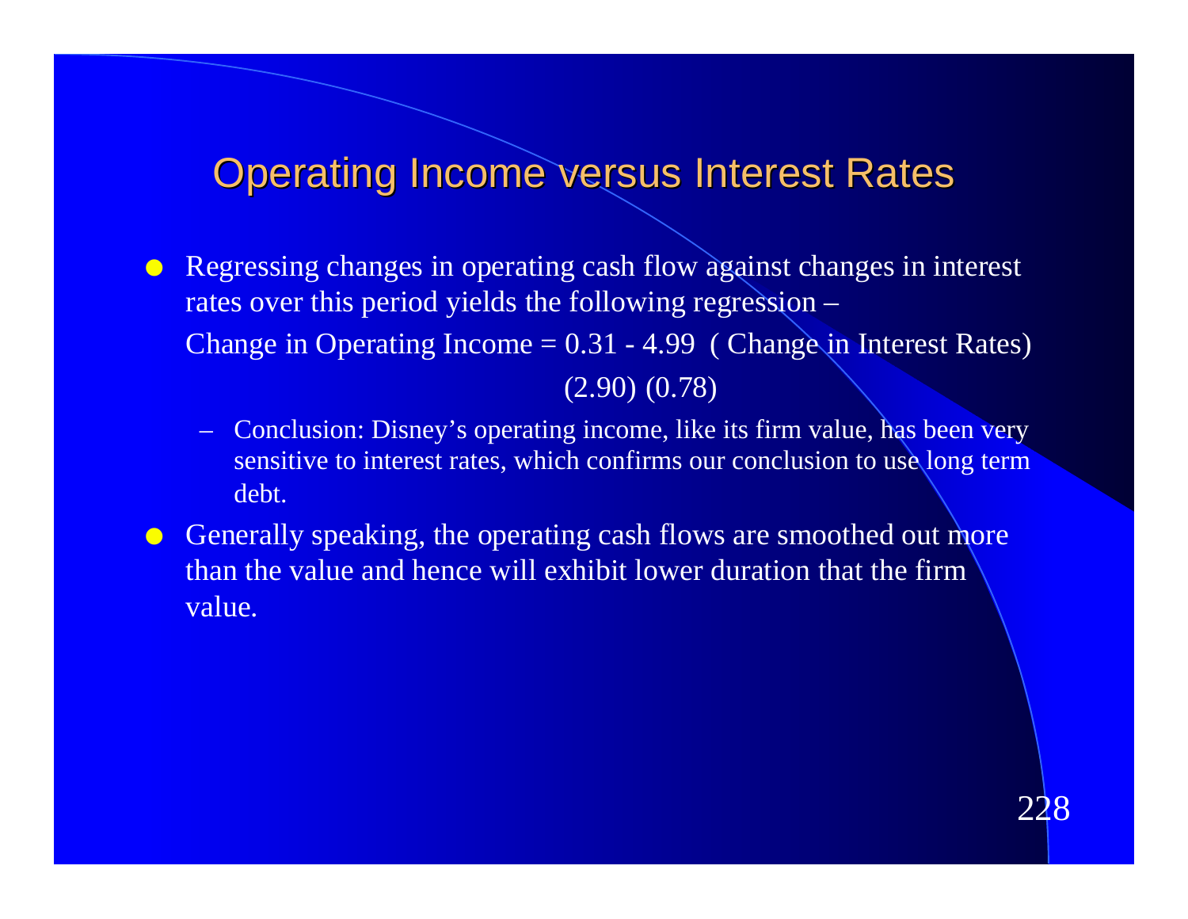# Operating Income versus Interest Rates

- Regressing changes in operating cash flow against changes in interest rates over this period yields the following regression –

  Change in Operating Income = 0.31 - 4.99 ( Change in Interest Rates)

  (2.90) (0.78)

  – Conclusion: Disney's operating income, like its firm value, has been very sensitive to interest rates, which confirms our conclusion to use long term debt.

- Generally speaking, the operating cash flows are smoothed out more than the value and hence will exhibit lower duration that the firm value.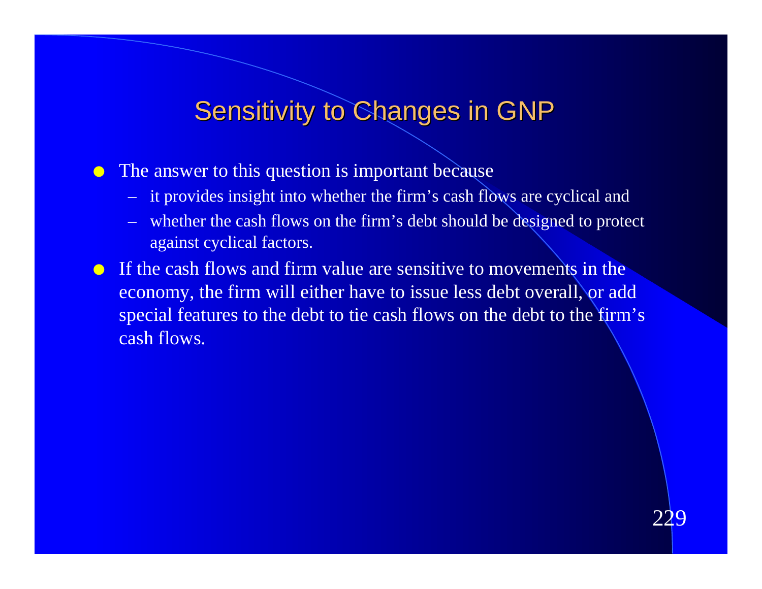# Sensitivity to Changes in GNP

- The answer to this question is important because
  - it provides insight into whether the firm's cash flows are cyclical and
  - whether the cash flows on the firm's debt should be designed to protect against cyclical factors.
- If the cash flows and firm value are sensitive to movements in the economy, the firm will either have to issue less debt overall, or add special features to the debt to tie cash flows on the debt to the firm's cash flows.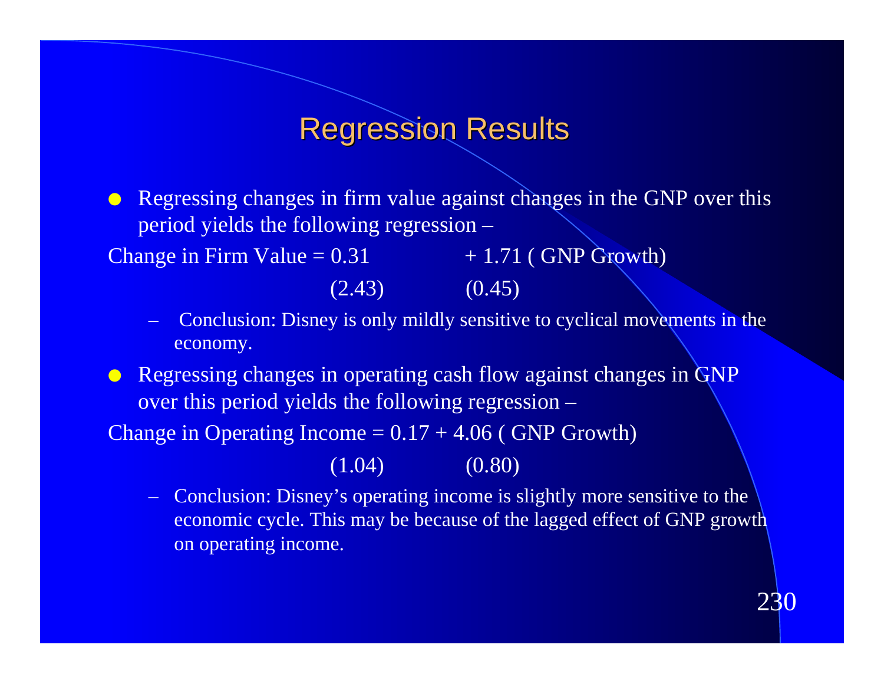# Regression Results

- Regressing changes in firm value against changes in the GNP over this period yields the following regression –

$$\text{Change in Firm Value} = \underset{(2.43)}{0.31} + \underset{(0.45)}{1.71}\,(\text{GNP Growth})$$

  - Conclusion: Disney is only mildly sensitive to cyclical movements in the economy.

- Regressing changes in operating cash flow against changes in GNP over this period yields the following regression –

$$\text{Change in Operating Income} = \underset{(1.04)}{0.17} + \underset{(0.80)}{4.06}\,(\text{GNP Growth})$$

  - Conclusion: Disney's operating income is slightly more sensitive to the economic cycle. This may be because of the lagged effect of GNP growth on operating income.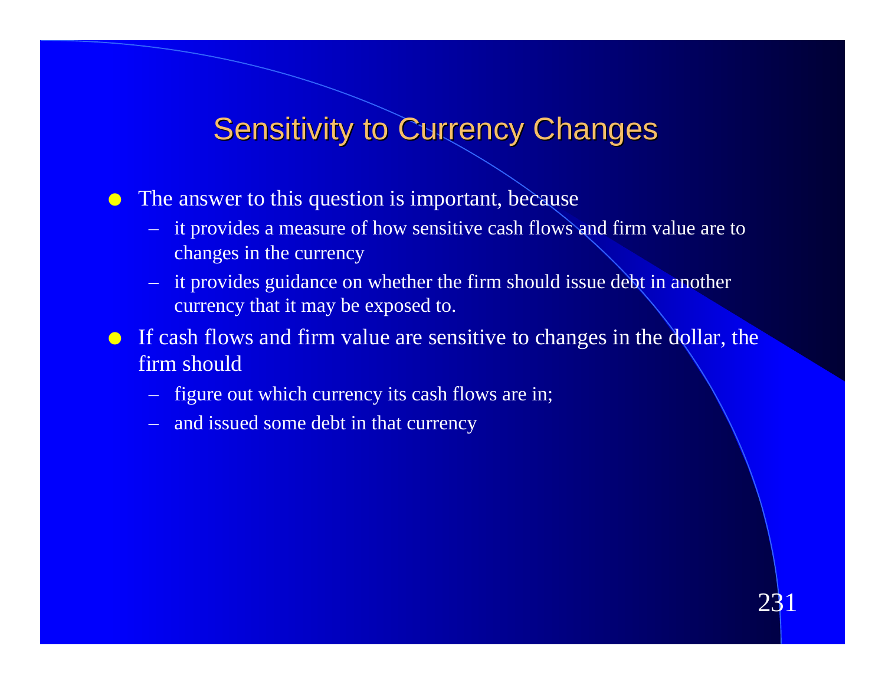# Sensitivity to Currency Changes

- The answer to this question is important, because
  - it provides a measure of how sensitive cash flows and firm value are to changes in the currency
  - it provides guidance on whether the firm should issue debt in another currency that it may be exposed to.
- If cash flows and firm value are sensitive to changes in the dollar, the firm should
  - figure out which currency its cash flows are in;
  - and issued some debt in that currency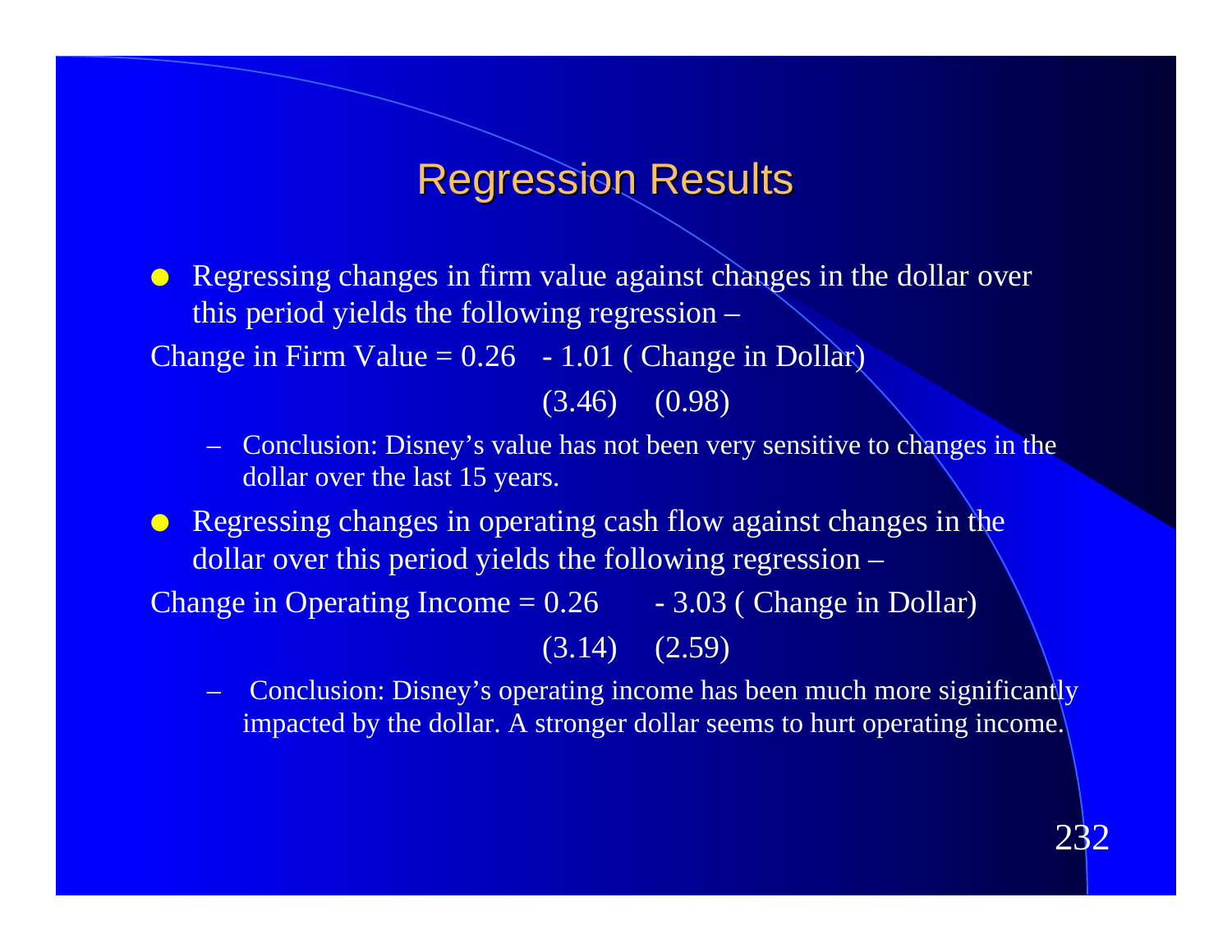# Regression Results

- Regressing changes in firm value against changes in the dollar over this period yields the following regression –

$$\text{Change in Firm Value} = \underset{(3.46)}{0.26} - \underset{(0.98)}{1.01}\ (\text{Change in Dollar})$$

  - Conclusion: Disney's value has not been very sensitive to changes in the dollar over the last 15 years.

- Regressing changes in operating cash flow against changes in the dollar over this period yields the following regression –

$$\text{Change in Operating Income} = \underset{(3.14)}{0.26} - \underset{(2.59)}{3.03}\ (\text{Change in Dollar})$$

  - Conclusion: Disney's operating income has been much more significantly impacted by the dollar. A stronger dollar seems to hurt operating income.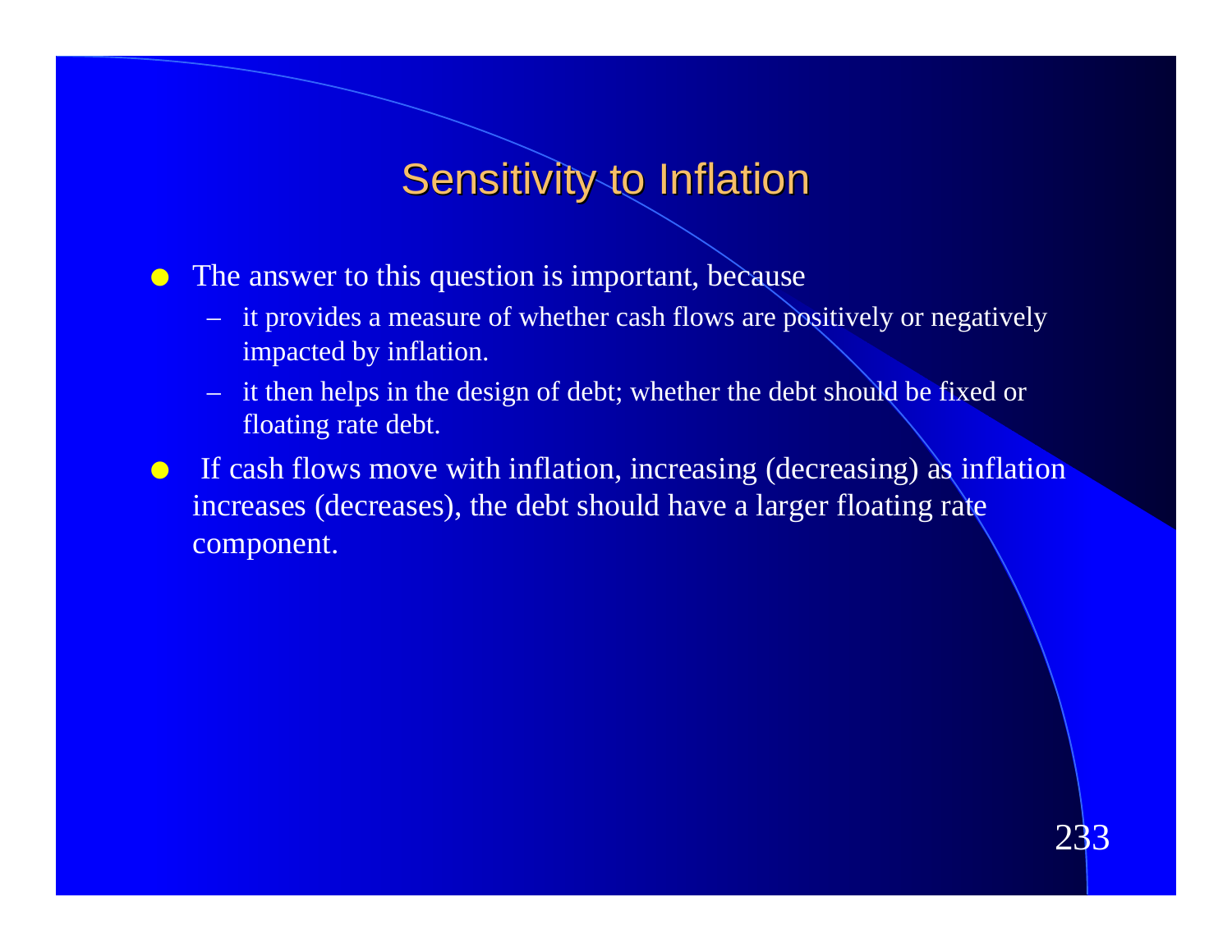# Sensitivity to Inflation

- The answer to this question is important, because
  - it provides a measure of whether cash flows are positively or negatively impacted by inflation.
  - it then helps in the design of debt; whether the debt should be fixed or floating rate debt.
- If cash flows move with inflation, increasing (decreasing) as inflation increases (decreases), the debt should have a larger floating rate component.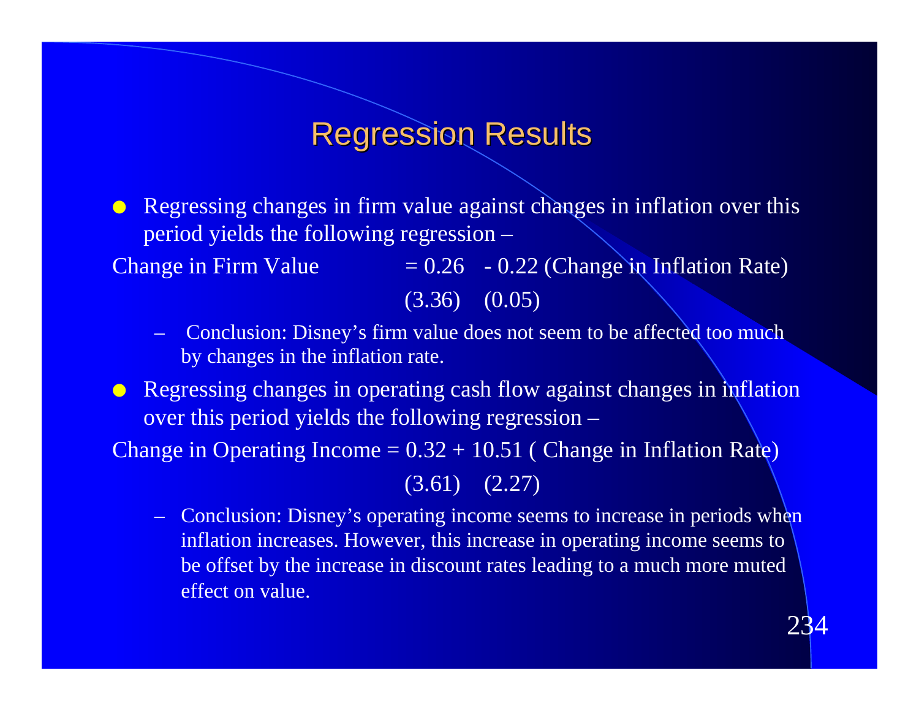# Regression Results

- Regressing changes in firm value against changes in inflation over this period yields the following regression –

$$\text{Change in Firm Value} = \underset{(3.36)}{0.26} - \underset{(0.05)}{0.22}\,(\text{Change in Inflation Rate})$$

  - Conclusion: Disney's firm value does not seem to be affected too much by changes in the inflation rate.

- Regressing changes in operating cash flow against changes in inflation over this period yields the following regression –

$$\text{Change in Operating Income} = \underset{(3.61)}{0.32} + \underset{(2.27)}{10.51}\,(\text{Change in Inflation Rate})$$

  - Conclusion: Disney's operating income seems to increase in periods when inflation increases. However, this increase in operating income seems to be offset by the increase in discount rates leading to a much more muted effect on value.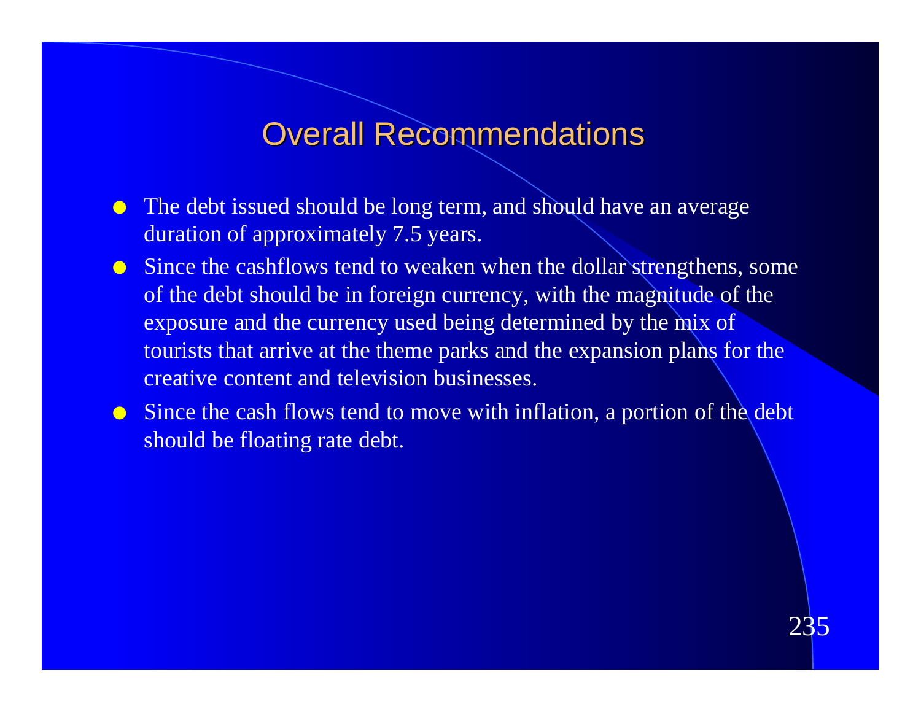# Overall Recommendations

- The debt issued should be long term, and should have an average duration of approximately 7.5 years.
- Since the cashflows tend to weaken when the dollar strengthens, some of the debt should be in foreign currency, with the magnitude of the exposure and the currency used being determined by the mix of tourists that arrive at the theme parks and the expansion plans for the creative content and television businesses.
- Since the cash flows tend to move with inflation, a portion of the debt should be floating rate debt.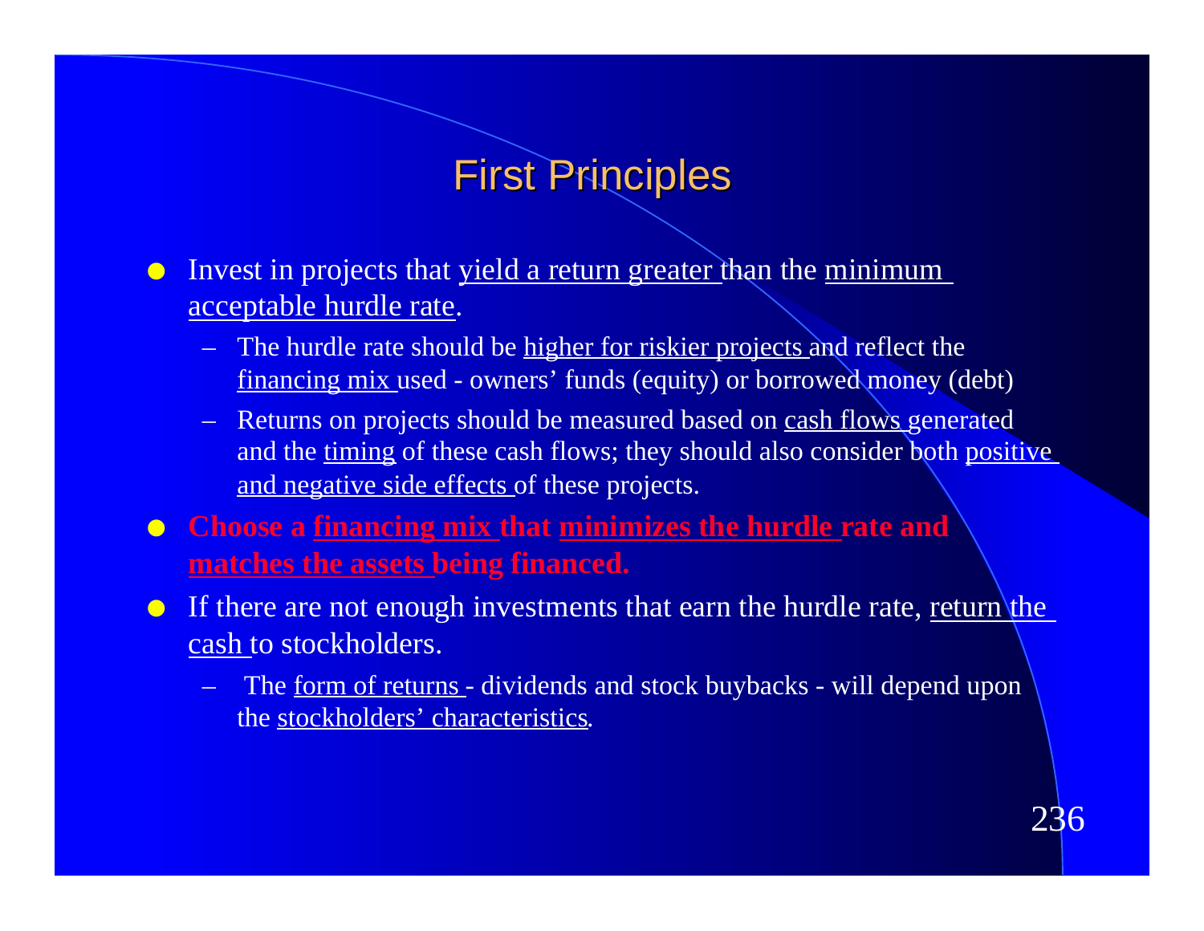# First Principles

- Invest in projects that yield a return greater than the minimum acceptable hurdle rate.
  - The hurdle rate should be higher for riskier projects and reflect the financing mix used - owners' funds (equity) or borrowed money (debt)
  - Returns on projects should be measured based on cash flows generated and the timing of these cash flows; they should also consider both positive and negative side effects of these projects.
- **Choose a financing mix that minimizes the hurdle rate and matches the assets being financed.**
- If there are not enough investments that earn the hurdle rate, return the cash to stockholders.
  - The form of returns - dividends and stock buybacks - will depend upon the stockholders' characteristics.